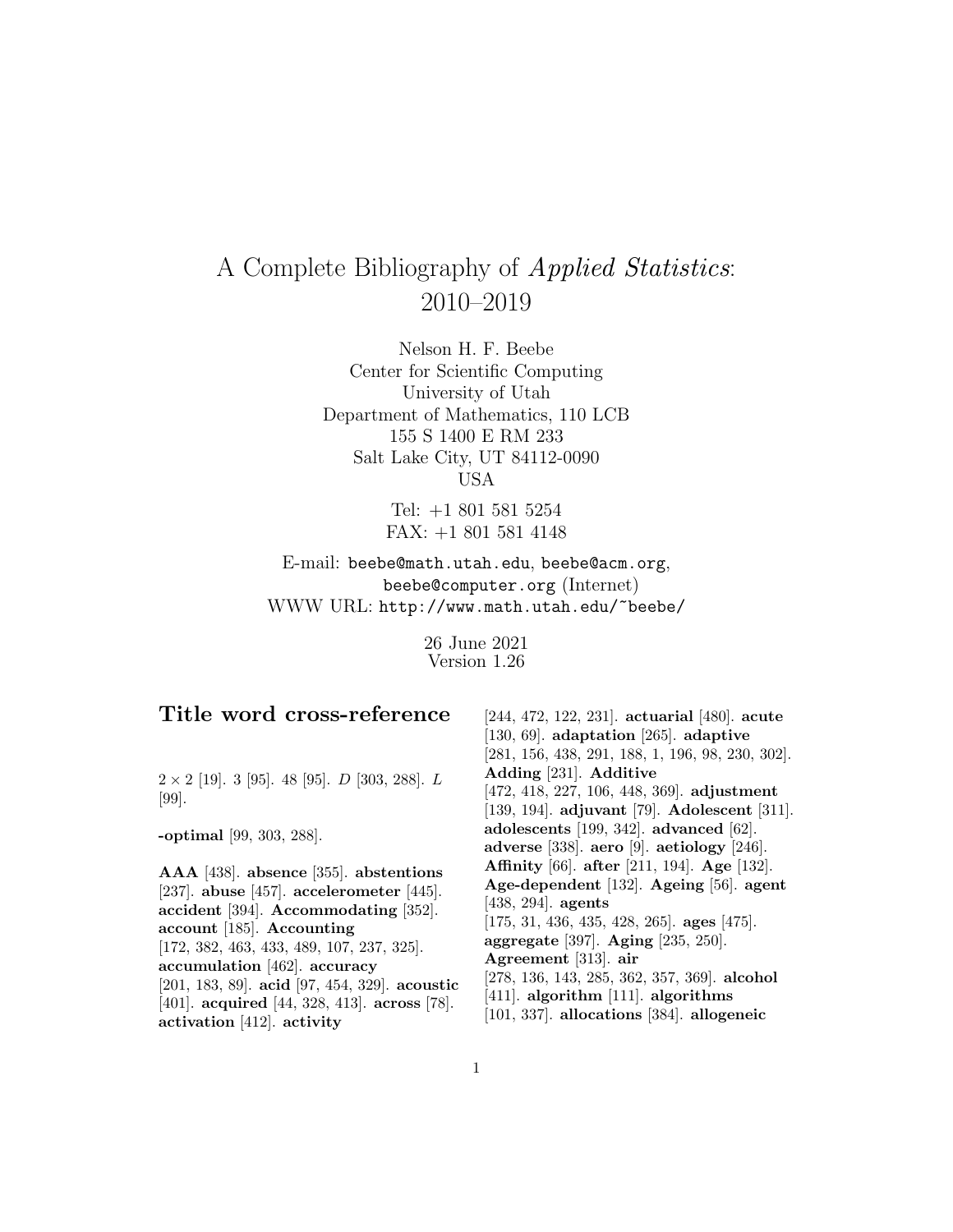# A Complete Bibliography of *Applied Statistics*: 2010–2019

Nelson H. F. Beebe
Center for Scientific Computing
University of Utah
Department of Mathematics, 110 LCB
155 S 1400 E RM 233
Salt Lake City, UT 84112-0090
USA

Tel: +1 801 581 5254
FAX: +1 801 581 4148

E-mail: `beebe@math.utah.edu`, `beebe@acm.org`, `beebe@computer.org` (Internet)
WWW URL: `http://www.math.utah.edu/~beebe/`

26 June 2021
Version 1.26

## Title word cross-reference

$2 \times 2$ [19]. 3 [95]. 48 [95]. $D$ [303, 288]. $L$ [99].

**-optimal** [99, 303, 288].

**AAA** [438]. **absence** [355]. **abstentions** [237]. **abuse** [457]. **accelerometer** [445]. **accident** [394]. **Accommodating** [352]. **account** [185]. **Accounting** [172, 382, 463, 433, 489, 107, 237, 325]. **accumulation** [462]. **accuracy** [201, 183, 89]. **acid** [97, 454, 329]. **acoustic** [401]. **acquired** [44, 328, 413]. **across** [78]. **activation** [412]. **activity** [244, 472, 122, 231]. **actuarial** [480]. **acute** [130, 69]. **adaptation** [265]. **adaptive** [281, 156, 438, 291, 188, 1, 196, 98, 230, 302]. **Adding** [231]. **Additive** [472, 418, 227, 106, 448, 369]. **adjustment** [139, 194]. **adjuvant** [79]. **Adolescent** [311]. **adolescents** [199, 342]. **advanced** [62]. **adverse** [338]. **aero** [9]. **aetiology** [246]. **Affinity** [66]. **after** [211, 194]. **Age** [132]. **Age-dependent** [132]. **Ageing** [56]. **agent** [438, 294]. **agents** [175, 31, 436, 435, 428, 265]. **ages** [475]. **aggregate** [397]. **Aging** [235, 250]. **Agreement** [313]. **air** [278, 136, 143, 285, 362, 357, 369]. **alcohol** [411]. **algorithm** [111]. **algorithms** [101, 337]. **allocations** [384]. **allogeneic**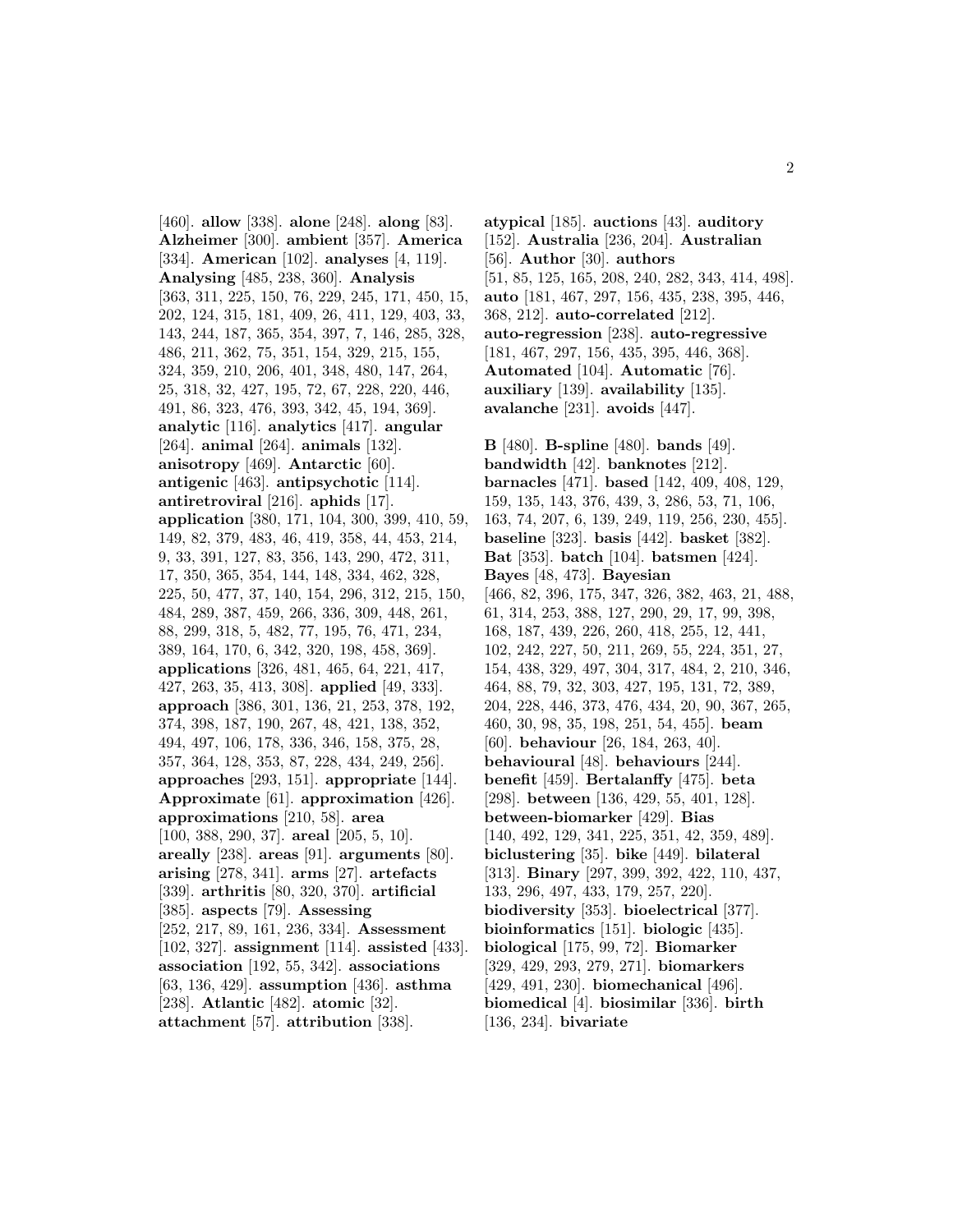[460]. **allow** [338]. **alone** [248]. **along** [83]. **Alzheimer** [300]. **ambient** [357]. **America** [334]. **American** [102]. **analyses** [4, 119]. **Analysing** [485, 238, 360]. **Analysis** [363, 311, 225, 150, 76, 229, 245, 171, 450, 15, 202, 124, 315, 181, 409, 26, 411, 129, 403, 33, 143, 244, 187, 365, 354, 397, 7, 146, 285, 328, 486, 211, 362, 75, 351, 154, 329, 215, 155, 324, 359, 210, 206, 401, 348, 480, 147, 264, 25, 318, 32, 427, 195, 72, 67, 228, 220, 446, 491, 86, 323, 476, 393, 342, 45, 194, 369]. **analytic** [116]. **analytics** [417]. **angular** [264]. **animal** [264]. **animals** [132]. **anisotropy** [469]. **Antarctic** [60]. **antigenic** [463]. **antipsychotic** [114]. **antiretroviral** [216]. **aphids** [17]. **application** [380, 171, 104, 300, 399, 410, 59, 149, 82, 379, 483, 46, 419, 358, 44, 453, 214, 9, 33, 391, 127, 83, 356, 143, 290, 472, 311, 17, 350, 365, 354, 144, 148, 334, 462, 328, 225, 50, 477, 37, 140, 154, 296, 312, 215, 150, 484, 289, 387, 459, 266, 336, 309, 448, 261, 88, 299, 318, 5, 482, 77, 195, 76, 471, 234, 389, 164, 170, 6, 342, 320, 198, 458, 369]. **applications** [326, 481, 465, 64, 221, 417, 427, 263, 35, 413, 308]. **applied** [49, 333]. **approach** [386, 301, 136, 21, 253, 378, 192, 374, 398, 187, 190, 267, 48, 421, 138, 352, 494, 497, 106, 178, 336, 346, 158, 375, 28, 357, 364, 128, 353, 87, 228, 434, 249, 256]. **approaches** [293, 151]. **appropriate** [144]. **Approximate** [61]. **approximation** [426]. **approximations** [210, 58]. **area** [100, 388, 290, 37]. **areal** [205, 5, 10]. **areally** [238]. **areas** [91]. **arguments** [80]. **arising** [278, 341]. **arms** [27]. **artefacts** [339]. **arthritis** [80, 320, 370]. **artificial** [385]. **aspects** [79]. **Assessing** [252, 217, 89, 161, 236, 334]. **Assessment** [102, 327]. **assignment** [114]. **assisted** [433]. **association** [192, 55, 342]. **associations** [63, 136, 429]. **assumption** [436]. **asthma** [238]. **Atlantic** [482]. **atomic** [32]. **attachment** [57]. **attribution** [338].

**atypical** [185]. **auctions** [43]. **auditory** [152]. **Australia** [236, 204]. **Australian** [56]. **Author** [30]. **authors** [51, 85, 125, 165, 208, 240, 282, 343, 414, 498]. **auto** [181, 467, 297, 156, 435, 238, 395, 446, 368, 212]. **auto-correlated** [212]. **auto-regression** [238]. **auto-regressive** [181, 467, 297, 156, 435, 395, 446, 368]. **Automated** [104]. **Automatic** [76]. **auxiliary** [139]. **availability** [135]. **avalanche** [231]. **avoids** [447].

**B** [480]. **B-spline** [480]. **bands** [49]. **bandwidth** [42]. **banknotes** [212]. **barnacles** [471]. **based** [142, 409, 408, 129, 159, 135, 143, 376, 439, 3, 286, 53, 71, 106, 163, 74, 207, 6, 139, 249, 119, 256, 230, 455]. **baseline** [323]. **basis** [442]. **basket** [382]. **Bat** [353]. **batch** [104]. **batsmen** [424]. **Bayes** [48, 473]. **Bayesian** [466, 82, 396, 175, 347, 326, 382, 463, 21, 488, 61, 314, 253, 388, 127, 290, 29, 17, 99, 398, 168, 187, 439, 226, 260, 418, 255, 12, 441, 102, 242, 227, 50, 211, 269, 55, 224, 351, 27, 154, 438, 329, 497, 304, 317, 484, 2, 210, 346, 464, 88, 79, 32, 303, 427, 195, 131, 72, 389, 204, 228, 446, 373, 476, 434, 20, 90, 367, 265, 460, 30, 98, 35, 198, 251, 54, 455]. **beam** [60]. **behaviour** [26, 184, 263, 40]. **behavioural** [48]. **behaviours** [244]. **benefit** [459]. **Bertalanffy** [475]. **beta** [298]. **between** [136, 429, 55, 401, 128]. **between-biomarker** [429]. **Bias** [140, 492, 129, 341, 225, 351, 42, 359, 489]. **biclustering** [35]. **bike** [449]. **bilateral** [313]. **Binary** [297, 399, 392, 422, 110, 437, 133, 296, 497, 433, 179, 257, 220]. **biodiversity** [353]. **bioelectrical** [377]. **bioinformatics** [151]. **biologic** [435]. **biological** [175, 99, 72]. **Biomarker** [329, 429, 293, 279, 271]. **biomarkers** [429, 491, 230]. **biomechanical** [496]. **biomedical** [4]. **biosimilar** [336]. **birth** [136, 234]. **bivariate**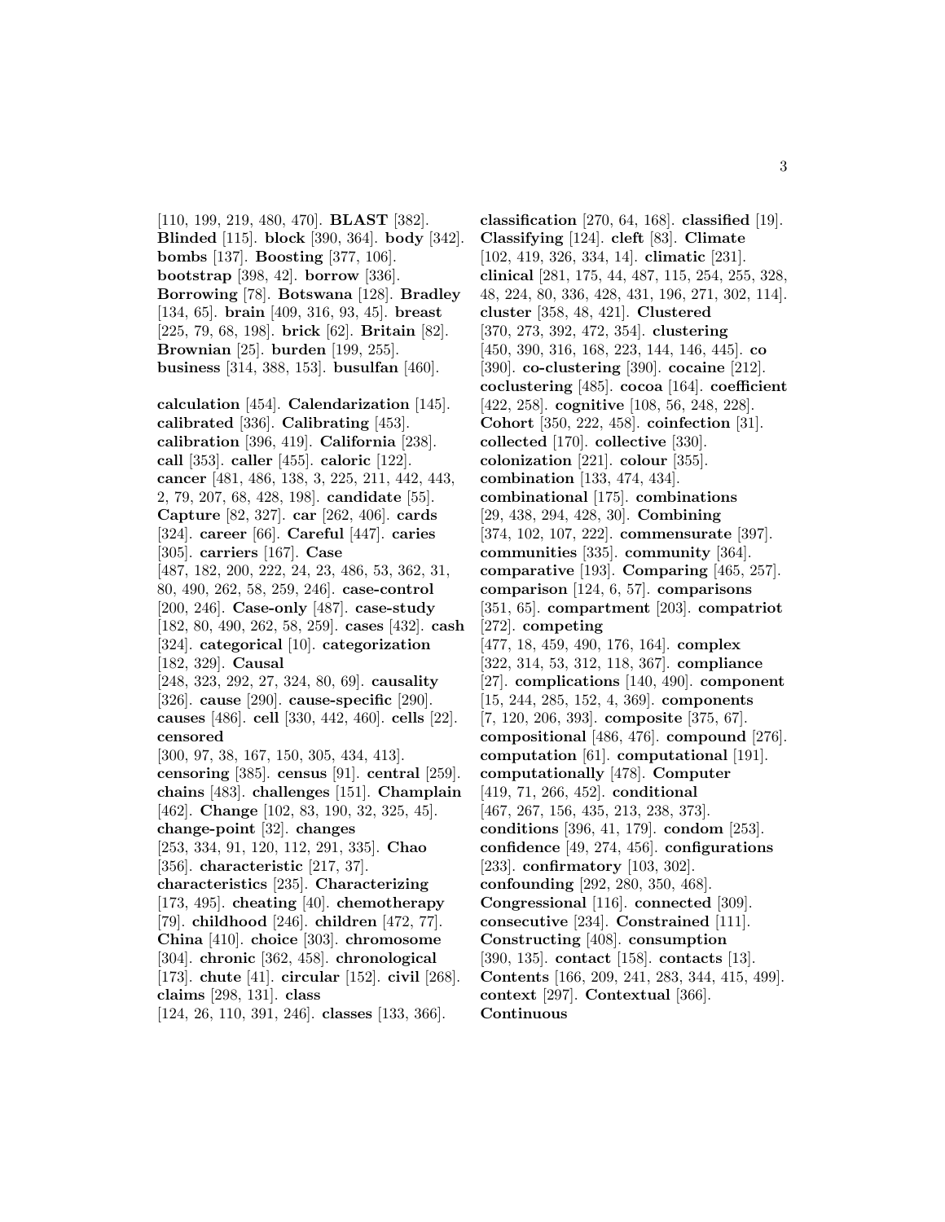[110, 199, 219, 480, 470]. **BLAST** [382]. **Blinded** [115]. **block** [390, 364]. **body** [342]. **bombs** [137]. **Boosting** [377, 106]. **bootstrap** [398, 42]. **borrow** [336]. **Borrowing** [78]. **Botswana** [128]. **Bradley** [134, 65]. **brain** [409, 316, 93, 45]. **breast** [225, 79, 68, 198]. **brick** [62]. **Britain** [82]. **Brownian** [25]. **burden** [199, 255]. **business** [314, 388, 153]. **busulfan** [460].

**calculation** [454]. **Calendarization** [145]. **calibrated** [336]. **Calibrating** [453]. **calibration** [396, 419]. **California** [238]. **call** [353]. **caller** [455]. **caloric** [122]. **cancer** [481, 486, 138, 3, 225, 211, 442, 443, 2, 79, 207, 68, 428, 198]. **candidate** [55]. **Capture** [82, 327]. **car** [262, 406]. **cards** [324]. **career** [66]. **Careful** [447]. **caries** [305]. **carriers** [167]. **Case** [487, 182, 200, 222, 24, 23, 486, 53, 362, 31, 80, 490, 262, 58, 259, 246]. **case-control** [200, 246]. **Case-only** [487]. **case-study** [182, 80, 490, 262, 58, 259]. **cases** [432]. **cash** [324]. **categorical** [10]. **categorization** [182, 329]. **Causal** [248, 323, 292, 27, 324, 80, 69]. **causality** [326]. **cause** [290]. **cause-specific** [290]. **causes** [486]. **cell** [330, 442, 460]. **cells** [22]. **censored** [300, 97, 38, 167, 150, 305, 434, 413]. **censoring** [385]. **census** [91]. **central** [259]. **chains** [483]. **challenges** [151]. **Champlain** [462]. **Change** [102, 83, 190, 32, 325, 45]. **change-point** [32]. **changes** [253, 334, 91, 120, 112, 291, 335]. **Chao** [356]. **characteristic** [217, 37]. **characteristics** [235]. **Characterizing** [173, 495]. **cheating** [40]. **chemotherapy** [79]. **childhood** [246]. **children** [472, 77]. **China** [410]. **choice** [303]. **chromosome** [304]. **chronic** [362, 458]. **chronological** [173]. **chute** [41]. **circular** [152]. **civil** [268]. **claims** [298, 131]. **class** [124, 26, 110, 391, 246]. **classes** [133, 366].

**classification** [270, 64, 168]. **classified** [19]. **Classifying** [124]. **cleft** [83]. **Climate** [102, 419, 326, 334, 14]. **climatic** [231]. **clinical** [281, 175, 44, 487, 115, 254, 255, 328, 48, 224, 80, 336, 428, 431, 196, 271, 302, 114]. **cluster** [358, 48, 421]. **Clustered** [370, 273, 392, 472, 354]. **clustering** [450, 390, 316, 168, 223, 144, 146, 445]. **co** [390]. **co-clustering** [390]. **cocaine** [212]. **coclustering** [485]. **cocoa** [164]. **coefficient** [422, 258]. **cognitive** [108, 56, 248, 228]. **Cohort** [350, 222, 458]. **coinfection** [31]. **collected** [170]. **collective** [330]. **colonization** [221]. **colour** [355]. **combination** [133, 474, 434]. **combinational** [175]. **combinations** [29, 438, 294, 428, 30]. **Combining** [374, 102, 107, 222]. **commensurate** [397]. **communities** [335]. **community** [364]. **comparative** [193]. **Comparing** [465, 257]. **comparison** [124, 6, 57]. **comparisons** [351, 65]. **compartment** [203]. **compatriot** [272]. **competing** [477, 18, 459, 490, 176, 164]. **complex** [322, 314, 53, 312, 118, 367]. **compliance** [27]. **complications** [140, 490]. **component** [15, 244, 285, 152, 4, 369]. **components** [7, 120, 206, 393]. **composite** [375, 67]. **compositional** [486, 476]. **compound** [276]. **computation** [61]. **computational** [191]. **computationally** [478]. **Computer** [419, 71, 266, 452]. **conditional** [467, 267, 156, 435, 213, 238, 373]. **conditions** [396, 41, 179]. **condom** [253]. **confidence** [49, 274, 456]. **configurations** [233]. **confirmatory** [103, 302]. **confounding** [292, 280, 350, 468]. **Congressional** [116]. **connected** [309]. **consecutive** [234]. **Constrained** [111]. **Constructing** [408]. **consumption** [390, 135]. **contact** [158]. **contacts** [13]. **Contents** [166, 209, 241, 283, 344, 415, 499]. **context** [297]. **Contextual** [366]. **Continuous**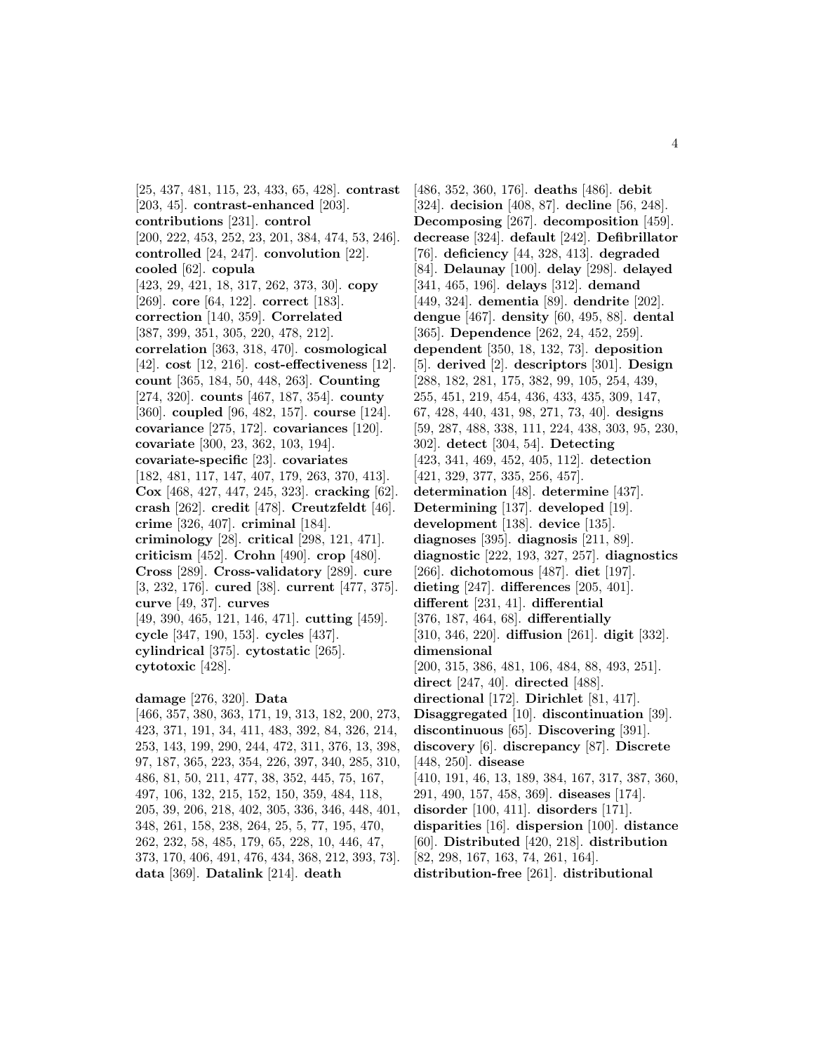[25, 437, 481, 115, 23, 433, 65, 428]. **contrast** [203, 45]. **contrast-enhanced** [203]. **contributions** [231]. **control** [200, 222, 453, 252, 23, 201, 384, 474, 53, 246]. **controlled** [24, 247]. **convolution** [22]. **cooled** [62]. **copula** [423, 29, 421, 18, 317, 262, 373, 30]. **copy** [269]. **core** [64, 122]. **correct** [183]. **correction** [140, 359]. **Correlated** [387, 399, 351, 305, 220, 478, 212]. **correlation** [363, 318, 470]. **cosmological** [42]. **cost** [12, 216]. **cost-effectiveness** [12]. **count** [365, 184, 50, 448, 263]. **Counting** [274, 320]. **counts** [467, 187, 354]. **county** [360]. **coupled** [96, 482, 157]. **course** [124]. **covariance** [275, 172]. **covariances** [120]. **covariate** [300, 23, 362, 103, 194]. **covariate-specific** [23]. **covariates** [182, 481, 117, 147, 407, 179, 263, 370, 413]. **Cox** [468, 427, 447, 245, 323]. **cracking** [62]. **crash** [262]. **credit** [478]. **Creutzfeldt** [46]. **crime** [326, 407]. **criminal** [184]. **criminology** [28]. **critical** [298, 121, 471]. **criticism** [452]. **Crohn** [490]. **crop** [480]. **Cross** [289]. **Cross-validatory** [289]. **cure** [3, 232, 176]. **cured** [38]. **current** [477, 375]. **curve** [49, 37]. **curves** [49, 390, 465, 121, 146, 471]. **cutting** [459]. **cycle** [347, 190, 153]. **cycles** [437]. **cylindrical** [375]. **cytostatic** [265]. **cytotoxic** [428].

**damage** [276, 320]. **Data** [466, 357, 380, 363, 171, 19, 313, 182, 200, 273, 423, 371, 191, 34, 411, 483, 392, 84, 326, 214, 253, 143, 199, 290, 244, 472, 311, 376, 13, 398, 97, 187, 365, 223, 354, 226, 397, 340, 285, 310, 486, 81, 50, 211, 477, 38, 352, 445, 75, 167, 497, 106, 132, 215, 152, 150, 359, 484, 118, 205, 39, 206, 218, 402, 305, 336, 346, 448, 401, 348, 261, 158, 238, 264, 25, 5, 77, 195, 470, 262, 232, 58, 485, 179, 65, 228, 10, 446, 47, 373, 170, 406, 491, 476, 434, 368, 212, 393, 73]. **data** [369]. **Datalink** [214]. **death** [486, 352, 360, 176]. **deaths** [486]. **debit** [324]. **decision** [408, 87]. **decline** [56, 248]. **Decomposing** [267]. **decomposition** [459]. **decrease** [324]. **default** [242]. **Defibrillator** [76]. **deficiency** [44, 328, 413]. **degraded** [84]. **Delaunay** [100]. **delay** [298]. **delayed** [341, 465, 196]. **delays** [312]. **demand** [449, 324]. **dementia** [89]. **dendrite** [202]. **dengue** [467]. **density** [60, 495, 88]. **dental** [365]. **Dependence** [262, 24, 452, 259]. **dependent** [350, 18, 132, 73]. **deposition** [5]. **derived** [2]. **descriptors** [301]. **Design** [288, 182, 281, 175, 382, 99, 105, 254, 439, 255, 451, 219, 454, 436, 433, 435, 309, 147, 67, 428, 440, 431, 98, 271, 73, 40]. **designs** [59, 287, 488, 338, 111, 224, 438, 303, 95, 230, 302]. **detect** [304, 54]. **Detecting** [423, 341, 469, 452, 405, 112]. **detection** [421, 329, 377, 335, 256, 457]. **determination** [48]. **determine** [437]. **Determining** [137]. **developed** [19]. **development** [138]. **device** [135]. **diagnoses** [395]. **diagnosis** [211, 89]. **diagnostic** [222, 193, 327, 257]. **diagnostics** [266]. **dichotomous** [487]. **diet** [197]. **dieting** [247]. **differences** [205, 401]. **different** [231, 41]. **differential** [376, 187, 464, 68]. **differentially** [310, 346, 220]. **diffusion** [261]. **digit** [332]. **dimensional** [200, 315, 386, 481, 106, 484, 88, 493, 251]. **direct** [247, 40]. **directed** [488]. **directional** [172]. **Dirichlet** [81, 417]. **Disaggregated** [10]. **discontinuation** [39]. **discontinuous** [65]. **Discovering** [391]. **discovery** [6]. **discrepancy** [87]. **Discrete** [448, 250]. **disease** [410, 191, 46, 13, 189, 384, 167, 317, 387, 360, 291, 490, 157, 458, 369]. **diseases** [174]. **disorder** [100, 411]. **disorders** [171]. **disparities** [16]. **dispersion** [100]. **distance** [60]. **Distributed** [420, 218]. **distribution** [82, 298, 167, 163, 74, 261, 164]. **distribution-free** [261]. **distributional**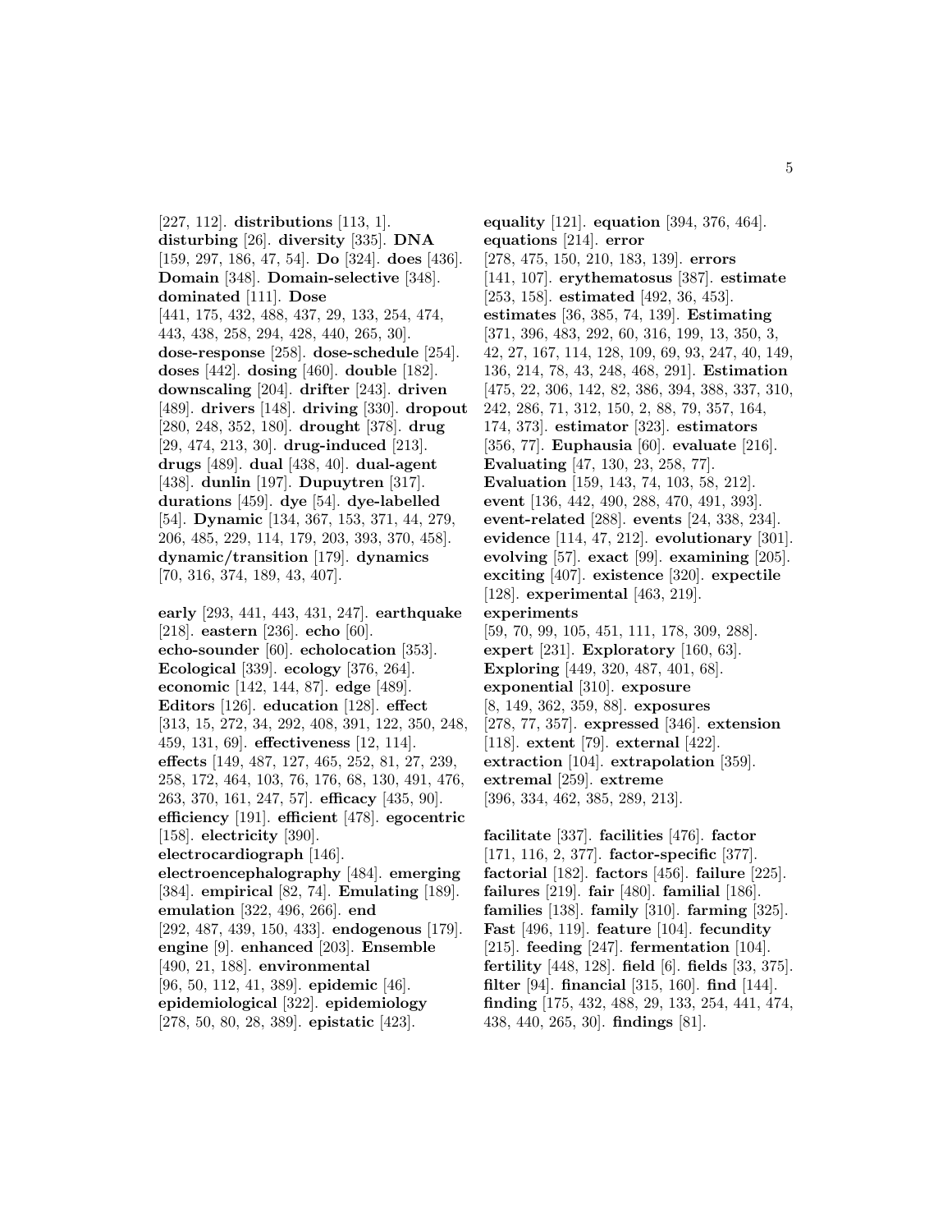[227, 112]. **distributions** [113, 1]. **disturbing** [26]. **diversity** [335]. **DNA** [159, 297, 186, 47, 54]. **Do** [324]. **does** [436]. **Domain** [348]. **Domain-selective** [348]. **dominated** [111]. **Dose** [441, 175, 432, 488, 437, 29, 133, 254, 474, 443, 438, 258, 294, 428, 440, 265, 30]. **dose-response** [258]. **dose-schedule** [254]. **doses** [442]. **dosing** [460]. **double** [182]. **downscaling** [204]. **drifter** [243]. **driven** [489]. **drivers** [148]. **driving** [330]. **dropout** [280, 248, 352, 180]. **drought** [378]. **drug** [29, 474, 213, 30]. **drug-induced** [213]. **drugs** [489]. **dual** [438, 40]. **dual-agent** [438]. **dunlin** [197]. **Dupuytren** [317]. **durations** [459]. **dye** [54]. **dye-labelled** [54]. **Dynamic** [134, 367, 153, 371, 44, 279, 206, 485, 229, 114, 179, 203, 393, 370, 458]. **dynamic/transition** [179]. **dynamics** [70, 316, 374, 189, 43, 407].

**early** [293, 441, 443, 431, 247]. **earthquake** [218]. **eastern** [236]. **echo** [60]. **echo-sounder** [60]. **echolocation** [353]. **Ecological** [339]. **ecology** [376, 264]. **economic** [142, 144, 87]. **edge** [489]. **Editors** [126]. **education** [128]. **effect** [313, 15, 272, 34, 292, 408, 391, 122, 350, 248, 459, 131, 69]. **effectiveness** [12, 114]. **effects** [149, 487, 127, 465, 252, 81, 27, 239, 258, 172, 464, 103, 76, 176, 68, 130, 491, 476, 263, 370, 161, 247, 57]. **efficacy** [435, 90]. **efficiency** [191]. **efficient** [478]. **egocentric** [158]. **electricity** [390]. **electrocardiograph** [146]. **electroencephalography** [484]. **emerging** [384]. **empirical** [82, 74]. **Emulating** [189]. **emulation** [322, 496, 266]. **end** [292, 487, 439, 150, 433]. **endogenous** [179]. **engine** [9]. **enhanced** [203]. **Ensemble** [490, 21, 188]. **environmental** [96, 50, 112, 41, 389]. **epidemic** [46]. **epidemiological** [322]. **epidemiology** [278, 50, 80, 28, 389]. **epistatic** [423].

**equality** [121]. **equation** [394, 376, 464]. **equations** [214]. **error** [278, 475, 150, 210, 183, 139]. **errors** [141, 107]. **erythematosus** [387]. **estimate** [253, 158]. **estimated** [492, 36, 453]. **estimates** [36, 385, 74, 139]. **Estimating** [371, 396, 483, 292, 60, 316, 199, 13, 350, 3, 42, 27, 167, 114, 128, 109, 69, 93, 247, 40, 149, 136, 214, 78, 43, 248, 468, 291]. **Estimation** [475, 22, 306, 142, 82, 386, 394, 388, 337, 310, 242, 286, 71, 312, 150, 2, 88, 79, 357, 164, 174, 373]. **estimator** [323]. **estimators** [356, 77]. **Euphausia** [60]. **evaluate** [216]. **Evaluating** [47, 130, 23, 258, 77]. **Evaluation** [159, 143, 74, 103, 58, 212]. **event** [136, 442, 490, 288, 470, 491, 393]. **event-related** [288]. **events** [24, 338, 234]. **evidence** [114, 47, 212]. **evolutionary** [301]. **evolving** [57]. **exact** [99]. **examining** [205]. **exciting** [407]. **existence** [320]. **expectile** [128]. **experimental** [463, 219]. **experiments** [59, 70, 99, 105, 451, 111, 178, 309, 288]. **expert** [231]. **Exploratory** [160, 63]. **Exploring** [449, 320, 487, 401, 68]. **exponential** [310]. **exposure** [8, 149, 362, 359, 88]. **exposures** [278, 77, 357]. **expressed** [346]. **extension** [118]. **extent** [79]. **external** [422]. **extraction** [104]. **extrapolation** [359]. **extremal** [259]. **extreme** [396, 334, 462, 385, 289, 213].

**facilitate** [337]. **facilities** [476]. **factor** [171, 116, 2, 377]. **factor-specific** [377]. **factorial** [182]. **factors** [456]. **failure** [225]. **failures** [219]. **fair** [480]. **familial** [186]. **families** [138]. **family** [310]. **farming** [325]. **Fast** [496, 119]. **feature** [104]. **fecundity** [215]. **feeding** [247]. **fermentation** [104]. **fertility** [448, 128]. **field** [6]. **fields** [33, 375]. **filter** [94]. **financial** [315, 160]. **find** [144]. **finding** [175, 432, 488, 29, 133, 254, 441, 474, 438, 440, 265, 30]. **findings** [81].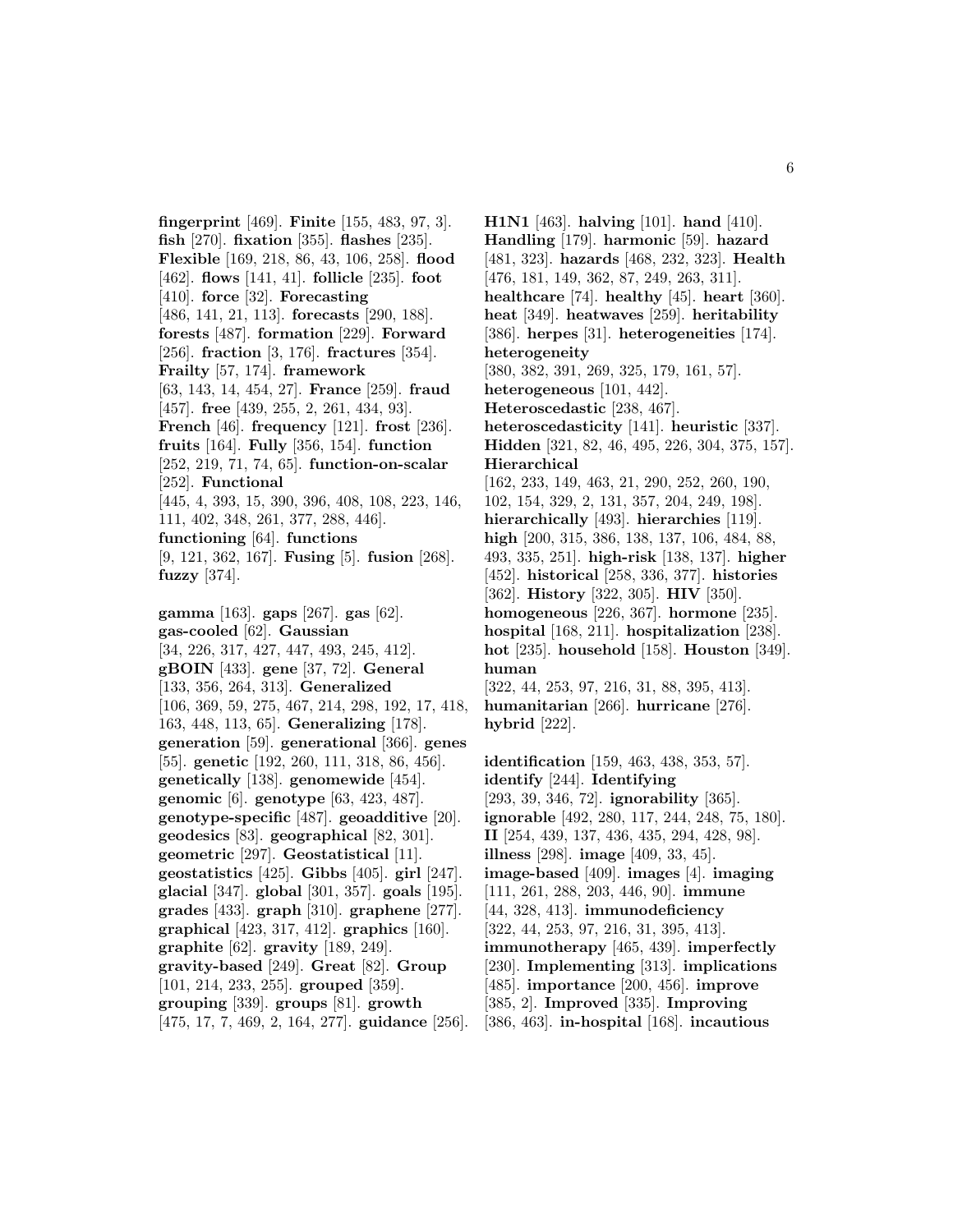**fingerprint** [469]. **Finite** [155, 483, 97, 3]. **fish** [270]. **fixation** [355]. **flashes** [235]. **Flexible** [169, 218, 86, 43, 106, 258]. **flood** [462]. **flows** [141, 41]. **follicle** [235]. **foot** [410]. **force** [32]. **Forecasting** [486, 141, 21, 113]. **forecasts** [290, 188]. **forests** [487]. **formation** [229]. **Forward** [256]. **fraction** [3, 176]. **fractures** [354]. **Frailty** [57, 174]. **framework** [63, 143, 14, 454, 27]. **France** [259]. **fraud** [457]. **free** [439, 255, 2, 261, 434, 93]. **French** [46]. **frequency** [121]. **frost** [236]. **fruits** [164]. **Fully** [356, 154]. **function** [252, 219, 71, 74, 65]. **function-on-scalar** [252]. **Functional** [445, 4, 393, 15, 390, 396, 408, 108, 223, 146, 111, 402, 348, 261, 377, 288, 446]. **functioning** [64]. **functions** [9, 121, 362, 167]. **Fusing** [5]. **fusion** [268]. **fuzzy** [374].

**gamma** [163]. **gaps** [267]. **gas** [62]. **gas-cooled** [62]. **Gaussian** [34, 226, 317, 427, 447, 493, 245, 412]. **gBOIN** [433]. **gene** [37, 72]. **General** [133, 356, 264, 313]. **Generalized** [106, 369, 59, 275, 467, 214, 298, 192, 17, 418, 163, 448, 113, 65]. **Generalizing** [178]. **generation** [59]. **generational** [366]. **genes** [55]. **genetic** [192, 260, 111, 318, 86, 456]. **genetically** [138]. **genomewide** [454]. **genomic** [6]. **genotype** [63, 423, 487]. **genotype-specific** [487]. **geoadditive** [20]. **geodesics** [83]. **geographical** [82, 301]. **geometric** [297]. **Geostatistical** [11]. **geostatistics** [425]. **Gibbs** [405]. **girl** [247]. **glacial** [347]. **global** [301, 357]. **goals** [195]. **grades** [433]. **graph** [310]. **graphene** [277]. **graphical** [423, 317, 412]. **graphics** [160]. **graphite** [62]. **gravity** [189, 249]. **gravity-based** [249]. **Great** [82]. **Group** [101, 214, 233, 255]. **grouped** [359]. **grouping** [339]. **groups** [81]. **growth** [475, 17, 7, 469, 2, 164, 277]. **guidance** [256].

**H1N1** [463]. **halving** [101]. **hand** [410]. **Handling** [179]. **harmonic** [59]. **hazard** [481, 323]. **hazards** [468, 232, 323]. **Health** [476, 181, 149, 362, 87, 249, 263, 311]. **healthcare** [74]. **healthy** [45]. **heart** [360]. **heat** [349]. **heatwaves** [259]. **heritability** [386]. **herpes** [31]. **heterogeneities** [174]. **heterogeneity** [380, 382, 391, 269, 325, 179, 161, 57]. **heterogeneous** [101, 442]. **Heteroscedastic** [238, 467]. **heteroscedasticity** [141]. **heuristic** [337]. **Hidden** [321, 82, 46, 495, 226, 304, 375, 157]. **Hierarchical** [162, 233, 149, 463, 21, 290, 252, 260, 190, 102, 154, 329, 2, 131, 357, 204, 249, 198]. **hierarchically** [493]. **hierarchies** [119]. **high** [200, 315, 386, 138, 137, 106, 484, 88, 493, 335, 251]. **high-risk** [138, 137]. **higher** [452]. **historical** [258, 336, 377]. **histories** [362]. **History** [322, 305]. **HIV** [350]. **homogeneous** [226, 367]. **hormone** [235]. **hospital** [168, 211]. **hospitalization** [238]. **hot** [235]. **household** [158]. **Houston** [349]. **human** [322, 44, 253, 97, 216, 31, 88, 395, 413]. **humanitarian** [266]. **hurricane** [276]. **hybrid** [222].

**identification** [159, 463, 438, 353, 57]. **identify** [244]. **Identifying** [293, 39, 346, 72]. **ignorability** [365]. **ignorable** [492, 280, 117, 244, 248, 75, 180]. **II** [254, 439, 137, 436, 435, 294, 428, 98]. **illness** [298]. **image** [409, 33, 45]. **image-based** [409]. **images** [4]. **imaging** [111, 261, 288, 203, 446, 90]. **immune** [44, 328, 413]. **immunodeficiency** [322, 44, 253, 97, 216, 31, 395, 413]. **immunotherapy** [465, 439]. **imperfectly** [230]. **Implementing** [313]. **implications** [485]. **importance** [200, 456]. **improve** [385, 2]. **Improved** [335]. **Improving** [386, 463]. **in-hospital** [168]. **incautious**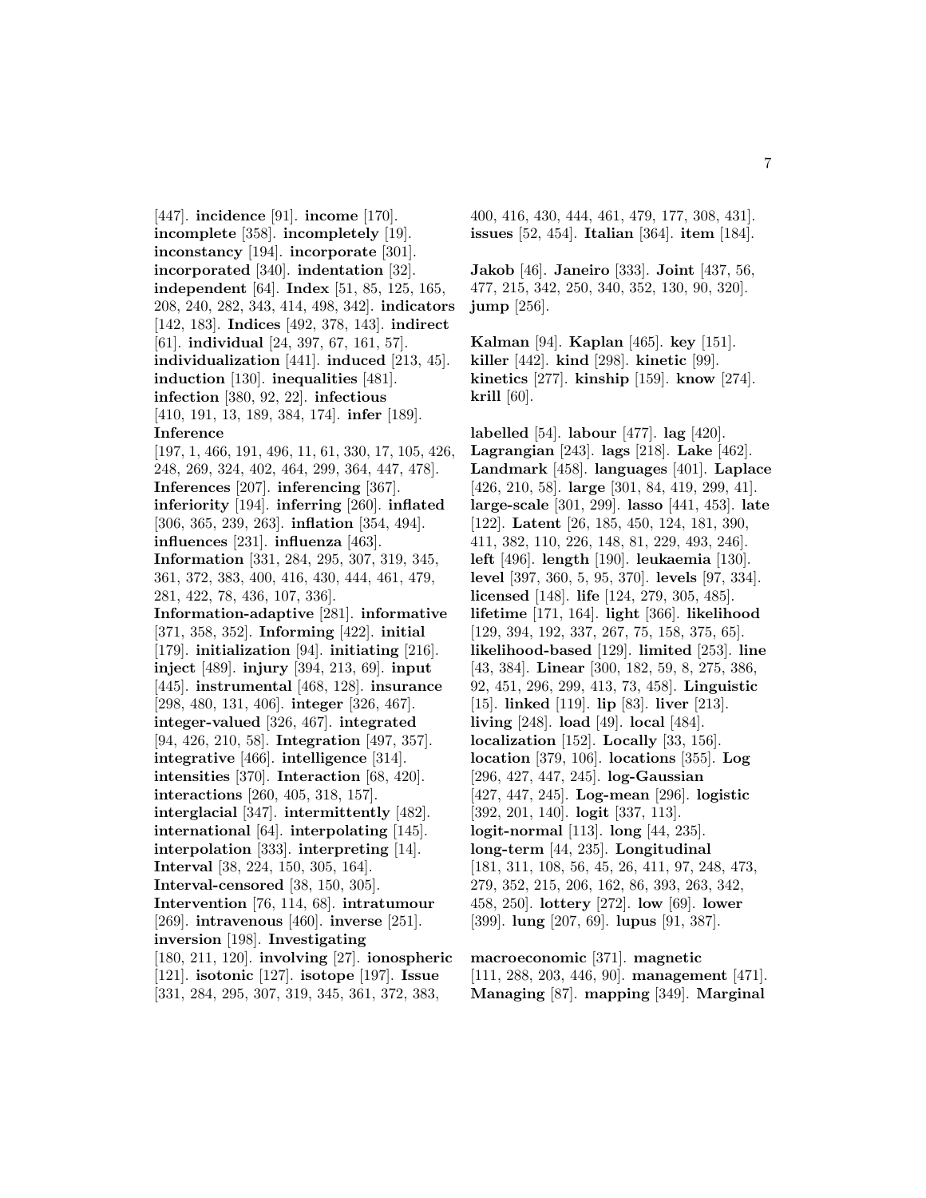[447]. **incidence** [91]. **income** [170]. **incomplete** [358]. **incompletely** [19]. **inconstancy** [194]. **incorporate** [301]. **incorporated** [340]. **indentation** [32]. **independent** [64]. **Index** [51, 85, 125, 165, 208, 240, 282, 343, 414, 498, 342]. **indicators** [142, 183]. **Indices** [492, 378, 143]. **indirect** [61]. **individual** [24, 397, 67, 161, 57]. **individualization** [441]. **induced** [213, 45]. **induction** [130]. **inequalities** [481]. **infection** [380, 92, 22]. **infectious** [410, 191, 13, 189, 384, 174]. **infer** [189]. **Inference** [197, 1, 466, 191, 496, 11, 61, 330, 17, 105, 426, 248, 269, 324, 402, 464, 299, 364, 447, 478]. **Inferences** [207]. **inferencing** [367]. **inferiority** [194]. **inferring** [260]. **inflated** [306, 365, 239, 263]. **inflation** [354, 494]. **influences** [231]. **influenza** [463]. **Information** [331, 284, 295, 307, 319, 345, 361, 372, 383, 400, 416, 430, 444, 461, 479, 281, 422, 78, 436, 107, 336]. **Information-adaptive** [281]. **informative** [371, 358, 352]. **Informing** [422]. **initial** [179]. **initialization** [94]. **initiating** [216]. **inject** [489]. **injury** [394, 213, 69]. **input** [445]. **instrumental** [468, 128]. **insurance** [298, 480, 131, 406]. **integer** [326, 467]. **integer-valued** [326, 467]. **integrated** [94, 426, 210, 58]. **Integration** [497, 357]. **integrative** [466]. **intelligence** [314]. **intensities** [370]. **Interaction** [68, 420]. **interactions** [260, 405, 318, 157]. **interglacial** [347]. **intermittently** [482]. **international** [64]. **interpolating** [145]. **interpolation** [333]. **interpreting** [14]. **Interval** [38, 224, 150, 305, 164]. **Interval-censored** [38, 150, 305]. **Intervention** [76, 114, 68]. **intratumour** [269]. **intravenous** [460]. **inverse** [251]. **inversion** [198]. **Investigating** [180, 211, 120]. **involving** [27]. **ionospheric** [121]. **isotonic** [127]. **isotope** [197]. **Issue** [331, 284, 295, 307, 319, 345, 361, 372, 383, 400, 416, 430, 444, 461, 479, 177, 308, 431]. **issues** [52, 454]. **Italian** [364]. **item** [184].

**Jakob** [46]. **Janeiro** [333]. **Joint** [437, 56, 477, 215, 342, 250, 340, 352, 130, 90, 320]. **jump** [256].

**Kalman** [94]. **Kaplan** [465]. **key** [151]. **killer** [442]. **kind** [298]. **kinetic** [99]. **kinetics** [277]. **kinship** [159]. **know** [274]. **krill** [60].

**labelled** [54]. **labour** [477]. **lag** [420]. **Lagrangian** [243]. **lags** [218]. **Lake** [462]. **Landmark** [458]. **languages** [401]. **Laplace** [426, 210, 58]. **large** [301, 84, 419, 299, 41]. **large-scale** [301, 299]. **lasso** [441, 453]. **late** [122]. **Latent** [26, 185, 450, 124, 181, 390, 411, 382, 110, 226, 148, 81, 229, 493, 246]. **left** [496]. **length** [190]. **leukaemia** [130]. **level** [397, 360, 5, 95, 370]. **levels** [97, 334]. **licensed** [148]. **life** [124, 279, 305, 485]. **lifetime** [171, 164]. **light** [366]. **likelihood** [129, 394, 192, 337, 267, 75, 158, 375, 65]. **likelihood-based** [129]. **limited** [253]. **line** [43, 384]. **Linear** [300, 182, 59, 8, 275, 386, 92, 451, 296, 299, 413, 73, 458]. **Linguistic** [15]. **linked** [119]. **lip** [83]. **liver** [213]. **living** [248]. **load** [49]. **local** [484]. **localization** [152]. **Locally** [33, 156]. **location** [379, 106]. **locations** [355]. **Log** [296, 427, 447, 245]. **log-Gaussian** [427, 447, 245]. **Log-mean** [296]. **logistic** [392, 201, 140]. **logit** [337, 113]. **logit-normal** [113]. **long** [44, 235]. **long-term** [44, 235]. **Longitudinal** [181, 311, 108, 56, 45, 26, 411, 97, 248, 473, 279, 352, 215, 206, 162, 86, 393, 263, 342, 458, 250]. **lottery** [272]. **low** [69]. **lower** [399]. **lung** [207, 69]. **lupus** [91, 387].

**macroeconomic** [371]. **magnetic** [111, 288, 203, 446, 90]. **management** [471]. **Managing** [87]. **mapping** [349]. **Marginal**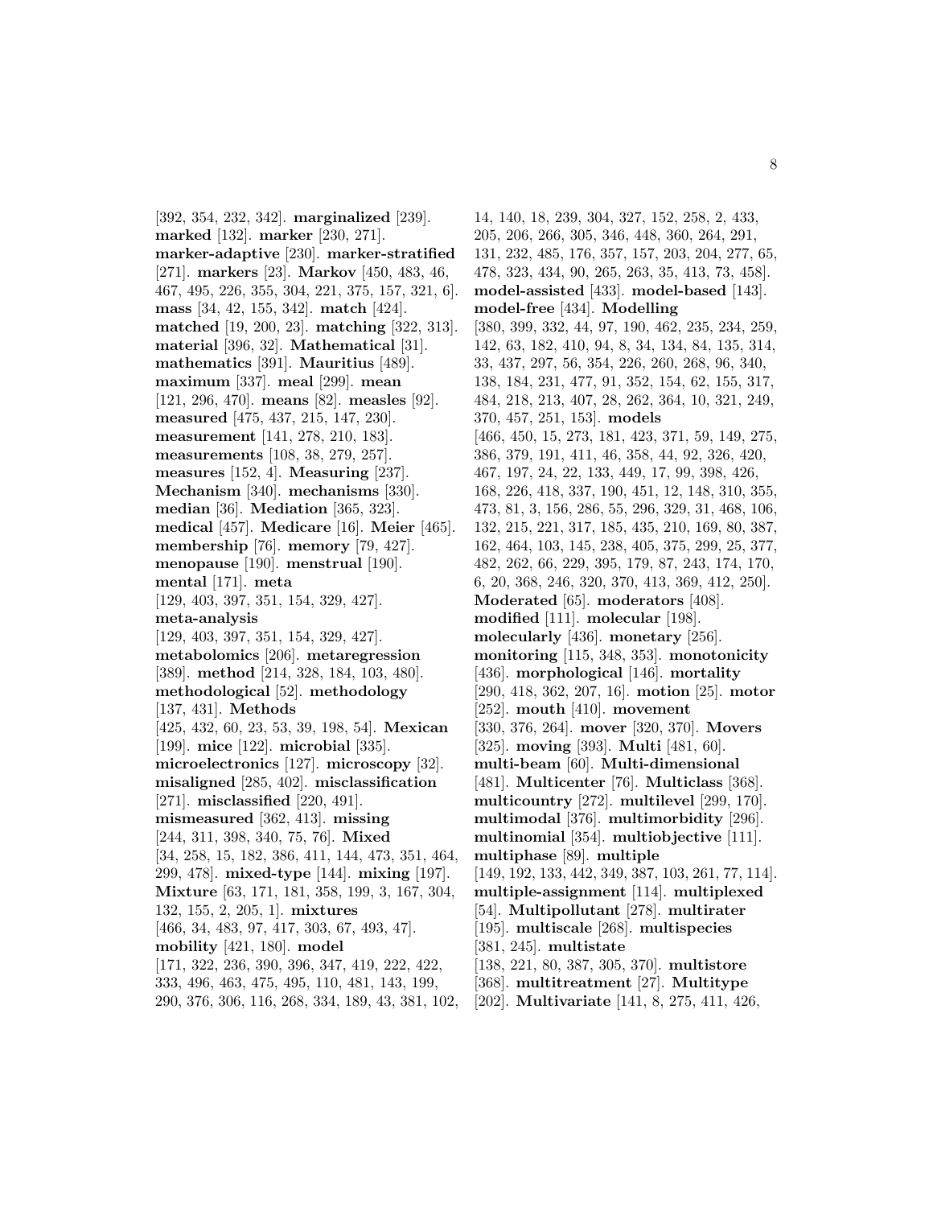[392, 354, 232, 342]. **marginalized** [239]. **marked** [132]. **marker** [230, 271]. **marker-adaptive** [230]. **marker-stratified** [271]. **markers** [23]. **Markov** [450, 483, 46, 467, 495, 226, 355, 304, 221, 375, 157, 321, 6]. **mass** [34, 42, 155, 342]. **match** [424]. **matched** [19, 200, 23]. **matching** [322, 313]. **material** [396, 32]. **Mathematical** [31]. **mathematics** [391]. **Mauritius** [489]. **maximum** [337]. **meal** [299]. **mean** [121, 296, 470]. **means** [82]. **measles** [92]. **measured** [475, 437, 215, 147, 230]. **measurement** [141, 278, 210, 183]. **measurements** [108, 38, 279, 257]. **measures** [152, 4]. **Measuring** [237]. **Mechanism** [340]. **mechanisms** [330]. **median** [36]. **Mediation** [365, 323]. **medical** [457]. **Medicare** [16]. **Meier** [465]. **membership** [76]. **memory** [79, 427]. **menopause** [190]. **menstrual** [190]. **mental** [171]. **meta** [129, 403, 397, 351, 154, 329, 427]. **meta-analysis** [129, 403, 397, 351, 154, 329, 427]. **metabolomics** [206]. **metaregression** [389]. **method** [214, 328, 184, 103, 480]. **methodological** [52]. **methodology** [137, 431]. **Methods** [425, 432, 60, 23, 53, 39, 198, 54]. **Mexican** [199]. **mice** [122]. **microbial** [335]. **microelectronics** [127]. **microscopy** [32]. **misaligned** [285, 402]. **misclassification** [271]. **misclassified** [220, 491]. **mismeasured** [362, 413]. **missing** [244, 311, 398, 340, 75, 76]. **Mixed** [34, 258, 15, 182, 386, 411, 144, 473, 351, 464, 299, 478]. **mixed-type** [144]. **mixing** [197]. **Mixture** [63, 171, 181, 358, 199, 3, 167, 304, 132, 155, 2, 205, 1]. **mixtures** [466, 34, 483, 97, 417, 303, 67, 493, 47]. **mobility** [421, 180]. **model** [171, 322, 236, 390, 396, 347, 419, 222, 422, 333, 496, 463, 475, 495, 110, 481, 143, 199, 290, 376, 306, 116, 268, 334, 189, 43, 381, 102, 14, 140, 18, 239, 304, 327, 152, 258, 2, 433, 205, 206, 266, 305, 346, 448, 360, 264, 291, 131, 232, 485, 176, 357, 157, 203, 204, 277, 65, 478, 323, 434, 90, 265, 263, 35, 413, 73, 458]. **model-assisted** [433]. **model-based** [143]. **model-free** [434]. **Modelling** [380, 399, 332, 44, 97, 190, 462, 235, 234, 259, 142, 63, 182, 410, 94, 8, 34, 134, 84, 135, 314, 33, 437, 297, 56, 354, 226, 260, 268, 96, 340, 138, 184, 231, 477, 91, 352, 154, 62, 155, 317, 484, 218, 213, 407, 28, 262, 364, 10, 321, 249, 370, 457, 251, 153]. **models** [466, 450, 15, 273, 181, 423, 371, 59, 149, 275, 386, 379, 191, 411, 46, 358, 44, 92, 326, 420, 467, 197, 24, 22, 133, 449, 17, 99, 398, 426, 168, 226, 418, 337, 190, 451, 12, 148, 310, 355, 473, 81, 3, 156, 286, 55, 296, 329, 31, 468, 106, 132, 215, 221, 317, 185, 435, 210, 169, 80, 387, 162, 464, 103, 145, 238, 405, 375, 299, 25, 377, 482, 262, 66, 229, 395, 179, 87, 243, 174, 170, 6, 20, 368, 246, 320, 370, 413, 369, 412, 250]. **Moderated** [65]. **moderators** [408]. **modified** [111]. **molecular** [198]. **molecularly** [436]. **monetary** [256]. **monitoring** [115, 348, 353]. **monotonicity** [436]. **morphological** [146]. **mortality** [290, 418, 362, 207, 16]. **motion** [25]. **motor** [252]. **mouth** [410]. **movement** [330, 376, 264]. **mover** [320, 370]. **Movers** [325]. **moving** [393]. **Multi** [481, 60]. **multi-beam** [60]. **Multi-dimensional** [481]. **Multicenter** [76]. **Multiclass** [368]. **multicountry** [272]. **multilevel** [299, 170]. **multimodal** [376]. **multimorbidity** [296]. **multinomial** [354]. **multiobjective** [111]. **multiphase** [89]. **multiple** [149, 192, 133, 442, 349, 387, 103, 261, 77, 114]. **multiple-assignment** [114]. **multiplexed** [54]. **Multipollutant** [278]. **multirater** [195]. **multiscale** [268]. **multispecies** [381, 245]. **multistate** [138, 221, 80, 387, 305, 370]. **multistore** [368]. **multitreatment** [27]. **Multitype** [202]. **Multivariate** [141, 8, 275, 411, 426,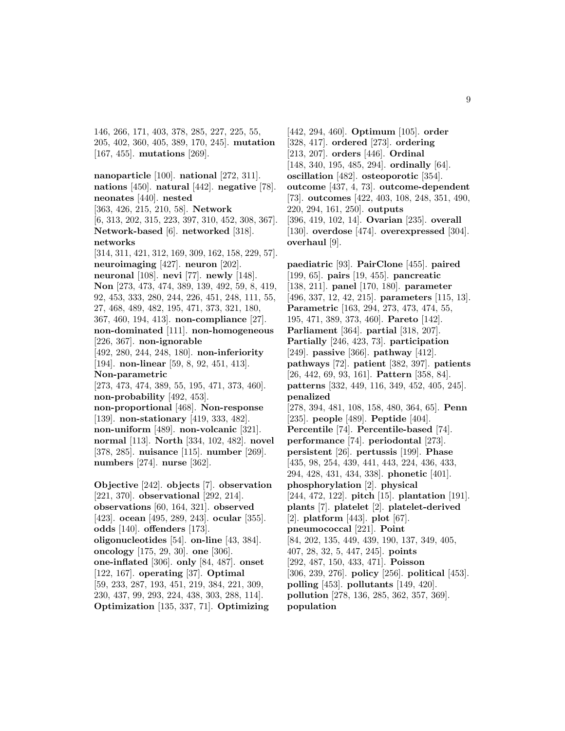146, 266, 171, 403, 378, 285, 227, 225, 55, 205, 402, 360, 405, 389, 170, 245]. **mutation** [167, 455]. **mutations** [269].

**nanoparticle** [100]. **national** [272, 311]. **nations** [450]. **natural** [442]. **negative** [78]. **neonates** [440]. **nested** [363, 426, 215, 210, 58]. **Network** [6, 313, 202, 315, 223, 397, 310, 452, 308, 367]. **Network-based** [6]. **networked** [318]. **networks** [314, 311, 421, 312, 169, 309, 162, 158, 229, 57]. **neuroimaging** [427]. **neuron** [202]. **neuronal** [108]. **nevi** [77]. **newly** [148]. **Non** [273, 473, 474, 389, 139, 492, 59, 8, 419, 92, 453, 333, 280, 244, 226, 451, 248, 111, 55, 27, 468, 489, 482, 195, 471, 373, 321, 180, 367, 460, 194, 413]. **non-compliance** [27]. **non-dominated** [111]. **non-homogeneous** [226, 367]. **non-ignorable** [492, 280, 244, 248, 180]. **non-inferiority** [194]. **non-linear** [59, 8, 92, 451, 413]. **Non-parametric** [273, 473, 474, 389, 55, 195, 471, 373, 460]. **non-probability** [492, 453]. **non-proportional** [468]. **Non-response** [139]. **non-stationary** [419, 333, 482]. **non-uniform** [489]. **non-volcanic** [321]. **normal** [113]. **North** [334, 102, 482]. **novel** [378, 285]. **nuisance** [115]. **number** [269]. **numbers** [274]. **nurse** [362].

**Objective** [242]. **objects** [7]. **observation** [221, 370]. **observational** [292, 214]. **observations** [60, 164, 321]. **observed** [423]. **ocean** [495, 289, 243]. **ocular** [355]. **odds** [140]. **offenders** [173]. **oligonucleotides** [54]. **on-line** [43, 384]. **oncology** [175, 29, 30]. **one** [306]. **one-inflated** [306]. **only** [84, 487]. **onset** [122, 167]. **operating** [37]. **Optimal** [59, 233, 287, 193, 451, 219, 384, 221, 309, 230, 437, 99, 293, 224, 438, 303, 288, 114]. **Optimization** [135, 337, 71]. **Optimizing** [442, 294, 460]. **Optimum** [105]. **order** [328, 417]. **ordered** [273]. **ordering** [213, 207]. **orders** [446]. **Ordinal** [148, 340, 195, 485, 294]. **ordinally** [64]. **oscillation** [482]. **osteoporotic** [354]. **outcome** [437, 4, 73]. **outcome-dependent** [73]. **outcomes** [422, 403, 108, 248, 351, 490, 220, 294, 161, 250]. **outputs** [396, 419, 102, 14]. **Ovarian** [235]. **overall** [130]. **overdose** [474]. **overexpressed** [304]. **overhaul** [9].

**paediatric** [93]. **PairClone** [455]. **paired** [199, 65]. **pairs** [19, 455]. **pancreatic** [138, 211]. **panel** [170, 180]. **parameter** [496, 337, 12, 42, 215]. **parameters** [115, 13]. **Parametric** [163, 294, 273, 473, 474, 55, 195, 471, 389, 373, 460]. **Pareto** [142]. **Parliament** [364]. **partial** [318, 207]. **Partially** [246, 423, 73]. **participation** [249]. **passive** [366]. **pathway** [412]. **pathways** [72]. **patient** [382, 397]. **patients** [26, 442, 69, 93, 161]. **Pattern** [358, 84]. **patterns** [332, 449, 116, 349, 452, 405, 245]. **penalized** [278, 394, 481, 108, 158, 480, 364, 65]. **Penn** [235]. **people** [489]. **Peptide** [404]. **Percentile** [74]. **Percentile-based** [74]. **performance** [74]. **periodontal** [273]. **persistent** [26]. **pertussis** [199]. **Phase** [435, 98, 254, 439, 441, 443, 224, 436, 433, 294, 428, 431, 434, 338]. **phonetic** [401]. **phosphorylation** [2]. **physical** [244, 472, 122]. **pitch** [15]. **plantation** [191]. **plants** [7]. **platelet** [2]. **platelet-derived** [2]. **platform** [443]. **plot** [67]. **pneumococcal** [221]. **Point** [84, 202, 135, 449, 439, 190, 137, 349, 405, 407, 28, 32, 5, 447, 245]. **points** [292, 487, 150, 433, 471]. **Poisson** [306, 239, 276]. **policy** [256]. **political** [453]. **polling** [453]. **pollutants** [149, 420]. **pollution** [278, 136, 285, 362, 357, 369]. **population**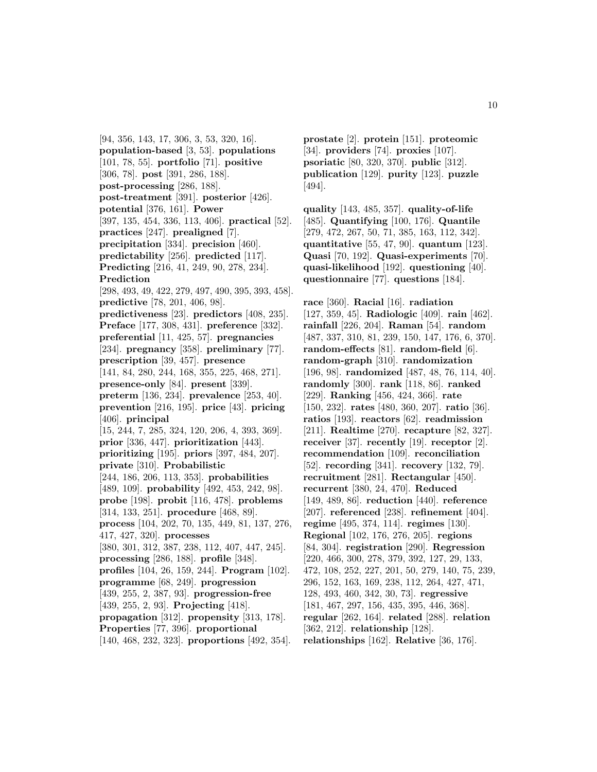[94, 356, 143, 17, 306, 3, 53, 320, 16]. **population-based** [3, 53]. **populations** [101, 78, 55]. **portfolio** [71]. **positive** [306, 78]. **post** [391, 286, 188]. **post-processing** [286, 188]. **post-treatment** [391]. **posterior** [426]. **potential** [376, 161]. **Power** [397, 135, 454, 336, 113, 406]. **practical** [52]. **practices** [247]. **prealigned** [7]. **precipitation** [334]. **precision** [460]. **predictability** [256]. **predicted** [117]. **Predicting** [216, 41, 249, 90, 278, 234]. **Prediction** [298, 493, 49, 422, 279, 497, 490, 395, 393, 458]. **predictive** [78, 201, 406, 98]. **predictiveness** [23]. **predictors** [408, 235]. **Preface** [177, 308, 431]. **preference** [332]. **preferential** [11, 425, 57]. **pregnancies** [234]. **pregnancy** [358]. **preliminary** [77]. **prescription** [39, 457]. **presence** [141, 84, 280, 244, 168, 355, 225, 468, 271]. **presence-only** [84]. **present** [339]. **preterm** [136, 234]. **prevalence** [253, 40]. **prevention** [216, 195]. **price** [43]. **pricing** [406]. **principal** [15, 244, 7, 285, 324, 120, 206, 4, 393, 369]. **prior** [336, 447]. **prioritization** [443]. **prioritizing** [195]. **priors** [397, 484, 207]. **private** [310]. **Probabilistic** [244, 186, 206, 113, 353]. **probabilities** [489, 109]. **probability** [492, 453, 242, 98]. **probe** [198]. **probit** [116, 478]. **problems** [314, 133, 251]. **procedure** [468, 89]. **process** [104, 202, 70, 135, 449, 81, 137, 276, 417, 427, 320]. **processes** [380, 301, 312, 387, 238, 112, 407, 447, 245]. **processing** [286, 188]. **profile** [348]. **profiles** [104, 26, 159, 244]. **Program** [102]. **programme** [68, 249]. **progression** [439, 255, 2, 387, 93]. **progression-free** [439, 255, 2, 93]. **Projecting** [418]. **propagation** [312]. **propensity** [313, 178]. **Properties** [77, 396]. **proportional** [140, 468, 232, 323]. **proportions** [492, 354]. **prostate** [2]. **protein** [151]. **proteomic** [34]. **providers** [74]. **proxies** [107]. **psoriatic** [80, 320, 370]. **public** [312]. **publication** [129]. **purity** [123]. **puzzle** [494].

**quality** [143, 485, 357]. **quality-of-life** [485]. **Quantifying** [100, 176]. **Quantile** [279, 472, 267, 50, 71, 385, 163, 112, 342]. **quantitative** [55, 47, 90]. **quantum** [123]. **Quasi** [70, 192]. **Quasi-experiments** [70]. **quasi-likelihood** [192]. **questioning** [40]. **questionnaire** [77]. **questions** [184].

**race** [360]. **Racial** [16]. **radiation** [127, 359, 45]. **Radiologic** [409]. **rain** [462]. **rainfall** [226, 204]. **Raman** [54]. **random** [487, 337, 310, 81, 239, 150, 147, 176, 6, 370]. **random-effects** [81]. **random-field** [6]. **random-graph** [310]. **randomization** [196, 98]. **randomized** [487, 48, 76, 114, 40]. **randomly** [300]. **rank** [118, 86]. **ranked** [229]. **Ranking** [456, 424, 366]. **rate** [150, 232]. **rates** [480, 360, 207]. **ratio** [36]. **ratios** [193]. **reactors** [62]. **readmission** [211]. **Realtime** [270]. **recapture** [82, 327]. **receiver** [37]. **recently** [19]. **receptor** [2]. **recommendation** [109]. **reconciliation** [52]. **recording** [341]. **recovery** [132, 79]. **recruitment** [281]. **Rectangular** [450]. **recurrent** [380, 24, 470]. **Reduced** [149, 489, 86]. **reduction** [440]. **reference** [207]. **referenced** [238]. **refinement** [404]. **regime** [495, 374, 114]. **regimes** [130]. **Regional** [102, 176, 276, 205]. **regions** [84, 304]. **registration** [290]. **Regression** [220, 466, 300, 278, 379, 392, 127, 29, 133, 472, 108, 252, 227, 201, 50, 279, 140, 75, 239, 296, 152, 163, 169, 238, 112, 264, 427, 471, 128, 493, 460, 342, 30, 73]. **regressive** [181, 467, 297, 156, 435, 395, 446, 368]. **regular** [262, 164]. **related** [288]. **relation** [362, 212]. **relationship** [128]. **relationships** [162]. **Relative** [36, 176].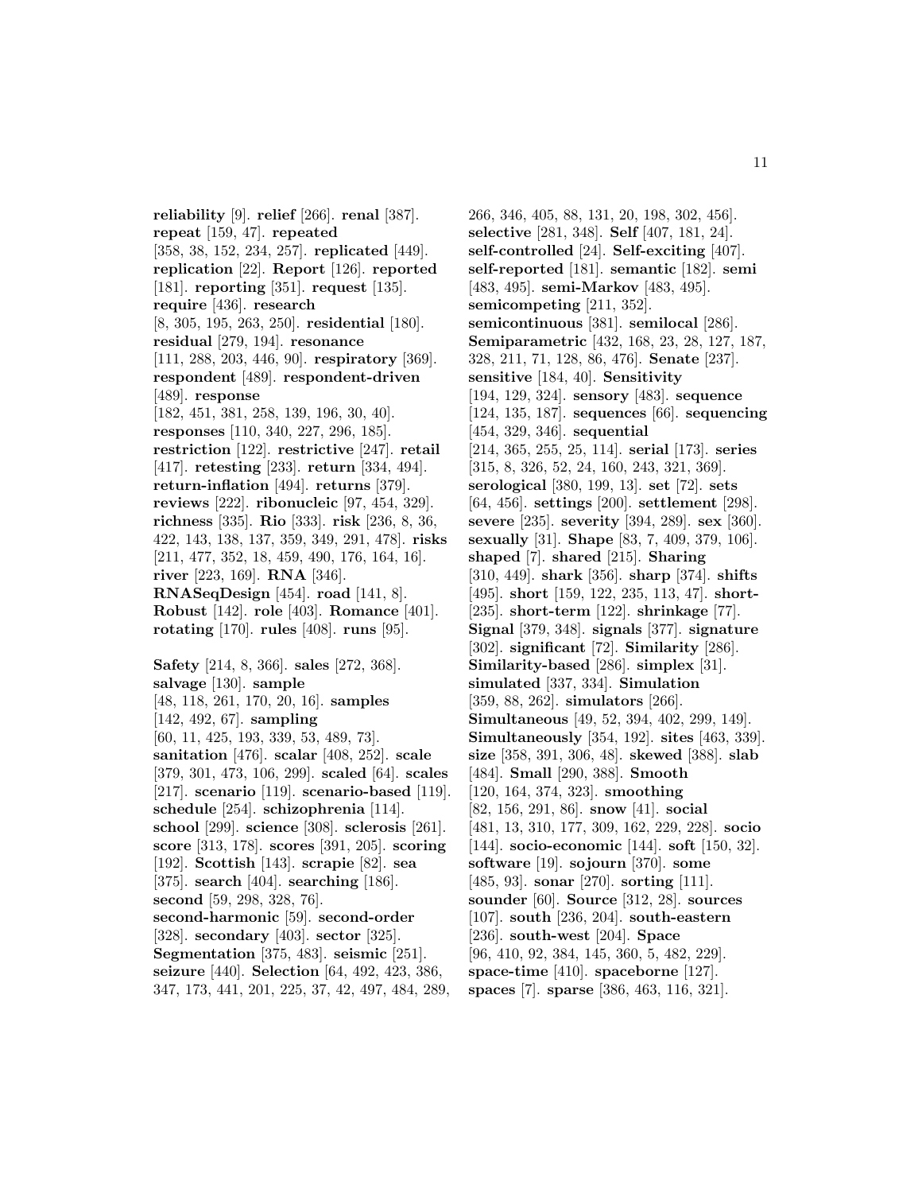**reliability** [9]. **relief** [266]. **renal** [387]. **repeat** [159, 47]. **repeated** [358, 38, 152, 234, 257]. **replicated** [449]. **replication** [22]. **Report** [126]. **reported** [181]. **reporting** [351]. **request** [135]. **require** [436]. **research** [8, 305, 195, 263, 250]. **residential** [180]. **residual** [279, 194]. **resonance** [111, 288, 203, 446, 90]. **respiratory** [369]. **respondent** [489]. **respondent-driven** [489]. **response** [182, 451, 381, 258, 139, 196, 30, 40]. **responses** [110, 340, 227, 296, 185]. **restriction** [122]. **restrictive** [247]. **retail** [417]. **retesting** [233]. **return** [334, 494]. **return-inflation** [494]. **returns** [379]. **reviews** [222]. **ribonucleic** [97, 454, 329]. **richness** [335]. **Rio** [333]. **risk** [236, 8, 36, 422, 143, 138, 137, 359, 349, 291, 478]. **risks** [211, 477, 352, 18, 459, 490, 176, 164, 16]. **river** [223, 169]. **RNA** [346]. **RNASeqDesign** [454]. **road** [141, 8]. **Robust** [142]. **role** [403]. **Romance** [401]. **rotating** [170]. **rules** [408]. **runs** [95].

**Safety** [214, 8, 366]. **sales** [272, 368]. **salvage** [130]. **sample** [48, 118, 261, 170, 20, 16]. **samples** [142, 492, 67]. **sampling** [60, 11, 425, 193, 339, 53, 489, 73]. **sanitation** [476]. **scalar** [408, 252]. **scale** [379, 301, 473, 106, 299]. **scaled** [64]. **scales** [217]. **scenario** [119]. **scenario-based** [119]. **schedule** [254]. **schizophrenia** [114]. **school** [299]. **science** [308]. **sclerosis** [261]. **score** [313, 178]. **scores** [391, 205]. **scoring** [192]. **Scottish** [143]. **scrapie** [82]. **sea** [375]. **search** [404]. **searching** [186]. **second** [59, 298, 328, 76]. **second-harmonic** [59]. **second-order** [328]. **secondary** [403]. **sector** [325]. **Segmentation** [375, 483]. **seismic** [251]. **seizure** [440]. **Selection** [64, 492, 423, 386, 347, 173, 441, 201, 225, 37, 42, 497, 484, 289, 266, 346, 405, 88, 131, 20, 198, 302, 456]. **selective** [281, 348]. **Self** [407, 181, 24]. **self-controlled** [24]. **Self-exciting** [407]. **self-reported** [181]. **semantic** [182]. **semi** [483, 495]. **semi-Markov** [483, 495]. **semicompeting** [211, 352]. **semicontinuous** [381]. **semilocal** [286]. **Semiparametric** [432, 168, 23, 28, 127, 187, 328, 211, 71, 128, 86, 476]. **Senate** [237]. **sensitive** [184, 40]. **Sensitivity** [194, 129, 324]. **sensory** [483]. **sequence** [124, 135, 187]. **sequences** [66]. **sequencing** [454, 329, 346]. **sequential** [214, 365, 255, 25, 114]. **serial** [173]. **series** [315, 8, 326, 52, 24, 160, 243, 321, 369]. **serological** [380, 199, 13]. **set** [72]. **sets** [64, 456]. **settings** [200]. **settlement** [298]. **severe** [235]. **severity** [394, 289]. **sex** [360]. **sexually** [31]. **Shape** [83, 7, 409, 379, 106]. **shaped** [7]. **shared** [215]. **Sharing** [310, 449]. **shark** [356]. **sharp** [374]. **shifts** [495]. **short** [159, 122, 235, 113, 47]. **short-** [235]. **short-term** [122]. **shrinkage** [77]. **Signal** [379, 348]. **signals** [377]. **signature** [302]. **significant** [72]. **Similarity** [286]. **Similarity-based** [286]. **simplex** [31]. **simulated** [337, 334]. **Simulation** [359, 88, 262]. **simulators** [266]. **Simultaneous** [49, 52, 394, 402, 299, 149]. **Simultaneously** [354, 192]. **sites** [463, 339]. **size** [358, 391, 306, 48]. **skewed** [388]. **slab** [484]. **Small** [290, 388]. **Smooth** [120, 164, 374, 323]. **smoothing** [82, 156, 291, 86]. **snow** [41]. **social** [481, 13, 310, 177, 309, 162, 229, 228]. **socio** [144]. **socio-economic** [144]. **soft** [150, 32]. **software** [19]. **sojourn** [370]. **some** [485, 93]. **sonar** [270]. **sorting** [111]. **sounder** [60]. **Source** [312, 28]. **sources** [107]. **south** [236, 204]. **south-eastern** [236]. **south-west** [204]. **Space** [96, 410, 92, 384, 145, 360, 5, 482, 229]. **space-time** [410]. **spaceborne** [127]. **spaces** [7]. **sparse** [386, 463, 116, 321].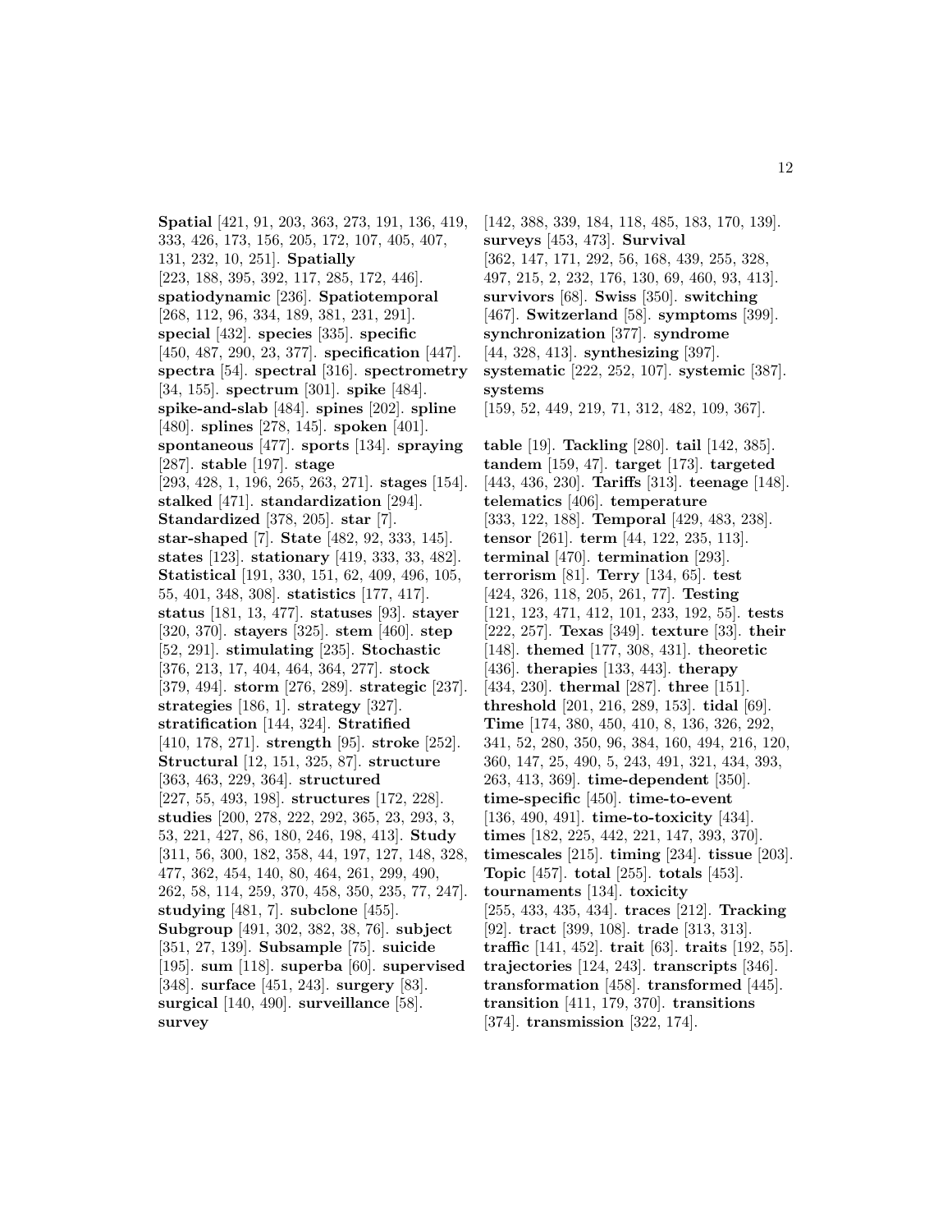**Spatial** [421, 91, 203, 363, 273, 191, 136, 419, 333, 426, 173, 156, 205, 172, 107, 405, 407, 131, 232, 10, 251]. **Spatially** [223, 188, 395, 392, 117, 285, 172, 446]. **spatiodynamic** [236]. **Spatiotemporal** [268, 112, 96, 334, 189, 381, 231, 291]. **special** [432]. **species** [335]. **specific** [450, 487, 290, 23, 377]. **specification** [447]. **spectra** [54]. **spectral** [316]. **spectrometry** [34, 155]. **spectrum** [301]. **spike** [484]. **spike-and-slab** [484]. **spines** [202]. **spline** [480]. **splines** [278, 145]. **spoken** [401]. **spontaneous** [477]. **sports** [134]. **spraying** [287]. **stable** [197]. **stage** [293, 428, 1, 196, 265, 263, 271]. **stages** [154]. **stalked** [471]. **standardization** [294]. **Standardized** [378, 205]. **star** [7]. **star-shaped** [7]. **State** [482, 92, 333, 145]. **states** [123]. **stationary** [419, 333, 33, 482]. **Statistical** [191, 330, 151, 62, 409, 496, 105, 55, 401, 348, 308]. **statistics** [177, 417]. **status** [181, 13, 477]. **statuses** [93]. **stayer** [320, 370]. **stayers** [325]. **stem** [460]. **step** [52, 291]. **stimulating** [235]. **Stochastic** [376, 213, 17, 404, 464, 364, 277]. **stock** [379, 494]. **storm** [276, 289]. **strategic** [237]. **strategies** [186, 1]. **strategy** [327]. **stratification** [144, 324]. **Stratified** [410, 178, 271]. **strength** [95]. **stroke** [252]. **Structural** [12, 151, 325, 87]. **structure** [363, 463, 229, 364]. **structured** [227, 55, 493, 198]. **structures** [172, 228]. **studies** [200, 278, 222, 292, 365, 23, 293, 3, 53, 221, 427, 86, 180, 246, 198, 413]. **Study** [311, 56, 300, 182, 358, 44, 197, 127, 148, 328, 477, 362, 454, 140, 80, 464, 261, 299, 490, 262, 58, 114, 259, 370, 458, 350, 235, 77, 247]. **studying** [481, 7]. **subclone** [455]. **Subgroup** [491, 302, 382, 38, 76]. **subject** [351, 27, 139]. **Subsample** [75]. **suicide** [195]. **sum** [118]. **superba** [60]. **supervised** [348]. **surface** [451, 243]. **surgery** [83]. **surgical** [140, 490]. **surveillance** [58]. **survey** [142, 388, 339, 184, 118, 485, 183, 170, 139]. **surveys** [453, 473]. **Survival** [362, 147, 171, 292, 56, 168, 439, 255, 328, 497, 215, 2, 232, 176, 130, 69, 460, 93, 413]. **survivors** [68]. **Swiss** [350]. **switching** [467]. **Switzerland** [58]. **symptoms** [399]. **synchronization** [377]. **syndrome** [44, 328, 413]. **synthesizing** [397]. **systematic** [222, 252, 107]. **systemic** [387]. **systems** [159, 52, 449, 219, 71, 312, 482, 109, 367].

**table** [19]. **Tackling** [280]. **tail** [142, 385]. **tandem** [159, 47]. **target** [173]. **targeted** [443, 436, 230]. **Tariffs** [313]. **teenage** [148]. **telematics** [406]. **temperature** [333, 122, 188]. **Temporal** [429, 483, 238]. **tensor** [261]. **term** [44, 122, 235, 113]. **terminal** [470]. **termination** [293]. **terrorism** [81]. **Terry** [134, 65]. **test** [424, 326, 118, 205, 261, 77]. **Testing** [121, 123, 471, 412, 101, 233, 192, 55]. **tests** [222, 257]. **Texas** [349]. **texture** [33]. **their** [148]. **themed** [177, 308, 431]. **theoretic** [436]. **therapies** [133, 443]. **therapy** [434, 230]. **thermal** [287]. **three** [151]. **threshold** [201, 216, 289, 153]. **tidal** [69]. **Time** [174, 380, 450, 410, 8, 136, 326, 292, 341, 52, 280, 350, 96, 384, 160, 494, 216, 120, 360, 147, 25, 490, 5, 243, 491, 321, 434, 393, 263, 413, 369]. **time-dependent** [350]. **time-specific** [450]. **time-to-event** [136, 490, 491]. **time-to-toxicity** [434]. **times** [182, 225, 442, 221, 147, 393, 370]. **timescales** [215]. **timing** [234]. **tissue** [203]. **Topic** [457]. **total** [255]. **totals** [453]. **tournaments** [134]. **toxicity** [255, 433, 435, 434]. **traces** [212]. **Tracking** [92]. **tract** [399, 108]. **trade** [313, 313]. **traffic** [141, 452]. **trait** [63]. **traits** [192, 55]. **trajectories** [124, 243]. **transcripts** [346]. **transformation** [458]. **transformed** [445]. **transition** [411, 179, 370]. **transitions** [374]. **transmission** [322, 174].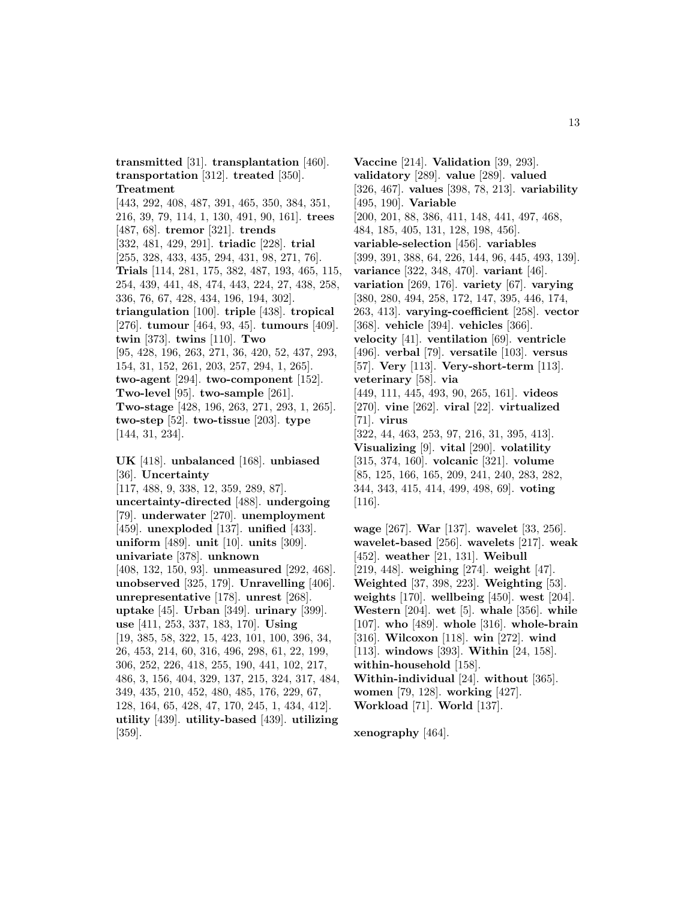**transmitted** [31]. **transplantation** [460]. **transportation** [312]. **treated** [350]. **Treatment** [443, 292, 408, 487, 391, 465, 350, 384, 351, 216, 39, 79, 114, 1, 130, 491, 90, 161]. **trees** [487, 68]. **tremor** [321]. **trends** [332, 481, 429, 291]. **triadic** [228]. **trial** [255, 328, 433, 435, 294, 431, 98, 271, 76]. **Trials** [114, 281, 175, 382, 487, 193, 465, 115, 254, 439, 441, 48, 474, 443, 224, 27, 438, 258, 336, 76, 67, 428, 434, 196, 194, 302]. **triangulation** [100]. **triple** [438]. **tropical** [276]. **tumour** [464, 93, 45]. **tumours** [409]. **twin** [373]. **twins** [110]. **Two** [95, 428, 196, 263, 271, 36, 420, 52, 437, 293, 154, 31, 152, 261, 203, 257, 294, 1, 265]. **two-agent** [294]. **two-component** [152]. **Two-level** [95]. **two-sample** [261]. **Two-stage** [428, 196, 263, 271, 293, 1, 265]. **two-step** [52]. **two-tissue** [203]. **type** [144, 31, 234].

**UK** [418]. **unbalanced** [168]. **unbiased** [36]. **Uncertainty** [117, 488, 9, 338, 12, 359, 289, 87]. **uncertainty-directed** [488]. **undergoing** [79]. **underwater** [270]. **unemployment** [459]. **unexploded** [137]. **unified** [433]. **uniform** [489]. **unit** [10]. **units** [309]. **univariate** [378]. **unknown** [408, 132, 150, 93]. **unmeasured** [292, 468]. **unobserved** [325, 179]. **Unravelling** [406]. **unrepresentative** [178]. **unrest** [268]. **uptake** [45]. **Urban** [349]. **urinary** [399]. **use** [411, 253, 337, 183, 170]. **Using** [19, 385, 58, 322, 15, 423, 101, 100, 396, 34, 26, 453, 214, 60, 316, 496, 298, 61, 22, 199, 306, 252, 226, 418, 255, 190, 441, 102, 217, 486, 3, 156, 404, 329, 137, 215, 324, 317, 484, 349, 435, 210, 452, 480, 485, 176, 229, 67, 128, 164, 65, 428, 47, 170, 245, 1, 434, 412]. **utility** [439]. **utility-based** [439]. **utilizing** [359].

**Vaccine** [214]. **Validation** [39, 293]. **validatory** [289]. **value** [289]. **valued** [326, 467]. **values** [398, 78, 213]. **variability** [495, 190]. **Variable** [200, 201, 88, 386, 411, 148, 441, 497, 468, 484, 185, 405, 131, 128, 198, 456]. **variable-selection** [456]. **variables** [399, 391, 388, 64, 226, 144, 96, 445, 493, 139]. **variance** [322, 348, 470]. **variant** [46]. **variation** [269, 176]. **variety** [67]. **varying** [380, 280, 494, 258, 172, 147, 395, 446, 174, 263, 413]. **varying-coefficient** [258]. **vector** [368]. **vehicle** [394]. **vehicles** [366]. **velocity** [41]. **ventilation** [69]. **ventricle** [496]. **verbal** [79]. **versatile** [103]. **versus** [57]. **Very** [113]. **Very-short-term** [113]. **veterinary** [58]. **via** [449, 111, 445, 493, 90, 265, 161]. **videos** [270]. **vine** [262]. **viral** [22]. **virtualized** [71]. **virus** [322, 44, 463, 253, 97, 216, 31, 395, 413]. **Visualizing** [9]. **vital** [290]. **volatility** [315, 374, 160]. **volcanic** [321]. **volume** [85, 125, 166, 165, 209, 241, 240, 283, 282, 344, 343, 415, 414, 499, 498, 69]. **voting** [116].

**wage** [267]. **War** [137]. **wavelet** [33, 256]. **wavelet-based** [256]. **wavelets** [217]. **weak** [452]. **weather** [21, 131]. **Weibull** [219, 448]. **weighing** [274]. **weight** [47]. **Weighted** [37, 398, 223]. **Weighting** [53]. **weights** [170]. **wellbeing** [450]. **west** [204]. **Western** [204]. **wet** [5]. **whale** [356]. **while** [107]. **who** [489]. **whole** [316]. **whole-brain** [316]. **Wilcoxon** [118]. **win** [272]. **wind** [113]. **windows** [393]. **Within** [24, 158]. **within-household** [158]. **Within-individual** [24]. **without** [365]. **women** [79, 128]. **working** [427]. **Workload** [71]. **World** [137].

**xenography** [464].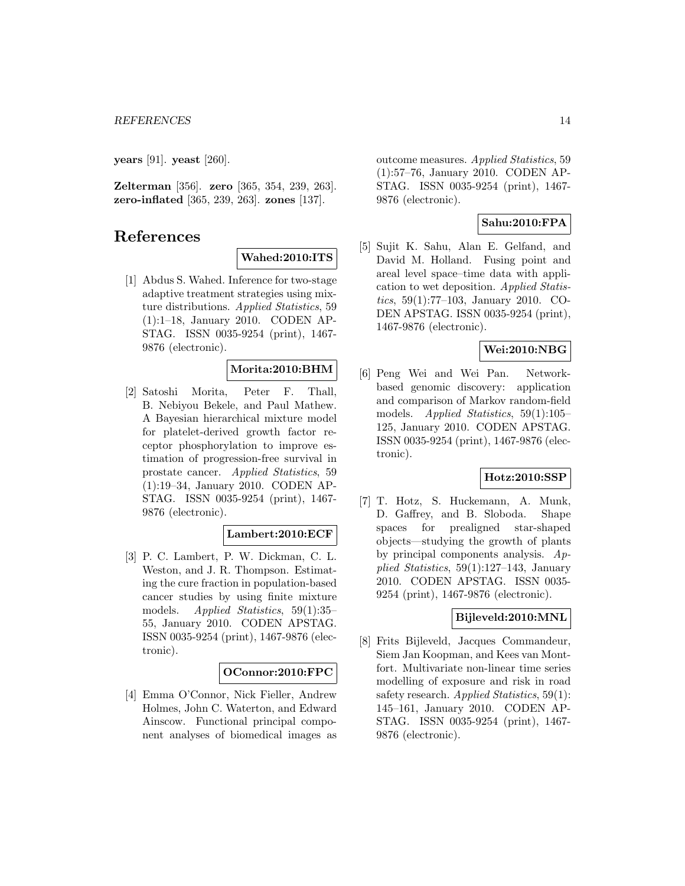**years** [91]. **yeast** [260].

**Zelterman** [356]. **zero** [365, 354, 239, 263]. **zero-inflated** [365, 239, 263]. **zones** [137].

# References

**Wahed:2010:ITS**

[1] Abdus S. Wahed. Inference for two-stage adaptive treatment strategies using mixture distributions. *Applied Statistics*, 59 (1):1–18, January 2010. CODEN APSTAG. ISSN 0035-9254 (print), 1467-9876 (electronic).

**Morita:2010:BHM**

[2] Satoshi Morita, Peter F. Thall, B. Nebiyou Bekele, and Paul Mathew. A Bayesian hierarchical mixture model for platelet-derived growth factor receptor phosphorylation to improve estimation of progression-free survival in prostate cancer. *Applied Statistics*, 59 (1):19–34, January 2010. CODEN APSTAG. ISSN 0035-9254 (print), 1467-9876 (electronic).

**Lambert:2010:ECF**

[3] P. C. Lambert, P. W. Dickman, C. L. Weston, and J. R. Thompson. Estimating the cure fraction in population-based cancer studies by using finite mixture models. *Applied Statistics*, 59(1):35–55, January 2010. CODEN APSTAG. ISSN 0035-9254 (print), 1467-9876 (electronic).

**OConnor:2010:FPC**

[4] Emma O'Connor, Nick Fieller, Andrew Holmes, John C. Waterton, and Edward Ainscow. Functional principal component analyses of biomedical images as outcome measures. *Applied Statistics*, 59 (1):57–76, January 2010. CODEN APSTAG. ISSN 0035-9254 (print), 1467-9876 (electronic).

**Sahu:2010:FPA**

[5] Sujit K. Sahu, Alan E. Gelfand, and David M. Holland. Fusing point and areal level space–time data with application to wet deposition. *Applied Statistics*, 59(1):77–103, January 2010. CODEN APSTAG. ISSN 0035-9254 (print), 1467-9876 (electronic).

**Wei:2010:NBG**

[6] Peng Wei and Wei Pan. Network-based genomic discovery: application and comparison of Markov random-field models. *Applied Statistics*, 59(1):105–125, January 2010. CODEN APSTAG. ISSN 0035-9254 (print), 1467-9876 (electronic).

**Hotz:2010:SSP**

[7] T. Hotz, S. Huckemann, A. Munk, D. Gaffrey, and B. Sloboda. Shape spaces for prealigned star-shaped objects—studying the growth of plants by principal components analysis. *Applied Statistics*, 59(1):127–143, January 2010. CODEN APSTAG. ISSN 0035-9254 (print), 1467-9876 (electronic).

**Bijleveld:2010:MNL**

[8] Frits Bijleveld, Jacques Commandeur, Siem Jan Koopman, and Kees van Montfort. Multivariate non-linear time series modelling of exposure and risk in road safety research. *Applied Statistics*, 59(1): 145–161, January 2010. CODEN APSTAG. ISSN 0035-9254 (print), 1467-9876 (electronic).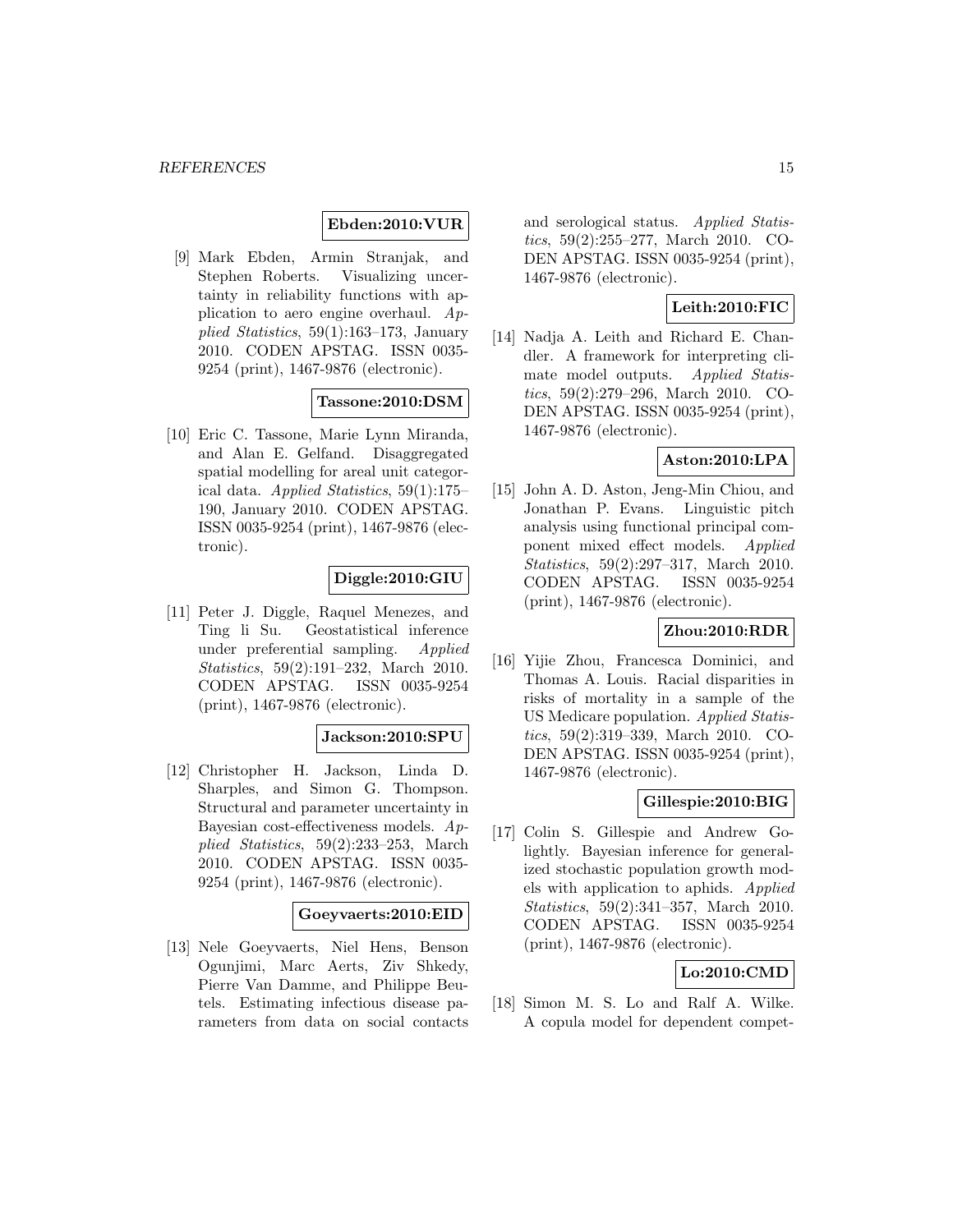**Ebden:2010:VUR**

[9] Mark Ebden, Armin Stranjak, and Stephen Roberts. Visualizing uncertainty in reliability functions with application to aero engine overhaul. *Applied Statistics*, 59(1):163–173, January 2010. CODEN APSTAG. ISSN 0035-9254 (print), 1467-9876 (electronic).

**Tassone:2010:DSM**

[10] Eric C. Tassone, Marie Lynn Miranda, and Alan E. Gelfand. Disaggregated spatial modelling for areal unit categorical data. *Applied Statistics*, 59(1):175–190, January 2010. CODEN APSTAG. ISSN 0035-9254 (print), 1467-9876 (electronic).

**Diggle:2010:GIU**

[11] Peter J. Diggle, Raquel Menezes, and Ting li Su. Geostatistical inference under preferential sampling. *Applied Statistics*, 59(2):191–232, March 2010. CODEN APSTAG. ISSN 0035-9254 (print), 1467-9876 (electronic).

**Jackson:2010:SPU**

[12] Christopher H. Jackson, Linda D. Sharples, and Simon G. Thompson. Structural and parameter uncertainty in Bayesian cost-effectiveness models. *Applied Statistics*, 59(2):233–253, March 2010. CODEN APSTAG. ISSN 0035-9254 (print), 1467-9876 (electronic).

**Goeyvaerts:2010:EID**

[13] Nele Goeyvaerts, Niel Hens, Benson Ogunjimi, Marc Aerts, Ziv Shkedy, Pierre Van Damme, and Philippe Beutels. Estimating infectious disease parameters from data on social contacts and serological status. *Applied Statistics*, 59(2):255–277, March 2010. CODEN APSTAG. ISSN 0035-9254 (print), 1467-9876 (electronic).

**Leith:2010:FIC**

[14] Nadja A. Leith and Richard E. Chandler. A framework for interpreting climate model outputs. *Applied Statistics*, 59(2):279–296, March 2010. CODEN APSTAG. ISSN 0035-9254 (print), 1467-9876 (electronic).

**Aston:2010:LPA**

[15] John A. D. Aston, Jeng-Min Chiou, and Jonathan P. Evans. Linguistic pitch analysis using functional principal component mixed effect models. *Applied Statistics*, 59(2):297–317, March 2010. CODEN APSTAG. ISSN 0035-9254 (print), 1467-9876 (electronic).

**Zhou:2010:RDR**

[16] Yijie Zhou, Francesca Dominici, and Thomas A. Louis. Racial disparities in risks of mortality in a sample of the US Medicare population. *Applied Statistics*, 59(2):319–339, March 2010. CODEN APSTAG. ISSN 0035-9254 (print), 1467-9876 (electronic).

**Gillespie:2010:BIG**

[17] Colin S. Gillespie and Andrew Golightly. Bayesian inference for generalized stochastic population growth models with application to aphids. *Applied Statistics*, 59(2):341–357, March 2010. CODEN APSTAG. ISSN 0035-9254 (print), 1467-9876 (electronic).

**Lo:2010:CMD**

[18] Simon M. S. Lo and Ralf A. Wilke. A copula model for dependent compet-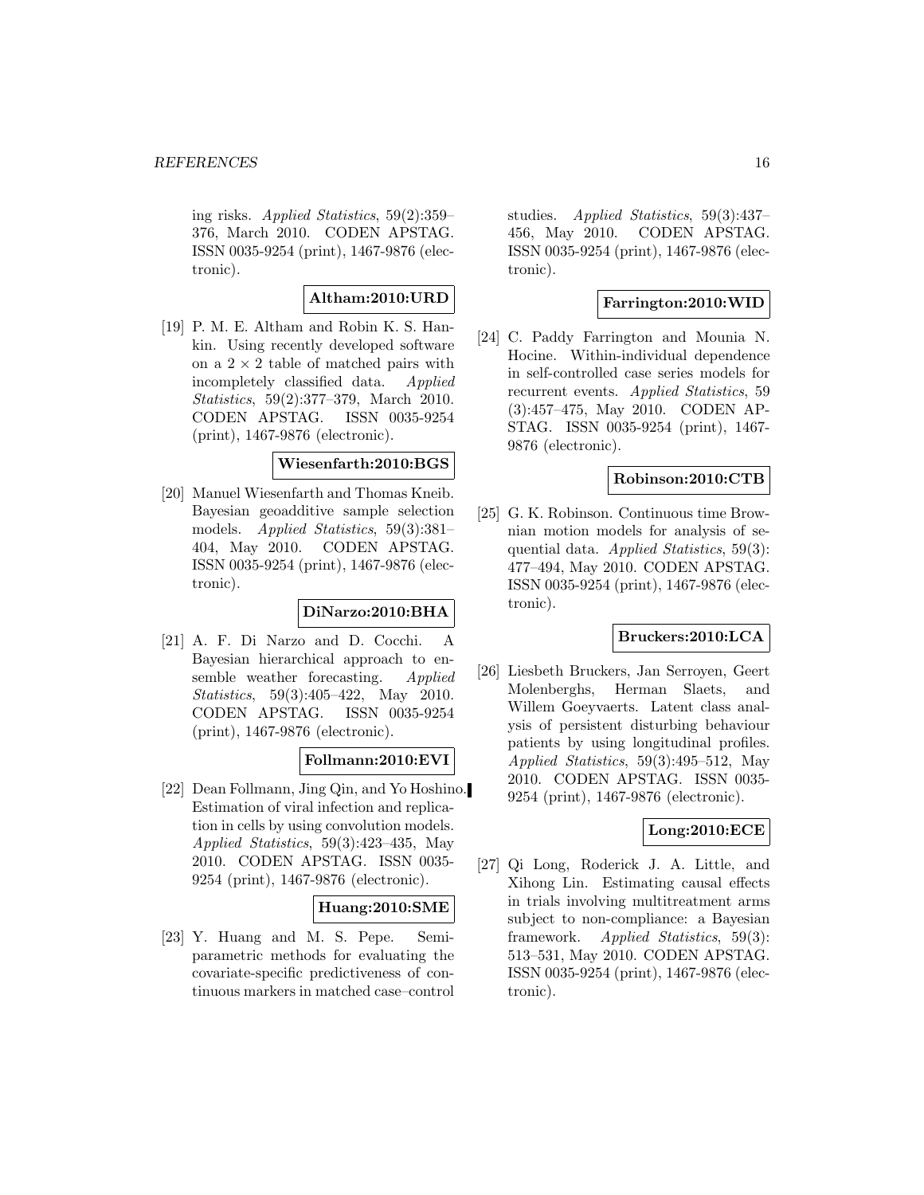ing risks. *Applied Statistics*, 59(2):359–376, March 2010. CODEN APSTAG. ISSN 0035-9254 (print), 1467-9876 (electronic).

**Altham:2010:URD**

[19] P. M. E. Altham and Robin K. S. Hankin. Using recently developed software on a $2 \times 2$ table of matched pairs with incompletely classified data. *Applied Statistics*, 59(2):377–379, March 2010. CODEN APSTAG. ISSN 0035-9254 (print), 1467-9876 (electronic).

**Wiesenfarth:2010:BGS**

[20] Manuel Wiesenfarth and Thomas Kneib. Bayesian geoadditive sample selection models. *Applied Statistics*, 59(3):381–404, May 2010. CODEN APSTAG. ISSN 0035-9254 (print), 1467-9876 (electronic).

**DiNarzo:2010:BHA**

[21] A. F. Di Narzo and D. Cocchi. A Bayesian hierarchical approach to ensemble weather forecasting. *Applied Statistics*, 59(3):405–422, May 2010. CODEN APSTAG. ISSN 0035-9254 (print), 1467-9876 (electronic).

**Follmann:2010:EVI**

[22] Dean Follmann, Jing Qin, and Yo Hoshino. Estimation of viral infection and replication in cells by using convolution models. *Applied Statistics*, 59(3):423–435, May 2010. CODEN APSTAG. ISSN 0035-9254 (print), 1467-9876 (electronic).

**Huang:2010:SME**

[23] Y. Huang and M. S. Pepe. Semiparametric methods for evaluating the covariate-specific predictiveness of continuous markers in matched case–control studies. *Applied Statistics*, 59(3):437–456, May 2010. CODEN APSTAG. ISSN 0035-9254 (print), 1467-9876 (electronic).

**Farrington:2010:WID**

[24] C. Paddy Farrington and Mounia N. Hocine. Within-individual dependence in self-controlled case series models for recurrent events. *Applied Statistics*, 59 (3):457–475, May 2010. CODEN APSTAG. ISSN 0035-9254 (print), 1467-9876 (electronic).

**Robinson:2010:CTB**

[25] G. K. Robinson. Continuous time Brownian motion models for analysis of sequential data. *Applied Statistics*, 59(3): 477–494, May 2010. CODEN APSTAG. ISSN 0035-9254 (print), 1467-9876 (electronic).

**Bruckers:2010:LCA**

[26] Liesbeth Bruckers, Jan Serroyen, Geert Molenberghs, Herman Slaets, and Willem Goeyvaerts. Latent class analysis of persistent disturbing behaviour patients by using longitudinal profiles. *Applied Statistics*, 59(3):495–512, May 2010. CODEN APSTAG. ISSN 0035-9254 (print), 1467-9876 (electronic).

**Long:2010:ECE**

[27] Qi Long, Roderick J. A. Little, and Xihong Lin. Estimating causal effects in trials involving multitreatment arms subject to non-compliance: a Bayesian framework. *Applied Statistics*, 59(3): 513–531, May 2010. CODEN APSTAG. ISSN 0035-9254 (print), 1467-9876 (electronic).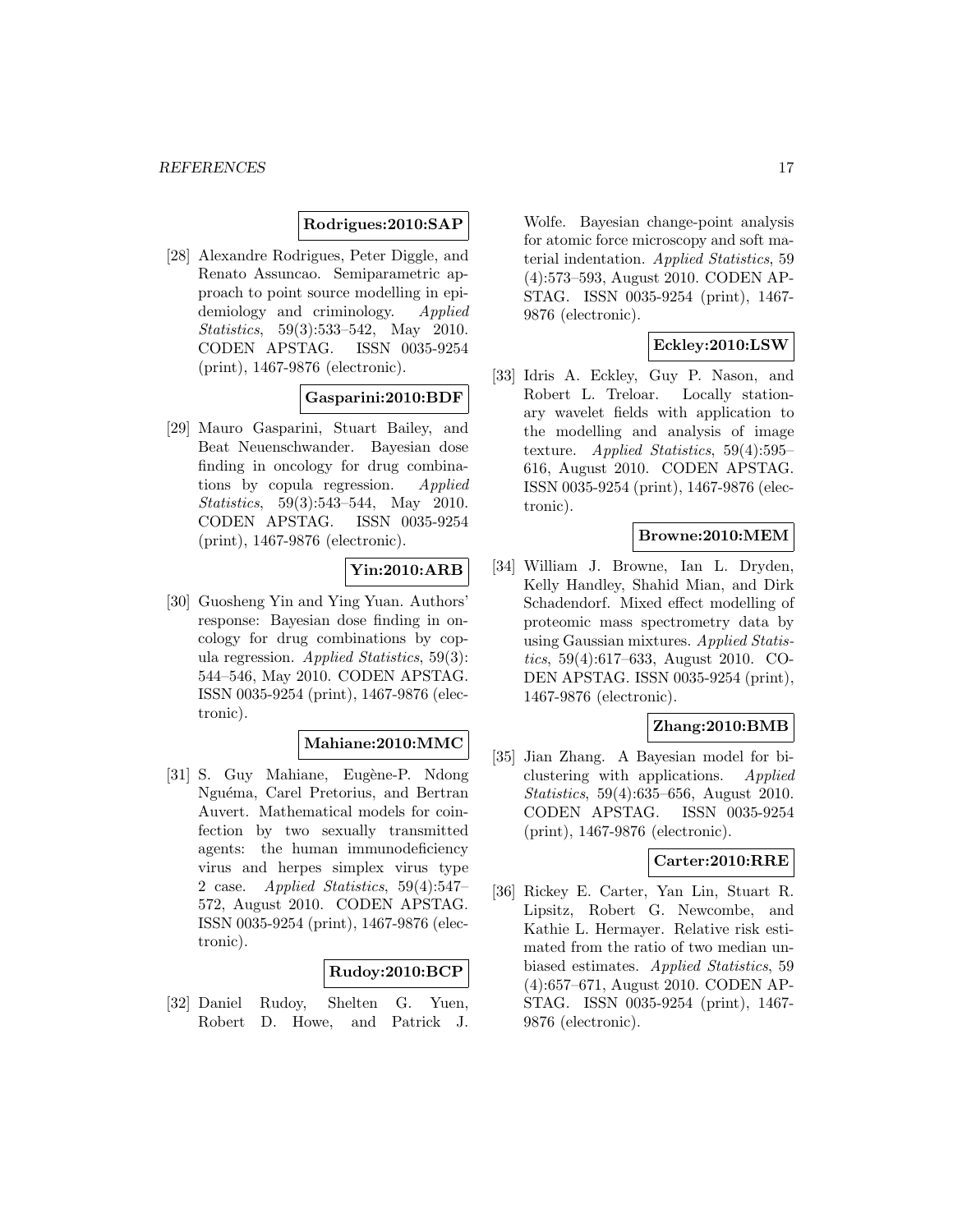**Rodrigues:2010:SAP**

[28] Alexandre Rodrigues, Peter Diggle, and Renato Assuncao. Semiparametric approach to point source modelling in epidemiology and criminology. *Applied Statistics*, 59(3):533–542, May 2010. CODEN APSTAG. ISSN 0035-9254 (print), 1467-9876 (electronic).

**Gasparini:2010:BDF**

[29] Mauro Gasparini, Stuart Bailey, and Beat Neuenschwander. Bayesian dose finding in oncology for drug combinations by copula regression. *Applied Statistics*, 59(3):543–544, May 2010. CODEN APSTAG. ISSN 0035-9254 (print), 1467-9876 (electronic).

**Yin:2010:ARB**

[30] Guosheng Yin and Ying Yuan. Authors' response: Bayesian dose finding in oncology for drug combinations by copula regression. *Applied Statistics*, 59(3): 544–546, May 2010. CODEN APSTAG. ISSN 0035-9254 (print), 1467-9876 (electronic).

**Mahiane:2010:MMC**

[31] S. Guy Mahiane, Eugène-P. Ndong Nguéma, Carel Pretorius, and Bertran Auvert. Mathematical models for coinfection by two sexually transmitted agents: the human immunodeficiency virus and herpes simplex virus type 2 case. *Applied Statistics*, 59(4):547–572, August 2010. CODEN APSTAG. ISSN 0035-9254 (print), 1467-9876 (electronic).

**Rudoy:2010:BCP**

[32] Daniel Rudoy, Shelten G. Yuen, Robert D. Howe, and Patrick J. Wolfe. Bayesian change-point analysis for atomic force microscopy and soft material indentation. *Applied Statistics*, 59 (4):573–593, August 2010. CODEN APSTAG. ISSN 0035-9254 (print), 1467-9876 (electronic).

**Eckley:2010:LSW**

[33] Idris A. Eckley, Guy P. Nason, and Robert L. Treloar. Locally stationary wavelet fields with application to the modelling and analysis of image texture. *Applied Statistics*, 59(4):595–616, August 2010. CODEN APSTAG. ISSN 0035-9254 (print), 1467-9876 (electronic).

**Browne:2010:MEM**

[34] William J. Browne, Ian L. Dryden, Kelly Handley, Shahid Mian, and Dirk Schadendorf. Mixed effect modelling of proteomic mass spectrometry data by using Gaussian mixtures. *Applied Statistics*, 59(4):617–633, August 2010. CODEN APSTAG. ISSN 0035-9254 (print), 1467-9876 (electronic).

**Zhang:2010:BMB**

[35] Jian Zhang. A Bayesian model for biclustering with applications. *Applied Statistics*, 59(4):635–656, August 2010. CODEN APSTAG. ISSN 0035-9254 (print), 1467-9876 (electronic).

**Carter:2010:RRE**

[36] Rickey E. Carter, Yan Lin, Stuart R. Lipsitz, Robert G. Newcombe, and Kathie L. Hermayer. Relative risk estimated from the ratio of two median unbiased estimates. *Applied Statistics*, 59 (4):657–671, August 2010. CODEN APSTAG. ISSN 0035-9254 (print), 1467-9876 (electronic).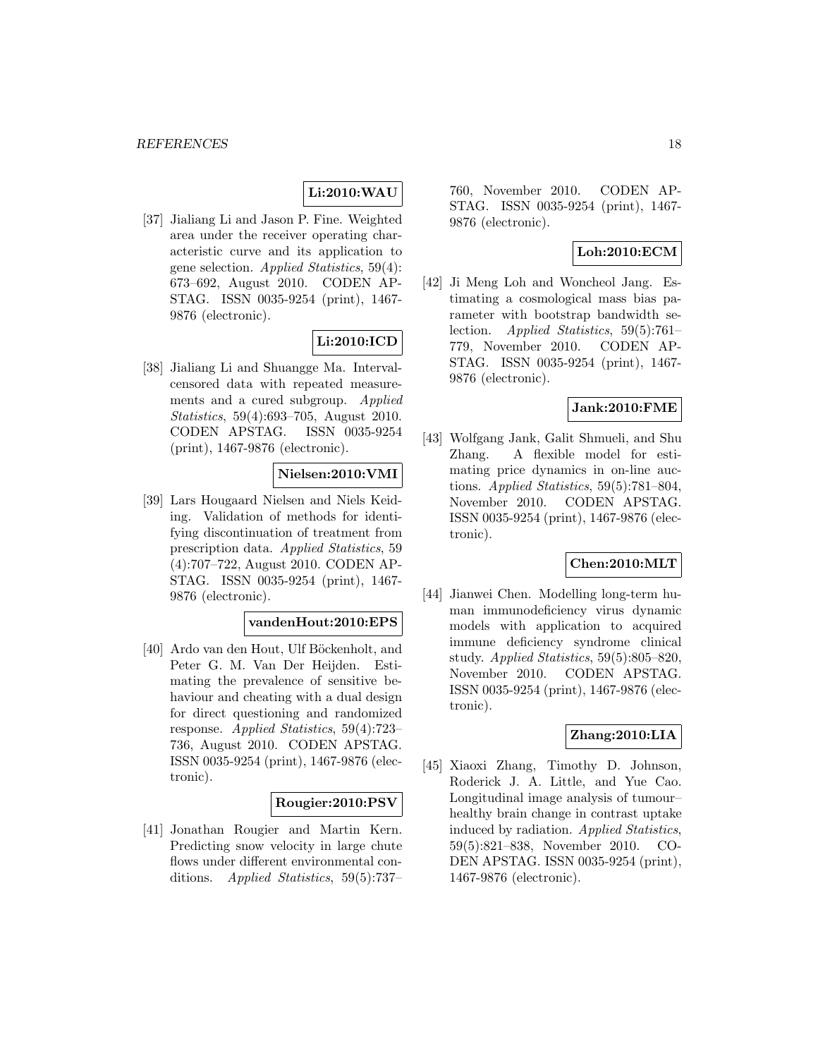**Li:2010:WAU**

[37] Jialiang Li and Jason P. Fine. Weighted area under the receiver operating characteristic curve and its application to gene selection. *Applied Statistics*, 59(4): 673–692, August 2010. CODEN APSTAG. ISSN 0035-9254 (print), 1467-9876 (electronic).

**Li:2010:ICD**

[38] Jialiang Li and Shuangge Ma. Interval-censored data with repeated measurements and a cured subgroup. *Applied Statistics*, 59(4):693–705, August 2010. CODEN APSTAG. ISSN 0035-9254 (print), 1467-9876 (electronic).

**Nielsen:2010:VMI**

[39] Lars Hougaard Nielsen and Niels Keiding. Validation of methods for identifying discontinuation of treatment from prescription data. *Applied Statistics*, 59 (4):707–722, August 2010. CODEN APSTAG. ISSN 0035-9254 (print), 1467-9876 (electronic).

**vandenHout:2010:EPS**

[40] Ardo van den Hout, Ulf Böckenholt, and Peter G. M. Van Der Heijden. Estimating the prevalence of sensitive behaviour and cheating with a dual design for direct questioning and randomized response. *Applied Statistics*, 59(4):723–736, August 2010. CODEN APSTAG. ISSN 0035-9254 (print), 1467-9876 (electronic).

**Rougier:2010:PSV**

[41] Jonathan Rougier and Martin Kern. Predicting snow velocity in large chute flows under different environmental conditions. *Applied Statistics*, 59(5):737–760, November 2010. CODEN APSTAG. ISSN 0035-9254 (print), 1467-9876 (electronic).

**Loh:2010:ECM**

[42] Ji Meng Loh and Woncheol Jang. Estimating a cosmological mass bias parameter with bootstrap bandwidth selection. *Applied Statistics*, 59(5):761–779, November 2010. CODEN APSTAG. ISSN 0035-9254 (print), 1467-9876 (electronic).

**Jank:2010:FME**

[43] Wolfgang Jank, Galit Shmueli, and Shu Zhang. A flexible model for estimating price dynamics in on-line auctions. *Applied Statistics*, 59(5):781–804, November 2010. CODEN APSTAG. ISSN 0035-9254 (print), 1467-9876 (electronic).

**Chen:2010:MLT**

[44] Jianwei Chen. Modelling long-term human immunodeficiency virus dynamic models with application to acquired immune deficiency syndrome clinical study. *Applied Statistics*, 59(5):805–820, November 2010. CODEN APSTAG. ISSN 0035-9254 (print), 1467-9876 (electronic).

**Zhang:2010:LIA**

[45] Xiaoxi Zhang, Timothy D. Johnson, Roderick J. A. Little, and Yue Cao. Longitudinal image analysis of tumour–healthy brain change in contrast uptake induced by radiation. *Applied Statistics*, 59(5):821–838, November 2010. CODEN APSTAG. ISSN 0035-9254 (print), 1467-9876 (electronic).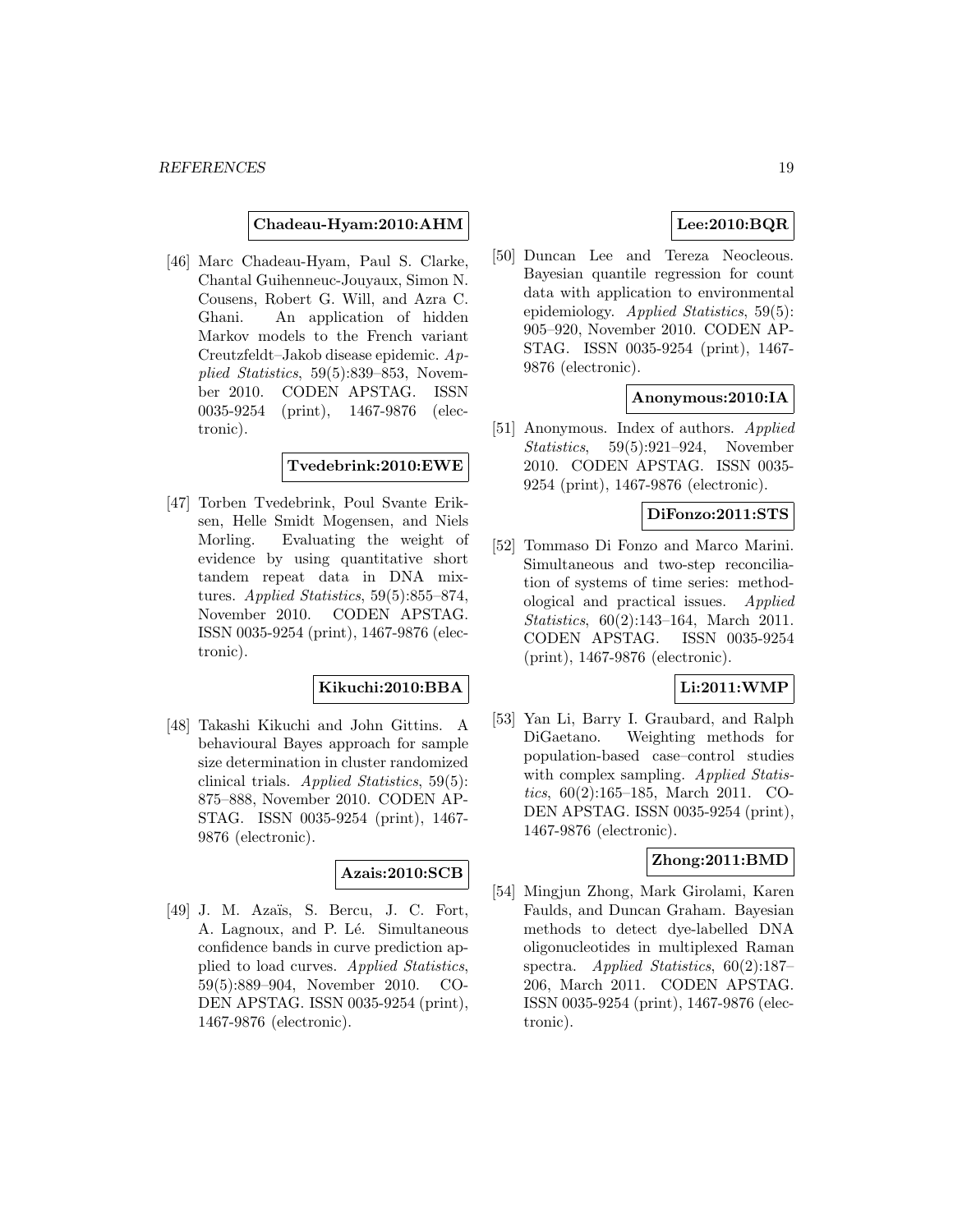**Chadeau-Hyam:2010:AHM**

[46] Marc Chadeau-Hyam, Paul S. Clarke, Chantal Guihenneuc-Jouyaux, Simon N. Cousens, Robert G. Will, and Azra C. Ghani. An application of hidden Markov models to the French variant Creutzfeldt–Jakob disease epidemic. *Applied Statistics*, 59(5):839–853, November 2010. CODEN APSTAG. ISSN 0035-9254 (print), 1467-9876 (electronic).

**Tvedebrink:2010:EWE**

[47] Torben Tvedebrink, Poul Svante Eriksen, Helle Smidt Mogensen, and Niels Morling. Evaluating the weight of evidence by using quantitative short tandem repeat data in DNA mixtures. *Applied Statistics*, 59(5):855–874, November 2010. CODEN APSTAG. ISSN 0035-9254 (print), 1467-9876 (electronic).

**Kikuchi:2010:BBA**

[48] Takashi Kikuchi and John Gittins. A behavioural Bayes approach for sample size determination in cluster randomized clinical trials. *Applied Statistics*, 59(5): 875–888, November 2010. CODEN APSTAG. ISSN 0035-9254 (print), 1467-9876 (electronic).

**Azais:2010:SCB**

[49] J. M. Azaïs, S. Bercu, J. C. Fort, A. Lagnoux, and P. Lé. Simultaneous confidence bands in curve prediction applied to load curves. *Applied Statistics*, 59(5):889–904, November 2010. CODEN APSTAG. ISSN 0035-9254 (print), 1467-9876 (electronic).

**Lee:2010:BQR**

[50] Duncan Lee and Tereza Neocleous. Bayesian quantile regression for count data with application to environmental epidemiology. *Applied Statistics*, 59(5): 905–920, November 2010. CODEN APSTAG. ISSN 0035-9254 (print), 1467-9876 (electronic).

**Anonymous:2010:IA**

[51] Anonymous. Index of authors. *Applied Statistics*, 59(5):921–924, November 2010. CODEN APSTAG. ISSN 0035-9254 (print), 1467-9876 (electronic).

**DiFonzo:2011:STS**

[52] Tommaso Di Fonzo and Marco Marini. Simultaneous and two-step reconciliation of systems of time series: methodological and practical issues. *Applied Statistics*, 60(2):143–164, March 2011. CODEN APSTAG. ISSN 0035-9254 (print), 1467-9876 (electronic).

**Li:2011:WMP**

[53] Yan Li, Barry I. Graubard, and Ralph DiGaetano. Weighting methods for population-based case–control studies with complex sampling. *Applied Statistics*, 60(2):165–185, March 2011. CODEN APSTAG. ISSN 0035-9254 (print), 1467-9876 (electronic).

**Zhong:2011:BMD**

[54] Mingjun Zhong, Mark Girolami, Karen Faulds, and Duncan Graham. Bayesian methods to detect dye-labelled DNA oligonucleotides in multiplexed Raman spectra. *Applied Statistics*, 60(2):187–206, March 2011. CODEN APSTAG. ISSN 0035-9254 (print), 1467-9876 (electronic).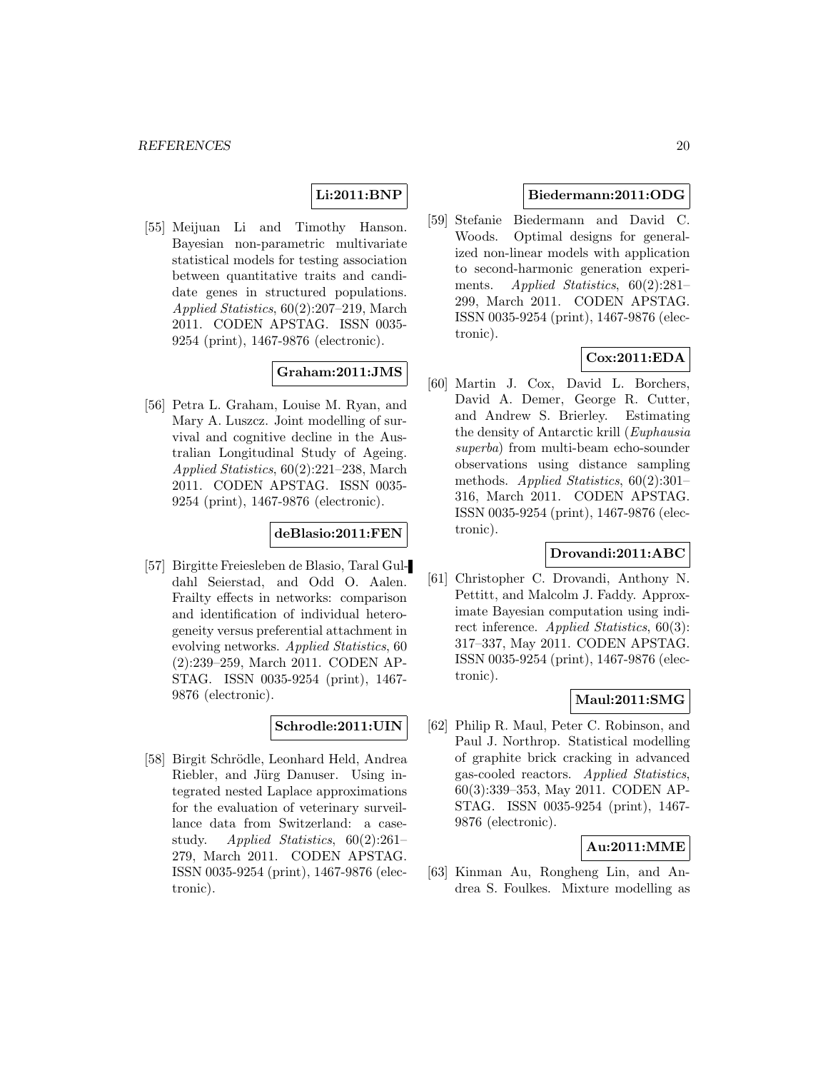**Li:2011:BNP**

[55] Meijuan Li and Timothy Hanson. Bayesian non-parametric multivariate statistical models for testing association between quantitative traits and candidate genes in structured populations. *Applied Statistics*, 60(2):207–219, March 2011. CODEN APSTAG. ISSN 0035-9254 (print), 1467-9876 (electronic).

**Graham:2011:JMS**

[56] Petra L. Graham, Louise M. Ryan, and Mary A. Luszcz. Joint modelling of survival and cognitive decline in the Australian Longitudinal Study of Ageing. *Applied Statistics*, 60(2):221–238, March 2011. CODEN APSTAG. ISSN 0035-9254 (print), 1467-9876 (electronic).

**deBlasio:2011:FEN**

[57] Birgitte Freiesleben de Blasio, Taral Guldahl Seierstad, and Odd O. Aalen. Frailty effects in networks: comparison and identification of individual heterogeneity versus preferential attachment in evolving networks. *Applied Statistics*, 60 (2):239–259, March 2011. CODEN APSTAG. ISSN 0035-9254 (print), 1467-9876 (electronic).

**Schrodle:2011:UIN**

[58] Birgit Schrödle, Leonhard Held, Andrea Riebler, and Jürg Danuser. Using integrated nested Laplace approximations for the evaluation of veterinary surveillance data from Switzerland: a case-study. *Applied Statistics*, 60(2):261–279, March 2011. CODEN APSTAG. ISSN 0035-9254 (print), 1467-9876 (electronic).

**Biedermann:2011:ODG**

[59] Stefanie Biedermann and David C. Woods. Optimal designs for generalized non-linear models with application to second-harmonic generation experiments. *Applied Statistics*, 60(2):281–299, March 2011. CODEN APSTAG. ISSN 0035-9254 (print), 1467-9876 (electronic).

**Cox:2011:EDA**

[60] Martin J. Cox, David L. Borchers, David A. Demer, George R. Cutter, and Andrew S. Brierley. Estimating the density of Antarctic krill (*Euphausia superba*) from multi-beam echo-sounder observations using distance sampling methods. *Applied Statistics*, 60(2):301–316, March 2011. CODEN APSTAG. ISSN 0035-9254 (print), 1467-9876 (electronic).

**Drovandi:2011:ABC**

[61] Christopher C. Drovandi, Anthony N. Pettitt, and Malcolm J. Faddy. Approximate Bayesian computation using indirect inference. *Applied Statistics*, 60(3): 317–337, May 2011. CODEN APSTAG. ISSN 0035-9254 (print), 1467-9876 (electronic).

**Maul:2011:SMG**

[62] Philip R. Maul, Peter C. Robinson, and Paul J. Northrop. Statistical modelling of graphite brick cracking in advanced gas-cooled reactors. *Applied Statistics*, 60(3):339–353, May 2011. CODEN APSTAG. ISSN 0035-9254 (print), 1467-9876 (electronic).

**Au:2011:MME**

[63] Kinman Au, Rongheng Lin, and Andrea S. Foulkes. Mixture modelling as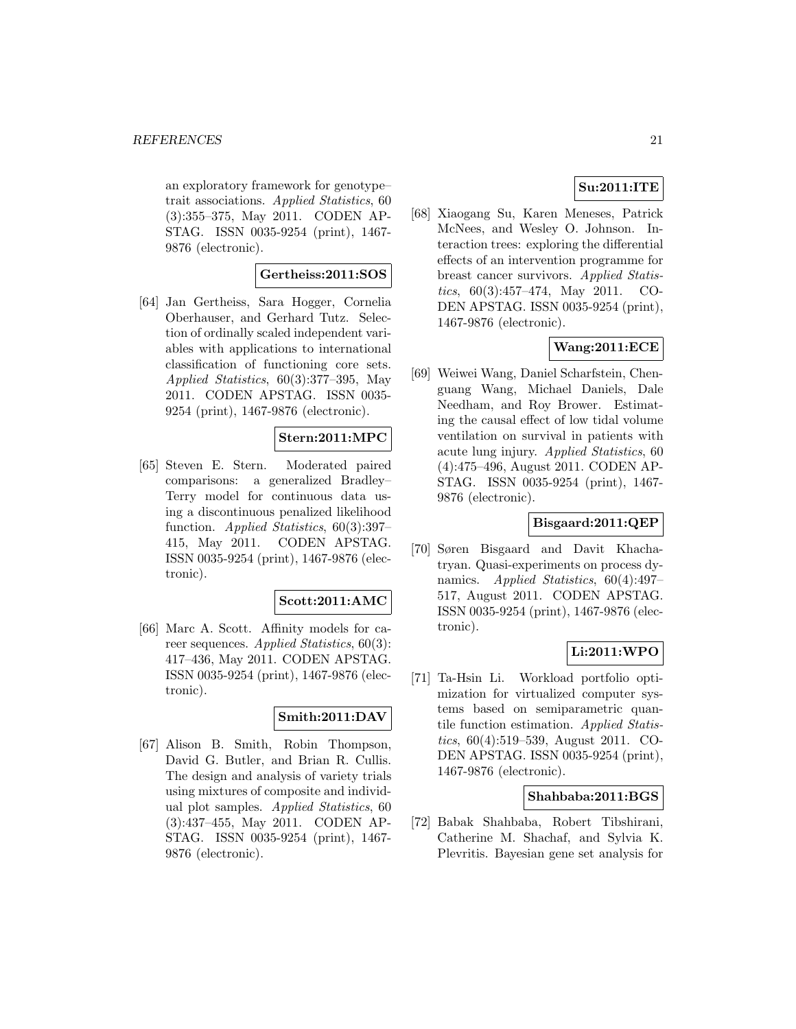an exploratory framework for genotype–trait associations. *Applied Statistics*, 60 (3):355–375, May 2011. CODEN APSTAG. ISSN 0035-9254 (print), 1467-9876 (electronic).

**Gertheiss:2011:SOS**

[64] Jan Gertheiss, Sara Hogger, Cornelia Oberhauser, and Gerhard Tutz. Selection of ordinally scaled independent variables with applications to international classification of functioning core sets. *Applied Statistics*, 60(3):377–395, May 2011. CODEN APSTAG. ISSN 0035-9254 (print), 1467-9876 (electronic).

**Stern:2011:MPC**

[65] Steven E. Stern. Moderated paired comparisons: a generalized Bradley–Terry model for continuous data using a discontinuous penalized likelihood function. *Applied Statistics*, 60(3):397–415, May 2011. CODEN APSTAG. ISSN 0035-9254 (print), 1467-9876 (electronic).

**Scott:2011:AMC**

[66] Marc A. Scott. Affinity models for career sequences. *Applied Statistics*, 60(3):417–436, May 2011. CODEN APSTAG. ISSN 0035-9254 (print), 1467-9876 (electronic).

**Smith:2011:DAV**

[67] Alison B. Smith, Robin Thompson, David G. Butler, and Brian R. Cullis. The design and analysis of variety trials using mixtures of composite and individual plot samples. *Applied Statistics*, 60 (3):437–455, May 2011. CODEN APSTAG. ISSN 0035-9254 (print), 1467-9876 (electronic).

**Su:2011:ITE**

[68] Xiaogang Su, Karen Meneses, Patrick McNees, and Wesley O. Johnson. Interaction trees: exploring the differential effects of an intervention programme for breast cancer survivors. *Applied Statistics*, 60(3):457–474, May 2011. CODEN APSTAG. ISSN 0035-9254 (print), 1467-9876 (electronic).

**Wang:2011:ECE**

[69] Weiwei Wang, Daniel Scharfstein, Chenguang Wang, Michael Daniels, Dale Needham, and Roy Brower. Estimating the causal effect of low tidal volume ventilation on survival in patients with acute lung injury. *Applied Statistics*, 60 (4):475–496, August 2011. CODEN APSTAG. ISSN 0035-9254 (print), 1467-9876 (electronic).

**Bisgaard:2011:QEP**

[70] Søren Bisgaard and Davit Khachatryan. Quasi-experiments on process dynamics. *Applied Statistics*, 60(4):497–517, August 2011. CODEN APSTAG. ISSN 0035-9254 (print), 1467-9876 (electronic).

**Li:2011:WPO**

[71] Ta-Hsin Li. Workload portfolio optimization for virtualized computer systems based on semiparametric quantile function estimation. *Applied Statistics*, 60(4):519–539, August 2011. CODEN APSTAG. ISSN 0035-9254 (print), 1467-9876 (electronic).

**Shahbaba:2011:BGS**

[72] Babak Shahbaba, Robert Tibshirani, Catherine M. Shachaf, and Sylvia K. Plevritis. Bayesian gene set analysis for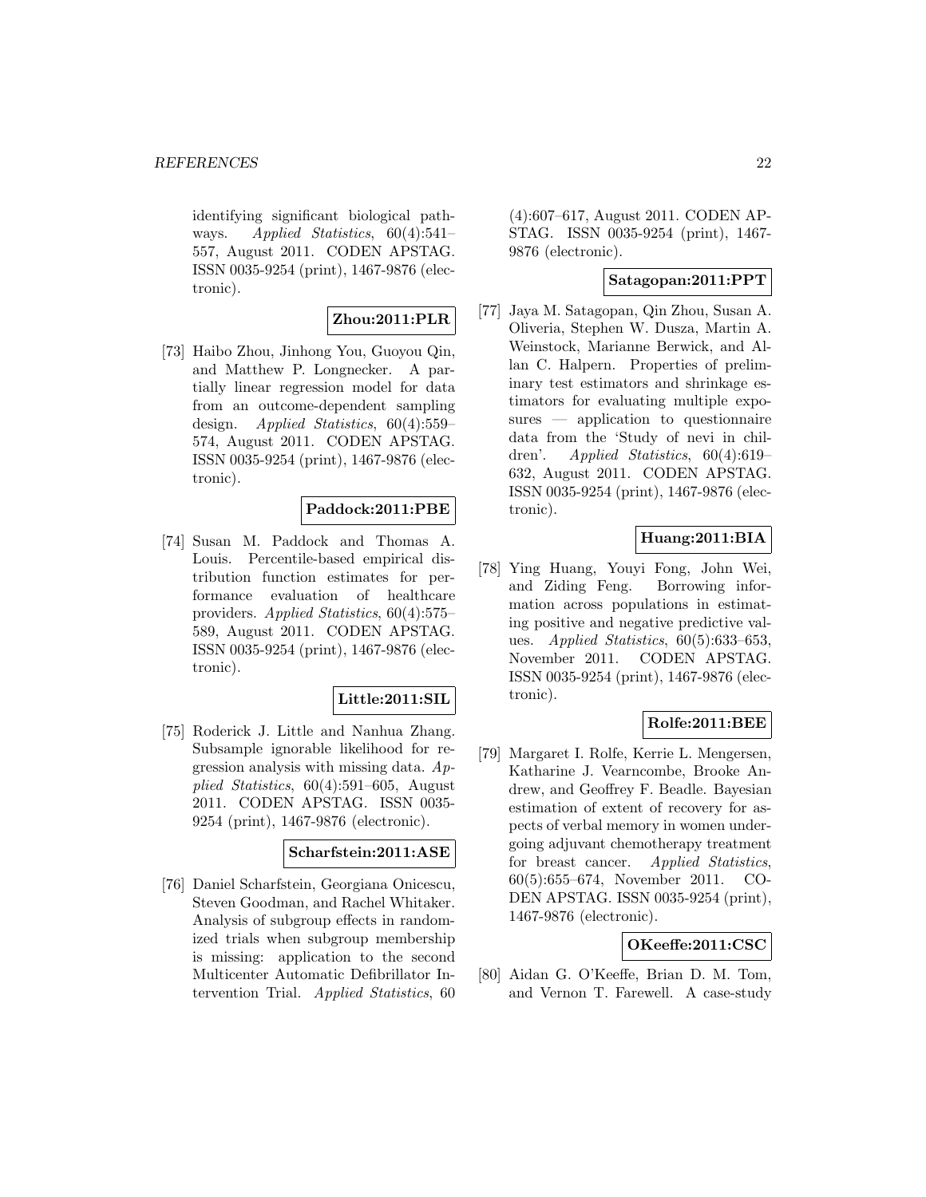identifying significant biological pathways. *Applied Statistics*, 60(4):541–557, August 2011. CODEN APSTAG. ISSN 0035-9254 (print), 1467-9876 (electronic).

**Zhou:2011:PLR**

[73] Haibo Zhou, Jinhong You, Guoyou Qin, and Matthew P. Longnecker. A partially linear regression model for data from an outcome-dependent sampling design. *Applied Statistics*, 60(4):559–574, August 2011. CODEN APSTAG. ISSN 0035-9254 (print), 1467-9876 (electronic).

**Paddock:2011:PBE**

[74] Susan M. Paddock and Thomas A. Louis. Percentile-based empirical distribution function estimates for performance evaluation of healthcare providers. *Applied Statistics*, 60(4):575–589, August 2011. CODEN APSTAG. ISSN 0035-9254 (print), 1467-9876 (electronic).

**Little:2011:SIL**

[75] Roderick J. Little and Nanhua Zhang. Subsample ignorable likelihood for regression analysis with missing data. *Applied Statistics*, 60(4):591–605, August 2011. CODEN APSTAG. ISSN 0035-9254 (print), 1467-9876 (electronic).

**Scharfstein:2011:ASE**

[76] Daniel Scharfstein, Georgiana Onicescu, Steven Goodman, and Rachel Whitaker. Analysis of subgroup effects in randomized trials when subgroup membership is missing: application to the second Multicenter Automatic Defibrillator Intervention Trial. *Applied Statistics*, 60 (4):607–617, August 2011. CODEN APSTAG. ISSN 0035-9254 (print), 1467-9876 (electronic).

**Satagopan:2011:PPT**

[77] Jaya M. Satagopan, Qin Zhou, Susan A. Oliveria, Stephen W. Dusza, Martin A. Weinstock, Marianne Berwick, and Allan C. Halpern. Properties of preliminary test estimators and shrinkage estimators for evaluating multiple exposures — application to questionnaire data from the 'Study of nevi in children'. *Applied Statistics*, 60(4):619–632, August 2011. CODEN APSTAG. ISSN 0035-9254 (print), 1467-9876 (electronic).

**Huang:2011:BIA**

[78] Ying Huang, Youyi Fong, John Wei, and Ziding Feng. Borrowing information across populations in estimating positive and negative predictive values. *Applied Statistics*, 60(5):633–653, November 2011. CODEN APSTAG. ISSN 0035-9254 (print), 1467-9876 (electronic).

**Rolfe:2011:BEE**

[79] Margaret I. Rolfe, Kerrie L. Mengersen, Katharine J. Vearncombe, Brooke Andrew, and Geoffrey F. Beadle. Bayesian estimation of extent of recovery for aspects of verbal memory in women undergoing adjuvant chemotherapy treatment for breast cancer. *Applied Statistics*, 60(5):655–674, November 2011. CODEN APSTAG. ISSN 0035-9254 (print), 1467-9876 (electronic).

**OKeeffe:2011:CSC**

[80] Aidan G. O'Keeffe, Brian D. M. Tom, and Vernon T. Farewell. A case-study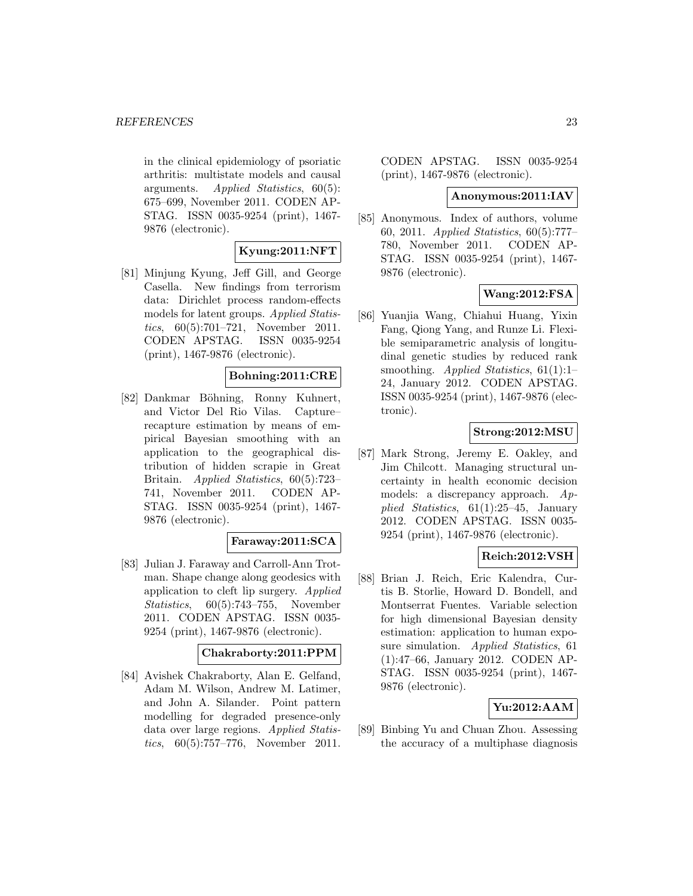in the clinical epidemiology of psoriatic arthritis: multistate models and causal arguments. *Applied Statistics*, 60(5): 675–699, November 2011. CODEN APSTAG. ISSN 0035-9254 (print), 1467-9876 (electronic).

**Kyung:2011:NFT**

[81] Minjung Kyung, Jeff Gill, and George Casella. New findings from terrorism data: Dirichlet process random-effects models for latent groups. *Applied Statistics*, 60(5):701–721, November 2011. CODEN APSTAG. ISSN 0035-9254 (print), 1467-9876 (electronic).

**Bohning:2011:CRE**

[82] Dankmar Böhning, Ronny Kuhnert, and Victor Del Rio Vilas. Capture–recapture estimation by means of empirical Bayesian smoothing with an application to the geographical distribution of hidden scrapie in Great Britain. *Applied Statistics*, 60(5):723–741, November 2011. CODEN APSTAG. ISSN 0035-9254 (print), 1467-9876 (electronic).

**Faraway:2011:SCA**

[83] Julian J. Faraway and Carroll-Ann Trotman. Shape change along geodesics with application to cleft lip surgery. *Applied Statistics*, 60(5):743–755, November 2011. CODEN APSTAG. ISSN 0035-9254 (print), 1467-9876 (electronic).

**Chakraborty:2011:PPM**

[84] Avishek Chakraborty, Alan E. Gelfand, Adam M. Wilson, Andrew M. Latimer, and John A. Silander. Point pattern modelling for degraded presence-only data over large regions. *Applied Statistics*, 60(5):757–776, November 2011. CODEN APSTAG. ISSN 0035-9254 (print), 1467-9876 (electronic).

**Anonymous:2011:IAV**

[85] Anonymous. Index of authors, volume 60, 2011. *Applied Statistics*, 60(5):777–780, November 2011. CODEN APSTAG. ISSN 0035-9254 (print), 1467-9876 (electronic).

**Wang:2012:FSA**

[86] Yuanjia Wang, Chiahui Huang, Yixin Fang, Qiong Yang, and Runze Li. Flexible semiparametric analysis of longitudinal genetic studies by reduced rank smoothing. *Applied Statistics*, 61(1):1–24, January 2012. CODEN APSTAG. ISSN 0035-9254 (print), 1467-9876 (electronic).

**Strong:2012:MSU**

[87] Mark Strong, Jeremy E. Oakley, and Jim Chilcott. Managing structural uncertainty in health economic decision models: a discrepancy approach. *Applied Statistics*, 61(1):25–45, January 2012. CODEN APSTAG. ISSN 0035-9254 (print), 1467-9876 (electronic).

**Reich:2012:VSH**

[88] Brian J. Reich, Eric Kalendra, Curtis B. Storlie, Howard D. Bondell, and Montserrat Fuentes. Variable selection for high dimensional Bayesian density estimation: application to human exposure simulation. *Applied Statistics*, 61 (1):47–66, January 2012. CODEN APSTAG. ISSN 0035-9254 (print), 1467-9876 (electronic).

**Yu:2012:AAM**

[89] Binbing Yu and Chuan Zhou. Assessing the accuracy of a multiphase diagnosis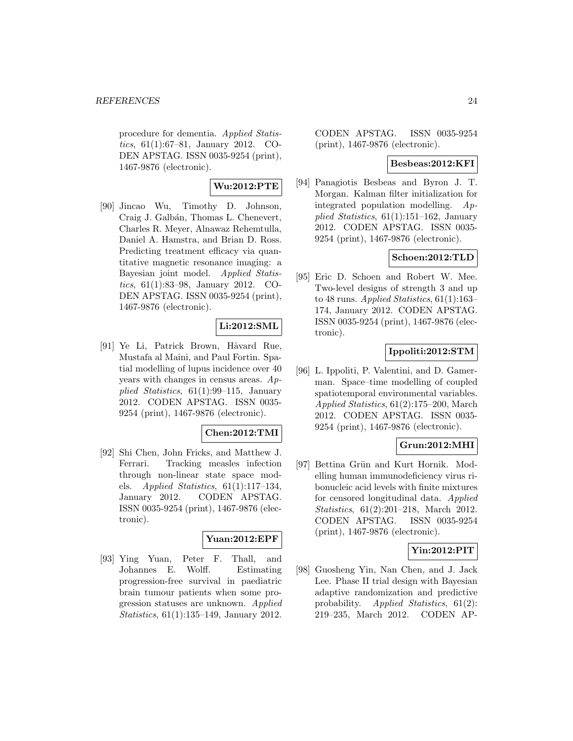procedure for dementia. *Applied Statistics*, 61(1):67–81, January 2012. CODEN APSTAG. ISSN 0035-9254 (print), 1467-9876 (electronic).

**Wu:2012:PTE**

[90] Jincao Wu, Timothy D. Johnson, Craig J. Galbán, Thomas L. Chenevert, Charles R. Meyer, Alnawaz Rehemtulla, Daniel A. Hamstra, and Brian D. Ross. Predicting treatment efficacy via quantitative magnetic resonance imaging: a Bayesian joint model. *Applied Statistics*, 61(1):83–98, January 2012. CODEN APSTAG. ISSN 0035-9254 (print), 1467-9876 (electronic).

**Li:2012:SML**

[91] Ye Li, Patrick Brown, Håvard Rue, Mustafa al Maini, and Paul Fortin. Spatial modelling of lupus incidence over 40 years with changes in census areas. *Applied Statistics*, 61(1):99–115, January 2012. CODEN APSTAG. ISSN 0035-9254 (print), 1467-9876 (electronic).

**Chen:2012:TMI**

[92] Shi Chen, John Fricks, and Matthew J. Ferrari. Tracking measles infection through non-linear state space models. *Applied Statistics*, 61(1):117–134, January 2012. CODEN APSTAG. ISSN 0035-9254 (print), 1467-9876 (electronic).

**Yuan:2012:EPF**

[93] Ying Yuan, Peter F. Thall, and Johannes E. Wolff. Estimating progression-free survival in paediatric brain tumour patients when some progression statuses are unknown. *Applied Statistics*, 61(1):135–149, January 2012. CODEN APSTAG. ISSN 0035-9254 (print), 1467-9876 (electronic).

**Besbeas:2012:KFI**

[94] Panagiotis Besbeas and Byron J. T. Morgan. Kalman filter initialization for integrated population modelling. *Applied Statistics*, 61(1):151–162, January 2012. CODEN APSTAG. ISSN 0035-9254 (print), 1467-9876 (electronic).

**Schoen:2012:TLD**

[95] Eric D. Schoen and Robert W. Mee. Two-level designs of strength 3 and up to 48 runs. *Applied Statistics*, 61(1):163–174, January 2012. CODEN APSTAG. ISSN 0035-9254 (print), 1467-9876 (electronic).

**Ippoliti:2012:STM**

[96] L. Ippoliti, P. Valentini, and D. Gamerman. Space–time modelling of coupled spatiotemporal environmental variables. *Applied Statistics*, 61(2):175–200, March 2012. CODEN APSTAG. ISSN 0035-9254 (print), 1467-9876 (electronic).

**Grun:2012:MHI**

[97] Bettina Grün and Kurt Hornik. Modelling human immunodeficiency virus ribonucleic acid levels with finite mixtures for censored longitudinal data. *Applied Statistics*, 61(2):201–218, March 2012. CODEN APSTAG. ISSN 0035-9254 (print), 1467-9876 (electronic).

**Yin:2012:PIT**

[98] Guosheng Yin, Nan Chen, and J. Jack Lee. Phase II trial design with Bayesian adaptive randomization and predictive probability. *Applied Statistics*, 61(2): 219–235, March 2012. CODEN AP-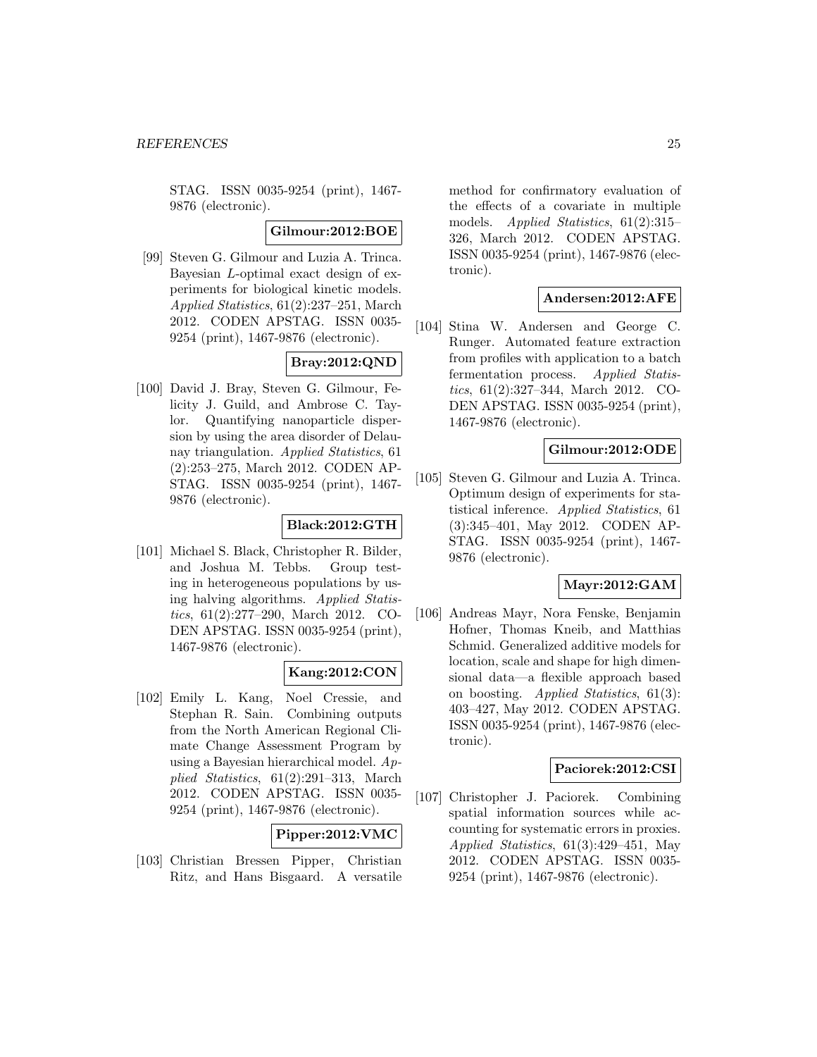STAG. ISSN 0035-9254 (print), 1467-9876 (electronic).

**Gilmour:2012:BOE**

[99] Steven G. Gilmour and Luzia A. Trinca. Bayesian $L$-optimal exact design of experiments for biological kinetic models. *Applied Statistics*, 61(2):237–251, March 2012. CODEN APSTAG. ISSN 0035-9254 (print), 1467-9876 (electronic).

**Bray:2012:QND**

[100] David J. Bray, Steven G. Gilmour, Felicity J. Guild, and Ambrose C. Taylor. Quantifying nanoparticle dispersion by using the area disorder of Delaunay triangulation. *Applied Statistics*, 61 (2):253–275, March 2012. CODEN APSTAG. ISSN 0035-9254 (print), 1467-9876 (electronic).

**Black:2012:GTH**

[101] Michael S. Black, Christopher R. Bilder, and Joshua M. Tebbs. Group testing in heterogeneous populations by using halving algorithms. *Applied Statistics*, 61(2):277–290, March 2012. CODEN APSTAG. ISSN 0035-9254 (print), 1467-9876 (electronic).

**Kang:2012:CON**

[102] Emily L. Kang, Noel Cressie, and Stephan R. Sain. Combining outputs from the North American Regional Climate Change Assessment Program by using a Bayesian hierarchical model. *Applied Statistics*, 61(2):291–313, March 2012. CODEN APSTAG. ISSN 0035-9254 (print), 1467-9876 (electronic).

**Pipper:2012:VMC**

[103] Christian Bressen Pipper, Christian Ritz, and Hans Bisgaard. A versatile method for confirmatory evaluation of the effects of a covariate in multiple models. *Applied Statistics*, 61(2):315–326, March 2012. CODEN APSTAG. ISSN 0035-9254 (print), 1467-9876 (electronic).

**Andersen:2012:AFE**

[104] Stina W. Andersen and George C. Runger. Automated feature extraction from profiles with application to a batch fermentation process. *Applied Statistics*, 61(2):327–344, March 2012. CODEN APSTAG. ISSN 0035-9254 (print), 1467-9876 (electronic).

**Gilmour:2012:ODE**

[105] Steven G. Gilmour and Luzia A. Trinca. Optimum design of experiments for statistical inference. *Applied Statistics*, 61 (3):345–401, May 2012. CODEN APSTAG. ISSN 0035-9254 (print), 1467-9876 (electronic).

**Mayr:2012:GAM**

[106] Andreas Mayr, Nora Fenske, Benjamin Hofner, Thomas Kneib, and Matthias Schmid. Generalized additive models for location, scale and shape for high dimensional data—a flexible approach based on boosting. *Applied Statistics*, 61(3): 403–427, May 2012. CODEN APSTAG. ISSN 0035-9254 (print), 1467-9876 (electronic).

**Paciorek:2012:CSI**

[107] Christopher J. Paciorek. Combining spatial information sources while accounting for systematic errors in proxies. *Applied Statistics*, 61(3):429–451, May 2012. CODEN APSTAG. ISSN 0035-9254 (print), 1467-9876 (electronic).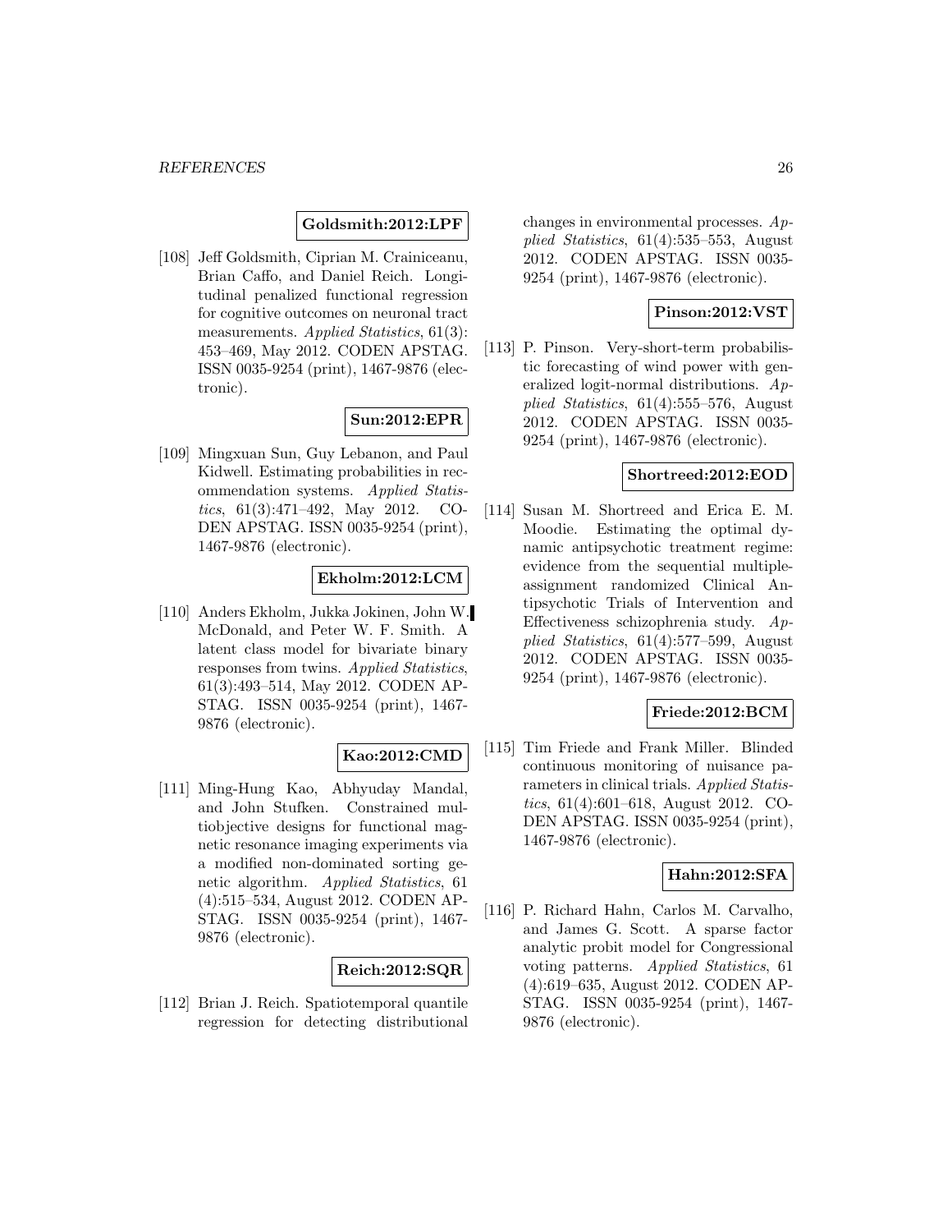**Goldsmith:2012:LPF**

[108] Jeff Goldsmith, Ciprian M. Crainiceanu, Brian Caffo, and Daniel Reich. Longitudinal penalized functional regression for cognitive outcomes on neuronal tract measurements. *Applied Statistics*, 61(3): 453–469, May 2012. CODEN APSTAG. ISSN 0035-9254 (print), 1467-9876 (electronic).

**Sun:2012:EPR**

[109] Mingxuan Sun, Guy Lebanon, and Paul Kidwell. Estimating probabilities in recommendation systems. *Applied Statistics*, 61(3):471–492, May 2012. CODEN APSTAG. ISSN 0035-9254 (print), 1467-9876 (electronic).

**Ekholm:2012:LCM**

[110] Anders Ekholm, Jukka Jokinen, John W. McDonald, and Peter W. F. Smith. A latent class model for bivariate binary responses from twins. *Applied Statistics*, 61(3):493–514, May 2012. CODEN APSTAG. ISSN 0035-9254 (print), 1467-9876 (electronic).

**Kao:2012:CMD**

[111] Ming-Hung Kao, Abhyuday Mandal, and John Stufken. Constrained multiobjective designs for functional magnetic resonance imaging experiments via a modified non-dominated sorting genetic algorithm. *Applied Statistics*, 61 (4):515–534, August 2012. CODEN APSTAG. ISSN 0035-9254 (print), 1467-9876 (electronic).

**Reich:2012:SQR**

[112] Brian J. Reich. Spatiotemporal quantile regression for detecting distributional changes in environmental processes. *Applied Statistics*, 61(4):535–553, August 2012. CODEN APSTAG. ISSN 0035-9254 (print), 1467-9876 (electronic).

**Pinson:2012:VST**

[113] P. Pinson. Very-short-term probabilistic forecasting of wind power with generalized logit-normal distributions. *Applied Statistics*, 61(4):555–576, August 2012. CODEN APSTAG. ISSN 0035-9254 (print), 1467-9876 (electronic).

**Shortreed:2012:EOD**

[114] Susan M. Shortreed and Erica E. M. Moodie. Estimating the optimal dynamic antipsychotic treatment regime: evidence from the sequential multiple-assignment randomized Clinical Antipsychotic Trials of Intervention and Effectiveness schizophrenia study. *Applied Statistics*, 61(4):577–599, August 2012. CODEN APSTAG. ISSN 0035-9254 (print), 1467-9876 (electronic).

**Friede:2012:BCM**

[115] Tim Friede and Frank Miller. Blinded continuous monitoring of nuisance parameters in clinical trials. *Applied Statistics*, 61(4):601–618, August 2012. CODEN APSTAG. ISSN 0035-9254 (print), 1467-9876 (electronic).

**Hahn:2012:SFA**

[116] P. Richard Hahn, Carlos M. Carvalho, and James G. Scott. A sparse factor analytic probit model for Congressional voting patterns. *Applied Statistics*, 61 (4):619–635, August 2012. CODEN APSTAG. ISSN 0035-9254 (print), 1467-9876 (electronic).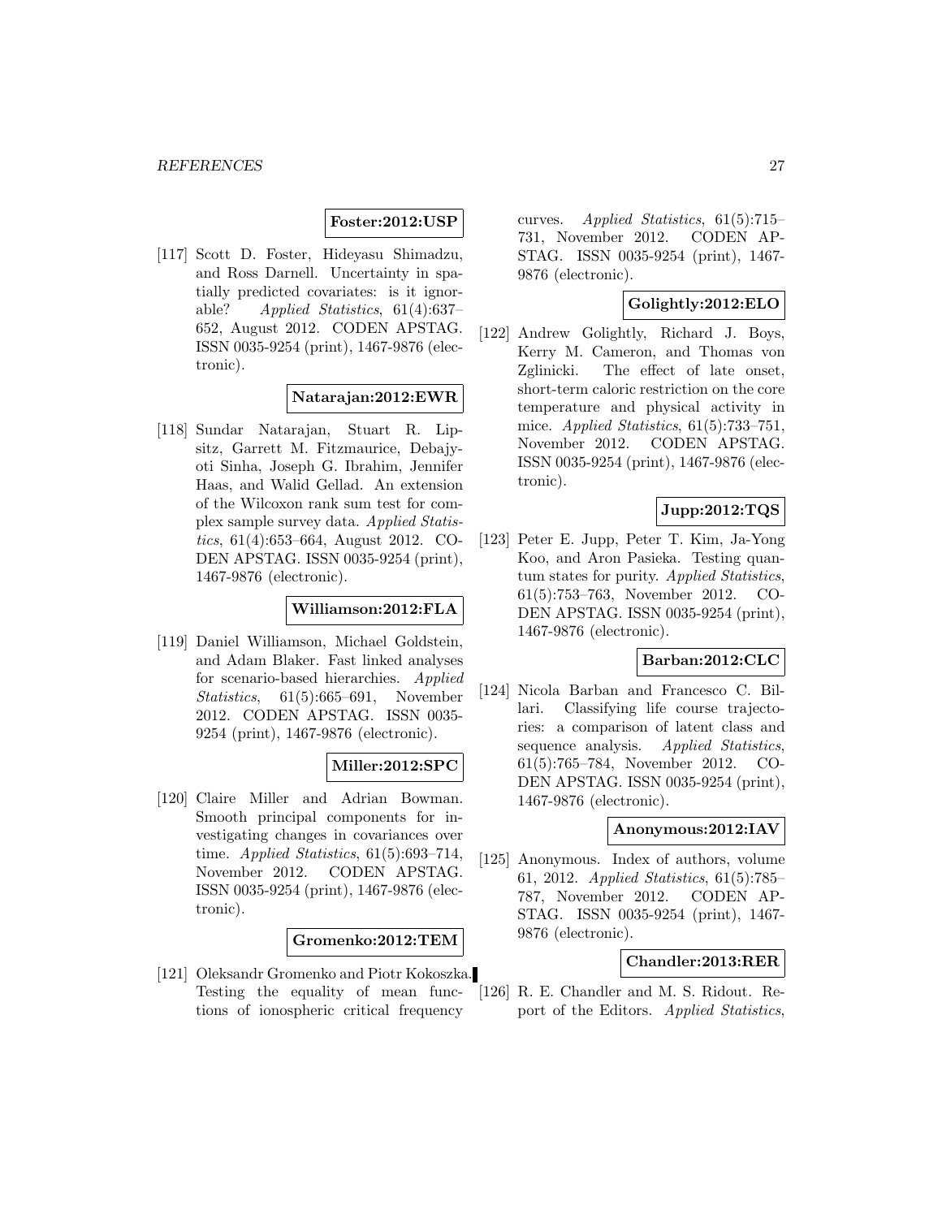**Foster:2012:USP**

[117] Scott D. Foster, Hideyasu Shimadzu, and Ross Darnell. Uncertainty in spatially predicted covariates: is it ignorable? *Applied Statistics*, 61(4):637–652, August 2012. CODEN APSTAG. ISSN 0035-9254 (print), 1467-9876 (electronic).

**Natarajan:2012:EWR**

[118] Sundar Natarajan, Stuart R. Lipsitz, Garrett M. Fitzmaurice, Debajyoti Sinha, Joseph G. Ibrahim, Jennifer Haas, and Walid Gellad. An extension of the Wilcoxon rank sum test for complex sample survey data. *Applied Statistics*, 61(4):653–664, August 2012. CODEN APSTAG. ISSN 0035-9254 (print), 1467-9876 (electronic).

**Williamson:2012:FLA**

[119] Daniel Williamson, Michael Goldstein, and Adam Blaker. Fast linked analyses for scenario-based hierarchies. *Applied Statistics*, 61(5):665–691, November 2012. CODEN APSTAG. ISSN 0035-9254 (print), 1467-9876 (electronic).

**Miller:2012:SPC**

[120] Claire Miller and Adrian Bowman. Smooth principal components for investigating changes in covariances over time. *Applied Statistics*, 61(5):693–714, November 2012. CODEN APSTAG. ISSN 0035-9254 (print), 1467-9876 (electronic).

**Gromenko:2012:TEM**

[121] Oleksandr Gromenko and Piotr Kokoszka. Testing the equality of mean functions of ionospheric critical frequency curves. *Applied Statistics*, 61(5):715–731, November 2012. CODEN APSTAG. ISSN 0035-9254 (print), 1467-9876 (electronic).

**Golightly:2012:ELO**

[122] Andrew Golightly, Richard J. Boys, Kerry M. Cameron, and Thomas von Zglinicki. The effect of late onset, short-term caloric restriction on the core temperature and physical activity in mice. *Applied Statistics*, 61(5):733–751, November 2012. CODEN APSTAG. ISSN 0035-9254 (print), 1467-9876 (electronic).

**Jupp:2012:TQS**

[123] Peter E. Jupp, Peter T. Kim, Ja-Yong Koo, and Aron Pasieka. Testing quantum states for purity. *Applied Statistics*, 61(5):753–763, November 2012. CODEN APSTAG. ISSN 0035-9254 (print), 1467-9876 (electronic).

**Barban:2012:CLC**

[124] Nicola Barban and Francesco C. Billari. Classifying life course trajectories: a comparison of latent class and sequence analysis. *Applied Statistics*, 61(5):765–784, November 2012. CODEN APSTAG. ISSN 0035-9254 (print), 1467-9876 (electronic).

**Anonymous:2012:IAV**

[125] Anonymous. Index of authors, volume 61, 2012. *Applied Statistics*, 61(5):785–787, November 2012. CODEN APSTAG. ISSN 0035-9254 (print), 1467-9876 (electronic).

**Chandler:2013:RER**

[126] R. E. Chandler and M. S. Ridout. Report of the Editors. *Applied Statistics*,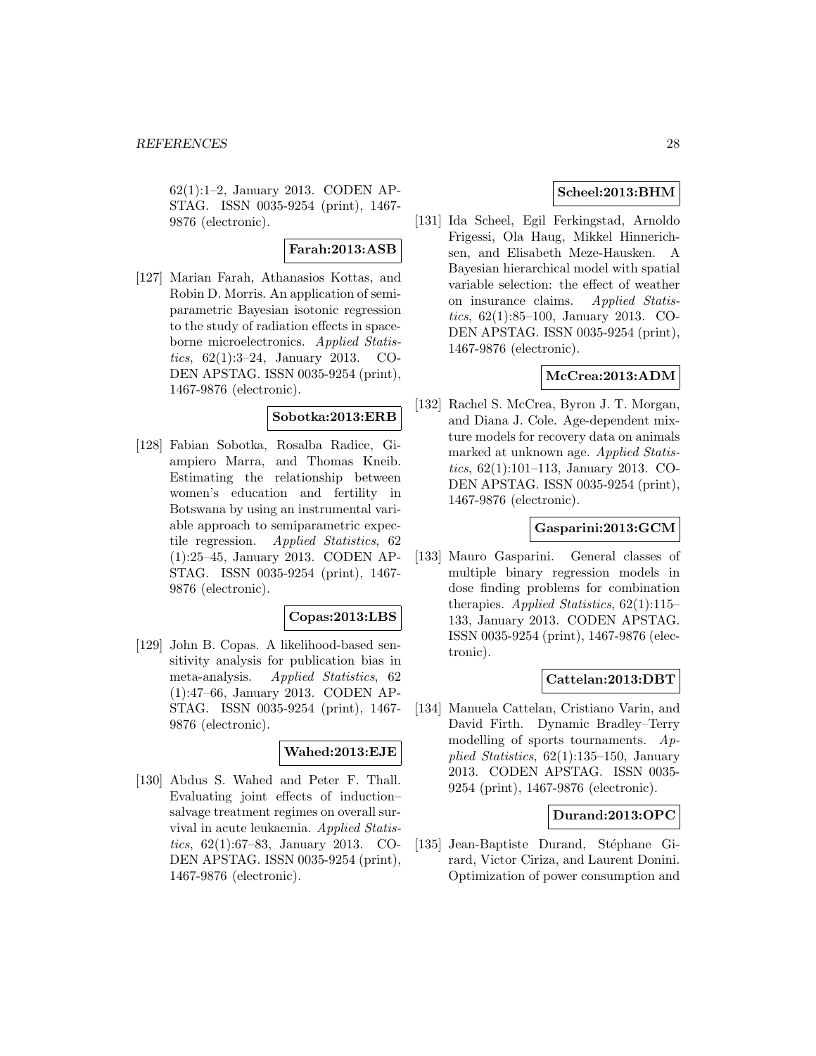62(1):1–2, January 2013. CODEN APSTAG. ISSN 0035-9254 (print), 1467-9876 (electronic).

**Farah:2013:ASB**

[127] Marian Farah, Athanasios Kottas, and Robin D. Morris. An application of semiparametric Bayesian isotonic regression to the study of radiation effects in spaceborne microelectronics. *Applied Statistics*, 62(1):3–24, January 2013. CODEN APSTAG. ISSN 0035-9254 (print), 1467-9876 (electronic).

**Sobotka:2013:ERB**

[128] Fabian Sobotka, Rosalba Radice, Giampiero Marra, and Thomas Kneib. Estimating the relationship between women's education and fertility in Botswana by using an instrumental variable approach to semiparametric expectile regression. *Applied Statistics*, 62 (1):25–45, January 2013. CODEN APSTAG. ISSN 0035-9254 (print), 1467-9876 (electronic).

**Copas:2013:LBS**

[129] John B. Copas. A likelihood-based sensitivity analysis for publication bias in meta-analysis. *Applied Statistics*, 62 (1):47–66, January 2013. CODEN APSTAG. ISSN 0035-9254 (print), 1467-9876 (electronic).

**Wahed:2013:EJE**

[130] Abdus S. Wahed and Peter F. Thall. Evaluating joint effects of induction–salvage treatment regimes on overall survival in acute leukaemia. *Applied Statistics*, 62(1):67–83, January 2013. CODEN APSTAG. ISSN 0035-9254 (print), 1467-9876 (electronic).

**Scheel:2013:BHM**

[131] Ida Scheel, Egil Ferkingstad, Arnoldo Frigessi, Ola Haug, Mikkel Hinnerichsen, and Elisabeth Meze-Hausken. A Bayesian hierarchical model with spatial variable selection: the effect of weather on insurance claims. *Applied Statistics*, 62(1):85–100, January 2013. CODEN APSTAG. ISSN 0035-9254 (print), 1467-9876 (electronic).

**McCrea:2013:ADM**

[132] Rachel S. McCrea, Byron J. T. Morgan, and Diana J. Cole. Age-dependent mixture models for recovery data on animals marked at unknown age. *Applied Statistics*, 62(1):101–113, January 2013. CODEN APSTAG. ISSN 0035-9254 (print), 1467-9876 (electronic).

**Gasparini:2013:GCM**

[133] Mauro Gasparini. General classes of multiple binary regression models in dose finding problems for combination therapies. *Applied Statistics*, 62(1):115–133, January 2013. CODEN APSTAG. ISSN 0035-9254 (print), 1467-9876 (electronic).

**Cattelan:2013:DBT**

[134] Manuela Cattelan, Cristiano Varin, and David Firth. Dynamic Bradley–Terry modelling of sports tournaments. *Applied Statistics*, 62(1):135–150, January 2013. CODEN APSTAG. ISSN 0035-9254 (print), 1467-9876 (electronic).

**Durand:2013:OPC**

[135] Jean-Baptiste Durand, Stéphane Girard, Victor Ciriza, and Laurent Donini. Optimization of power consumption and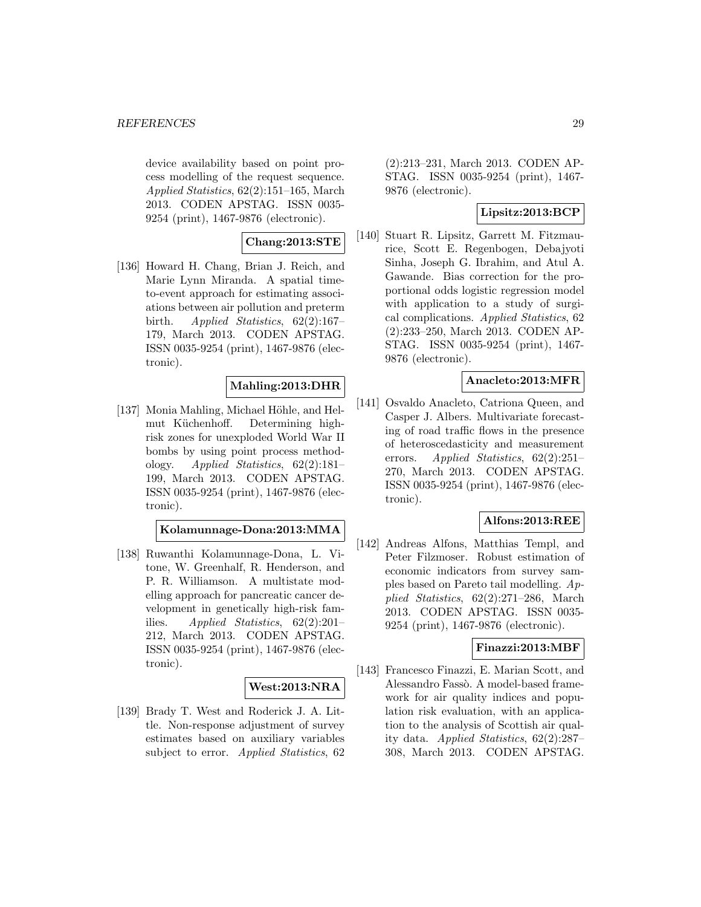device availability based on point process modelling of the request sequence. *Applied Statistics*, 62(2):151–165, March 2013. CODEN APSTAG. ISSN 0035-9254 (print), 1467-9876 (electronic).

**Chang:2013:STE**

[136] Howard H. Chang, Brian J. Reich, and Marie Lynn Miranda. A spatial time-to-event approach for estimating associations between air pollution and preterm birth. *Applied Statistics*, 62(2):167–179, March 2013. CODEN APSTAG. ISSN 0035-9254 (print), 1467-9876 (electronic).

**Mahling:2013:DHR**

[137] Monia Mahling, Michael Höhle, and Helmut Küchenhoff. Determining high-risk zones for unexploded World War II bombs by using point process methodology. *Applied Statistics*, 62(2):181–199, March 2013. CODEN APSTAG. ISSN 0035-9254 (print), 1467-9876 (electronic).

**Kolamunnage-Dona:2013:MMA**

[138] Ruwanthi Kolamunnage-Dona, L. Vitone, W. Greenhalf, R. Henderson, and P. R. Williamson. A multistate modelling approach for pancreatic cancer development in genetically high-risk families. *Applied Statistics*, 62(2):201–212, March 2013. CODEN APSTAG. ISSN 0035-9254 (print), 1467-9876 (electronic).

**West:2013:NRA**

[139] Brady T. West and Roderick J. A. Little. Non-response adjustment of survey estimates based on auxiliary variables subject to error. *Applied Statistics*, 62 (2):213–231, March 2013. CODEN APSTAG. ISSN 0035-9254 (print), 1467-9876 (electronic).

**Lipsitz:2013:BCP**

[140] Stuart R. Lipsitz, Garrett M. Fitzmaurice, Scott E. Regenbogen, Debajyoti Sinha, Joseph G. Ibrahim, and Atul A. Gawande. Bias correction for the proportional odds logistic regression model with application to a study of surgical complications. *Applied Statistics*, 62 (2):233–250, March 2013. CODEN APSTAG. ISSN 0035-9254 (print), 1467-9876 (electronic).

**Anacleto:2013:MFR**

[141] Osvaldo Anacleto, Catriona Queen, and Casper J. Albers. Multivariate forecasting of road traffic flows in the presence of heteroscedasticity and measurement errors. *Applied Statistics*, 62(2):251–270, March 2013. CODEN APSTAG. ISSN 0035-9254 (print), 1467-9876 (electronic).

**Alfons:2013:REE**

[142] Andreas Alfons, Matthias Templ, and Peter Filzmoser. Robust estimation of economic indicators from survey samples based on Pareto tail modelling. *Applied Statistics*, 62(2):271–286, March 2013. CODEN APSTAG. ISSN 0035-9254 (print), 1467-9876 (electronic).

**Finazzi:2013:MBF**

[143] Francesco Finazzi, E. Marian Scott, and Alessandro Fassò. A model-based framework for air quality indices and population risk evaluation, with an application to the analysis of Scottish air quality data. *Applied Statistics*, 62(2):287–308, March 2013. CODEN APSTAG.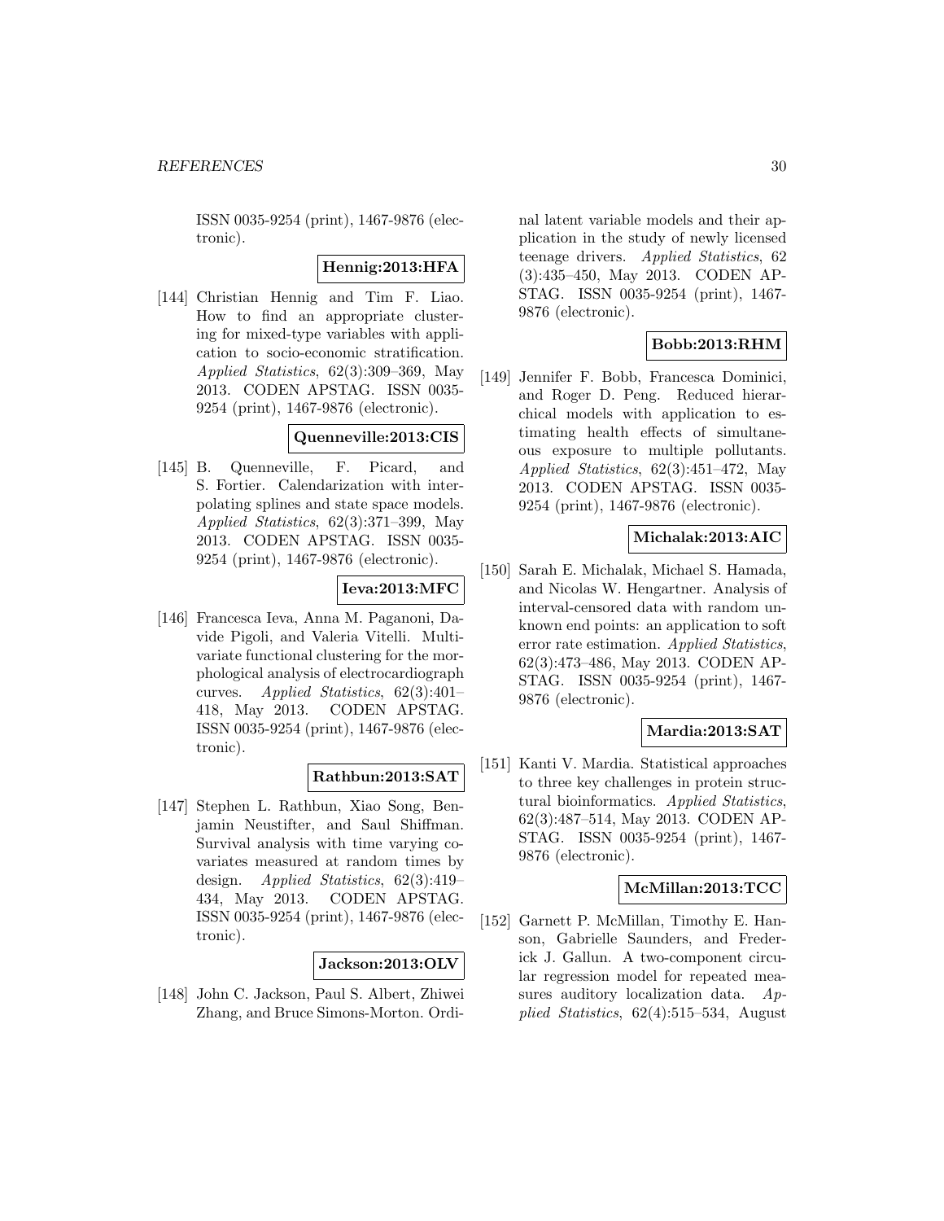ISSN 0035-9254 (print), 1467-9876 (electronic).

**Hennig:2013:HFA**

[144] Christian Hennig and Tim F. Liao. How to find an appropriate clustering for mixed-type variables with application to socio-economic stratification. *Applied Statistics*, 62(3):309–369, May 2013. CODEN APSTAG. ISSN 0035-9254 (print), 1467-9876 (electronic).

**Quenneville:2013:CIS**

[145] B. Quenneville, F. Picard, and S. Fortier. Calendarization with interpolating splines and state space models. *Applied Statistics*, 62(3):371–399, May 2013. CODEN APSTAG. ISSN 0035-9254 (print), 1467-9876 (electronic).

**Ieva:2013:MFC**

[146] Francesca Ieva, Anna M. Paganoni, Davide Pigoli, and Valeria Vitelli. Multivariate functional clustering for the morphological analysis of electrocardiograph curves. *Applied Statistics*, 62(3):401–418, May 2013. CODEN APSTAG. ISSN 0035-9254 (print), 1467-9876 (electronic).

**Rathbun:2013:SAT**

[147] Stephen L. Rathbun, Xiao Song, Benjamin Neustifter, and Saul Shiffman. Survival analysis with time varying covariates measured at random times by design. *Applied Statistics*, 62(3):419–434, May 2013. CODEN APSTAG. ISSN 0035-9254 (print), 1467-9876 (electronic).

**Jackson:2013:OLV**

[148] John C. Jackson, Paul S. Albert, Zhiwei Zhang, and Bruce Simons-Morton. Ordinal latent variable models and their application in the study of newly licensed teenage drivers. *Applied Statistics*, 62 (3):435–450, May 2013. CODEN APSTAG. ISSN 0035-9254 (print), 1467-9876 (electronic).

**Bobb:2013:RHM**

[149] Jennifer F. Bobb, Francesca Dominici, and Roger D. Peng. Reduced hierarchical models with application to estimating health effects of simultaneous exposure to multiple pollutants. *Applied Statistics*, 62(3):451–472, May 2013. CODEN APSTAG. ISSN 0035-9254 (print), 1467-9876 (electronic).

**Michalak:2013:AIC**

[150] Sarah E. Michalak, Michael S. Hamada, and Nicolas W. Hengartner. Analysis of interval-censored data with random unknown end points: an application to soft error rate estimation. *Applied Statistics*, 62(3):473–486, May 2013. CODEN APSTAG. ISSN 0035-9254 (print), 1467-9876 (electronic).

**Mardia:2013:SAT**

[151] Kanti V. Mardia. Statistical approaches to three key challenges in protein structural bioinformatics. *Applied Statistics*, 62(3):487–514, May 2013. CODEN APSTAG. ISSN 0035-9254 (print), 1467-9876 (electronic).

**McMillan:2013:TCC**

[152] Garnett P. McMillan, Timothy E. Hanson, Gabrielle Saunders, and Frederick J. Gallun. A two-component circular regression model for repeated measures auditory localization data. *Applied Statistics*, 62(4):515–534, August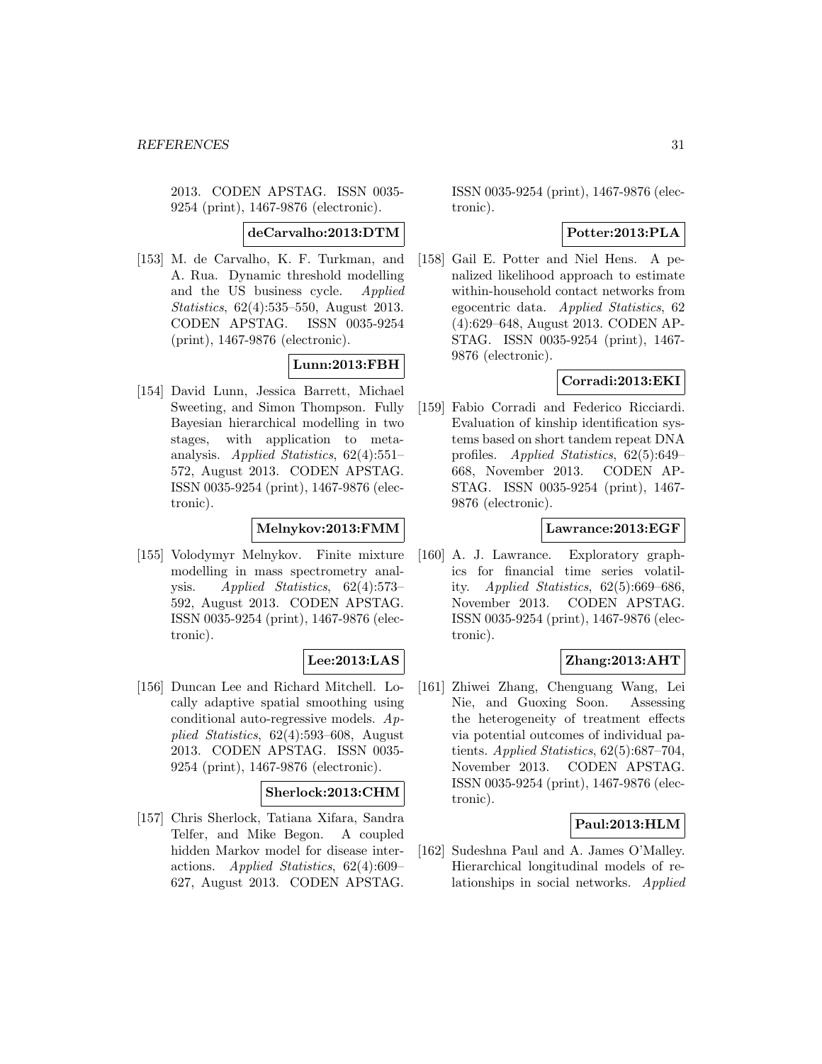2013. CODEN APSTAG. ISSN 0035-9254 (print), 1467-9876 (electronic).

**deCarvalho:2013:DTM**

[153] M. de Carvalho, K. F. Turkman, and A. Rua. Dynamic threshold modelling and the US business cycle. *Applied Statistics*, 62(4):535–550, August 2013. CODEN APSTAG. ISSN 0035-9254 (print), 1467-9876 (electronic).

**Lunn:2013:FBH**

[154] David Lunn, Jessica Barrett, Michael Sweeting, and Simon Thompson. Fully Bayesian hierarchical modelling in two stages, with application to meta-analysis. *Applied Statistics*, 62(4):551–572, August 2013. CODEN APSTAG. ISSN 0035-9254 (print), 1467-9876 (electronic).

**Melnykov:2013:FMM**

[155] Volodymyr Melnykov. Finite mixture modelling in mass spectrometry analysis. *Applied Statistics*, 62(4):573–592, August 2013. CODEN APSTAG. ISSN 0035-9254 (print), 1467-9876 (electronic).

**Lee:2013:LAS**

[156] Duncan Lee and Richard Mitchell. Locally adaptive spatial smoothing using conditional auto-regressive models. *Applied Statistics*, 62(4):593–608, August 2013. CODEN APSTAG. ISSN 0035-9254 (print), 1467-9876 (electronic).

**Sherlock:2013:CHM**

[157] Chris Sherlock, Tatiana Xifara, Sandra Telfer, and Mike Begon. A coupled hidden Markov model for disease interactions. *Applied Statistics*, 62(4):609–627, August 2013. CODEN APSTAG. ISSN 0035-9254 (print), 1467-9876 (electronic).

**Potter:2013:PLA**

[158] Gail E. Potter and Niel Hens. A penalized likelihood approach to estimate within-household contact networks from egocentric data. *Applied Statistics*, 62 (4):629–648, August 2013. CODEN APSTAG. ISSN 0035-9254 (print), 1467-9876 (electronic).

**Corradi:2013:EKI**

[159] Fabio Corradi and Federico Ricciardi. Evaluation of kinship identification systems based on short tandem repeat DNA profiles. *Applied Statistics*, 62(5):649–668, November 2013. CODEN APSTAG. ISSN 0035-9254 (print), 1467-9876 (electronic).

**Lawrance:2013:EGF**

[160] A. J. Lawrance. Exploratory graphics for financial time series volatility. *Applied Statistics*, 62(5):669–686, November 2013. CODEN APSTAG. ISSN 0035-9254 (print), 1467-9876 (electronic).

**Zhang:2013:AHT**

[161] Zhiwei Zhang, Chenguang Wang, Lei Nie, and Guoxing Soon. Assessing the heterogeneity of treatment effects via potential outcomes of individual patients. *Applied Statistics*, 62(5):687–704, November 2013. CODEN APSTAG. ISSN 0035-9254 (print), 1467-9876 (electronic).

**Paul:2013:HLM**

[162] Sudeshna Paul and A. James O'Malley. Hierarchical longitudinal models of relationships in social networks. *Applied*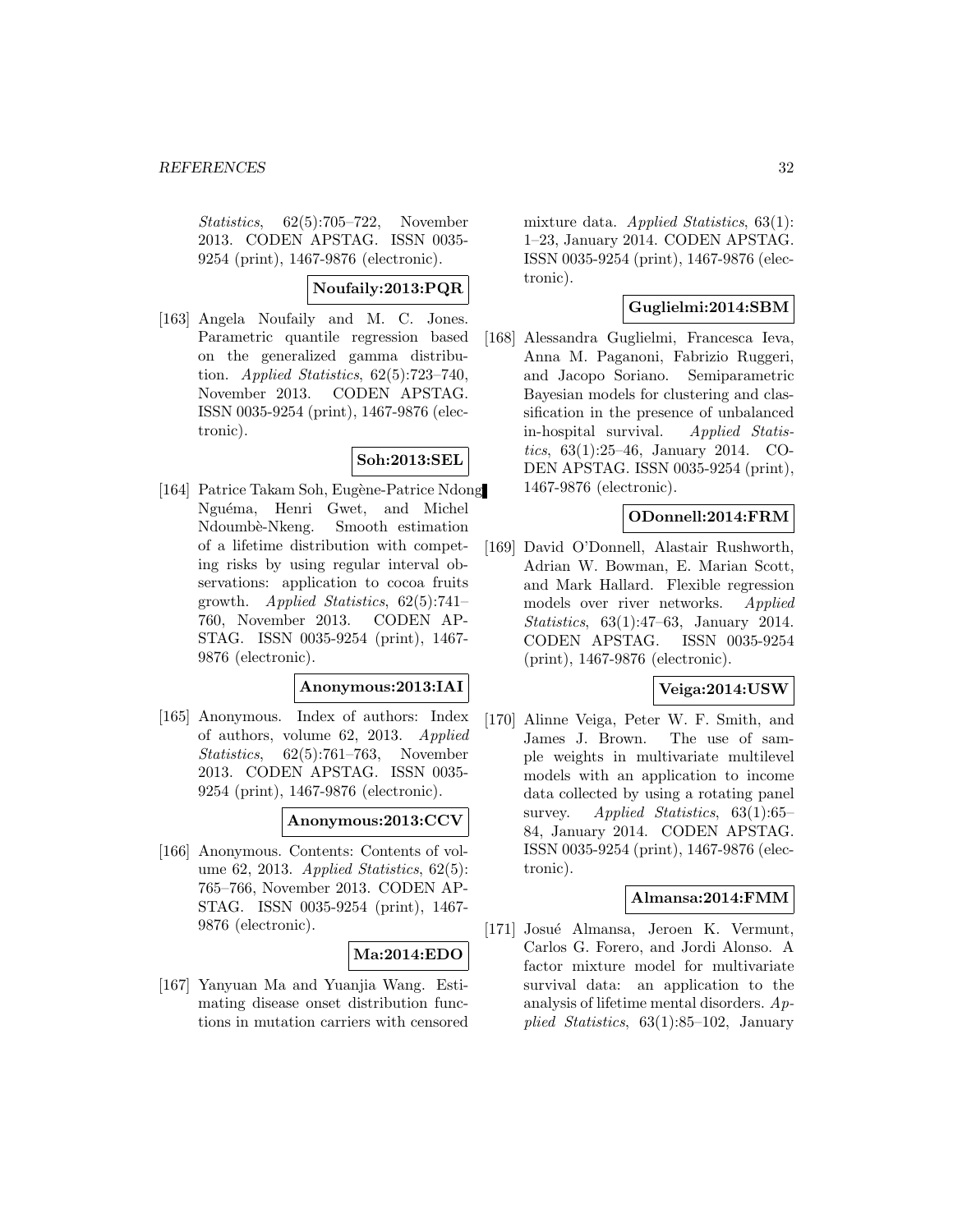*Statistics*, 62(5):705–722, November 2013. CODEN APSTAG. ISSN 0035-9254 (print), 1467-9876 (electronic).

**Noufaily:2013:PQR**

[163] Angela Noufaily and M. C. Jones. Parametric quantile regression based on the generalized gamma distribution. *Applied Statistics*, 62(5):723–740, November 2013. CODEN APSTAG. ISSN 0035-9254 (print), 1467-9876 (electronic).

**Soh:2013:SEL**

[164] Patrice Takam Soh, Eugène-Patrice Ndong Nguéma, Henri Gwet, and Michel Ndoumbè-Nkeng. Smooth estimation of a lifetime distribution with competing risks by using regular interval observations: application to cocoa fruits growth. *Applied Statistics*, 62(5):741–760, November 2013. CODEN APSTAG. ISSN 0035-9254 (print), 1467-9876 (electronic).

**Anonymous:2013:IAI**

[165] Anonymous. Index of authors: Index of authors, volume 62, 2013. *Applied Statistics*, 62(5):761–763, November 2013. CODEN APSTAG. ISSN 0035-9254 (print), 1467-9876 (electronic).

**Anonymous:2013:CCV**

[166] Anonymous. Contents: Contents of volume 62, 2013. *Applied Statistics*, 62(5): 765–766, November 2013. CODEN APSTAG. ISSN 0035-9254 (print), 1467-9876 (electronic).

**Ma:2014:EDO**

[167] Yanyuan Ma and Yuanjia Wang. Estimating disease onset distribution functions in mutation carriers with censored mixture data. *Applied Statistics*, 63(1): 1–23, January 2014. CODEN APSTAG. ISSN 0035-9254 (print), 1467-9876 (electronic).

**Guglielmi:2014:SBM**

[168] Alessandra Guglielmi, Francesca Ieva, Anna M. Paganoni, Fabrizio Ruggeri, and Jacopo Soriano. Semiparametric Bayesian models for clustering and classification in the presence of unbalanced in-hospital survival. *Applied Statistics*, 63(1):25–46, January 2014. CODEN APSTAG. ISSN 0035-9254 (print), 1467-9876 (electronic).

**ODonnell:2014:FRM**

[169] David O'Donnell, Alastair Rushworth, Adrian W. Bowman, E. Marian Scott, and Mark Hallard. Flexible regression models over river networks. *Applied Statistics*, 63(1):47–63, January 2014. CODEN APSTAG. ISSN 0035-9254 (print), 1467-9876 (electronic).

**Veiga:2014:USW**

[170] Alinne Veiga, Peter W. F. Smith, and James J. Brown. The use of sample weights in multivariate multilevel models with an application to income data collected by using a rotating panel survey. *Applied Statistics*, 63(1):65–84, January 2014. CODEN APSTAG. ISSN 0035-9254 (print), 1467-9876 (electronic).

**Almansa:2014:FMM**

[171] Josué Almansa, Jeroen K. Vermunt, Carlos G. Forero, and Jordi Alonso. A factor mixture model for multivariate survival data: an application to the analysis of lifetime mental disorders. *Applied Statistics*, 63(1):85–102, January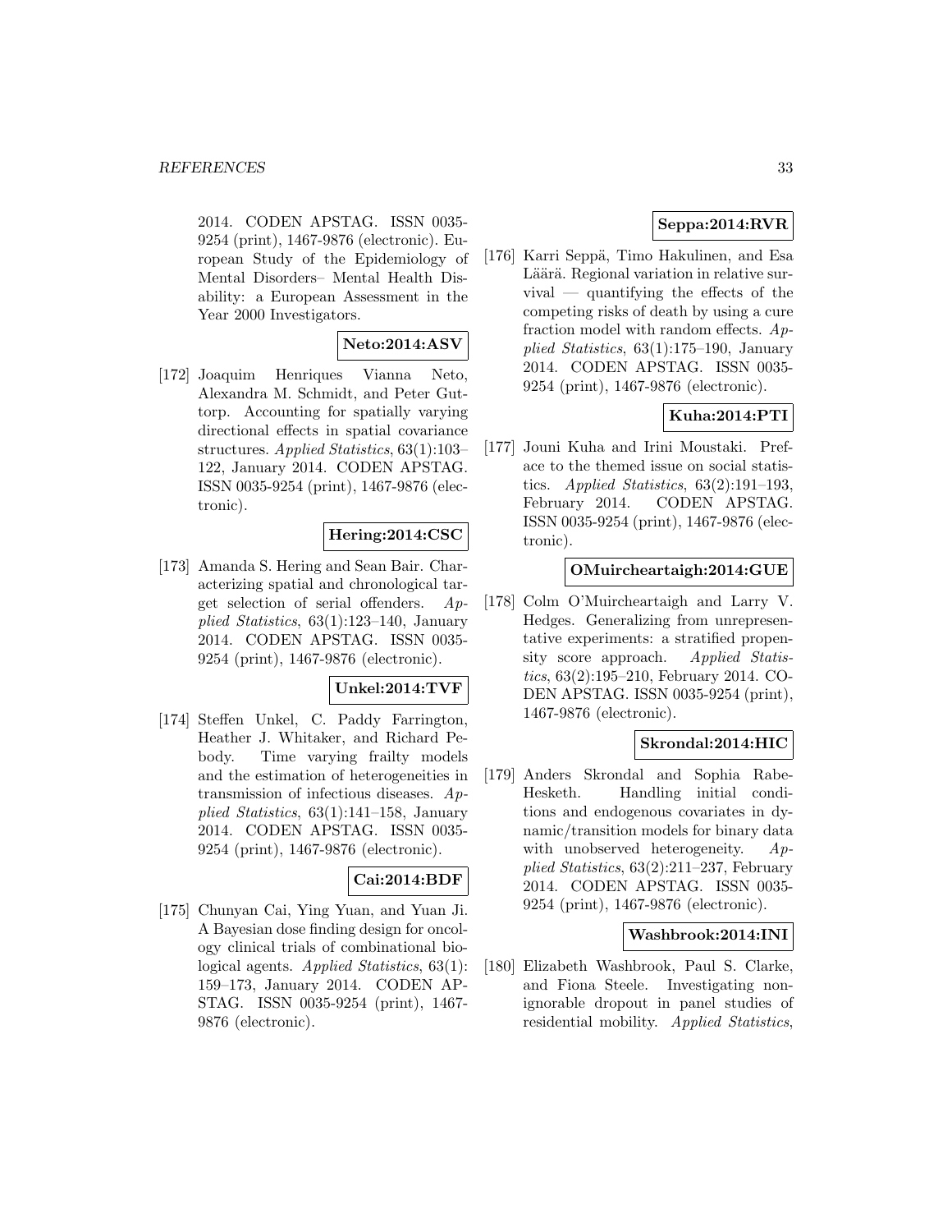2014. CODEN APSTAG. ISSN 0035-9254 (print), 1467-9876 (electronic). European Study of the Epidemiology of Mental Disorders– Mental Health Disability: a European Assessment in the Year 2000 Investigators.

**Neto:2014:ASV**

[172] Joaquim Henriques Vianna Neto, Alexandra M. Schmidt, and Peter Guttorp. Accounting for spatially varying directional effects in spatial covariance structures. *Applied Statistics*, 63(1):103–122, January 2014. CODEN APSTAG. ISSN 0035-9254 (print), 1467-9876 (electronic).

**Hering:2014:CSC**

[173] Amanda S. Hering and Sean Bair. Characterizing spatial and chronological target selection of serial offenders. *Applied Statistics*, 63(1):123–140, January 2014. CODEN APSTAG. ISSN 0035-9254 (print), 1467-9876 (electronic).

**Unkel:2014:TVF**

[174] Steffen Unkel, C. Paddy Farrington, Heather J. Whitaker, and Richard Pebody. Time varying frailty models and the estimation of heterogeneities in transmission of infectious diseases. *Applied Statistics*, 63(1):141–158, January 2014. CODEN APSTAG. ISSN 0035-9254 (print), 1467-9876 (electronic).

**Cai:2014:BDF**

[175] Chunyan Cai, Ying Yuan, and Yuan Ji. A Bayesian dose finding design for oncology clinical trials of combinational biological agents. *Applied Statistics*, 63(1): 159–173, January 2014. CODEN APSTAG. ISSN 0035-9254 (print), 1467-9876 (electronic).

**Seppa:2014:RVR**

[176] Karri Seppä, Timo Hakulinen, and Esa Läärä. Regional variation in relative survival — quantifying the effects of the competing risks of death by using a cure fraction model with random effects. *Applied Statistics*, 63(1):175–190, January 2014. CODEN APSTAG. ISSN 0035-9254 (print), 1467-9876 (electronic).

**Kuha:2014:PTI**

[177] Jouni Kuha and Irini Moustaki. Preface to the themed issue on social statistics. *Applied Statistics*, 63(2):191–193, February 2014. CODEN APSTAG. ISSN 0035-9254 (print), 1467-9876 (electronic).

**OMuircheartaigh:2014:GUE**

[178] Colm O'Muircheartaigh and Larry V. Hedges. Generalizing from unrepresentative experiments: a stratified propensity score approach. *Applied Statistics*, 63(2):195–210, February 2014. CODEN APSTAG. ISSN 0035-9254 (print), 1467-9876 (electronic).

**Skrondal:2014:HIC**

[179] Anders Skrondal and Sophia Rabe-Hesketh. Handling initial conditions and endogenous covariates in dynamic/transition models for binary data with unobserved heterogeneity. *Applied Statistics*, 63(2):211–237, February 2014. CODEN APSTAG. ISSN 0035-9254 (print), 1467-9876 (electronic).

**Washbrook:2014:INI**

[180] Elizabeth Washbrook, Paul S. Clarke, and Fiona Steele. Investigating non-ignorable dropout in panel studies of residential mobility. *Applied Statistics*,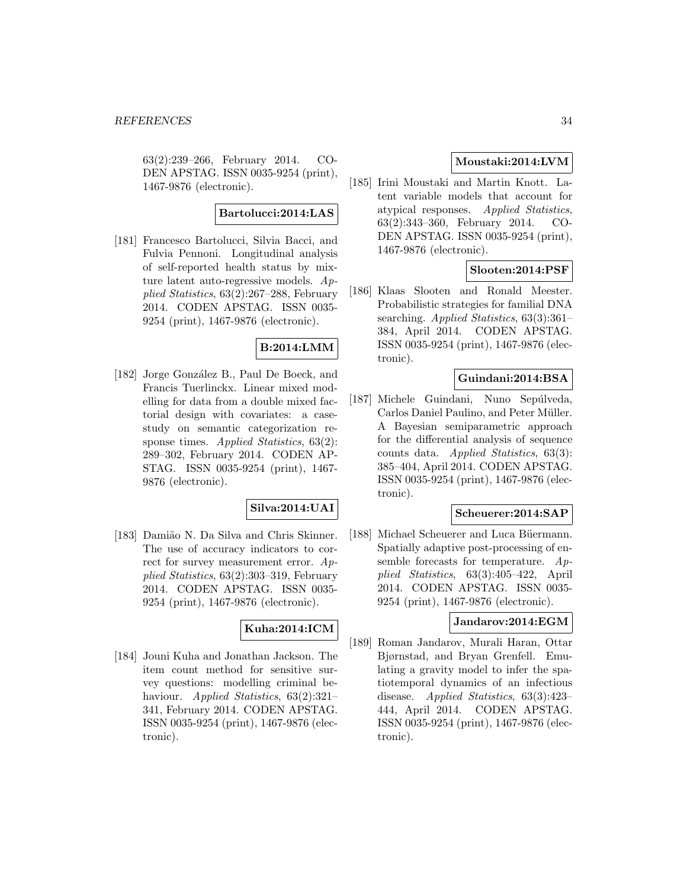63(2):239–266, February 2014. CODEN APSTAG. ISSN 0035-9254 (print), 1467-9876 (electronic).

**Bartolucci:2014:LAS**

[181] Francesco Bartolucci, Silvia Bacci, and Fulvia Pennoni. Longitudinal analysis of self-reported health status by mixture latent auto-regressive models. *Applied Statistics*, 63(2):267–288, February 2014. CODEN APSTAG. ISSN 0035-9254 (print), 1467-9876 (electronic).

**B:2014:LMM**

[182] Jorge González B., Paul De Boeck, and Francis Tuerlinckx. Linear mixed modelling for data from a double mixed factorial design with covariates: a case-study on semantic categorization response times. *Applied Statistics*, 63(2): 289–302, February 2014. CODEN APSTAG. ISSN 0035-9254 (print), 1467-9876 (electronic).

**Silva:2014:UAI**

[183] Damião N. Da Silva and Chris Skinner. The use of accuracy indicators to correct for survey measurement error. *Applied Statistics*, 63(2):303–319, February 2014. CODEN APSTAG. ISSN 0035-9254 (print), 1467-9876 (electronic).

**Kuha:2014:ICM**

[184] Jouni Kuha and Jonathan Jackson. The item count method for sensitive survey questions: modelling criminal behaviour. *Applied Statistics*, 63(2):321–341, February 2014. CODEN APSTAG. ISSN 0035-9254 (print), 1467-9876 (electronic).

**Moustaki:2014:LVM**

[185] Irini Moustaki and Martin Knott. Latent variable models that account for atypical responses. *Applied Statistics*, 63(2):343–360, February 2014. CODEN APSTAG. ISSN 0035-9254 (print), 1467-9876 (electronic).

**Slooten:2014:PSF**

[186] Klaas Slooten and Ronald Meester. Probabilistic strategies for familial DNA searching. *Applied Statistics*, 63(3):361–384, April 2014. CODEN APSTAG. ISSN 0035-9254 (print), 1467-9876 (electronic).

**Guindani:2014:BSA**

[187] Michele Guindani, Nuno Sepúlveda, Carlos Daniel Paulino, and Peter Müller. A Bayesian semiparametric approach for the differential analysis of sequence counts data. *Applied Statistics*, 63(3): 385–404, April 2014. CODEN APSTAG. ISSN 0035-9254 (print), 1467-9876 (electronic).

**Scheuerer:2014:SAP**

[188] Michael Scheuerer and Luca Büermann. Spatially adaptive post-processing of ensemble forecasts for temperature. *Applied Statistics*, 63(3):405–422, April 2014. CODEN APSTAG. ISSN 0035-9254 (print), 1467-9876 (electronic).

**Jandarov:2014:EGM**

[189] Roman Jandarov, Murali Haran, Ottar Bjørnstad, and Bryan Grenfell. Emulating a gravity model to infer the spatiotemporal dynamics of an infectious disease. *Applied Statistics*, 63(3):423–444, April 2014. CODEN APSTAG. ISSN 0035-9254 (print), 1467-9876 (electronic).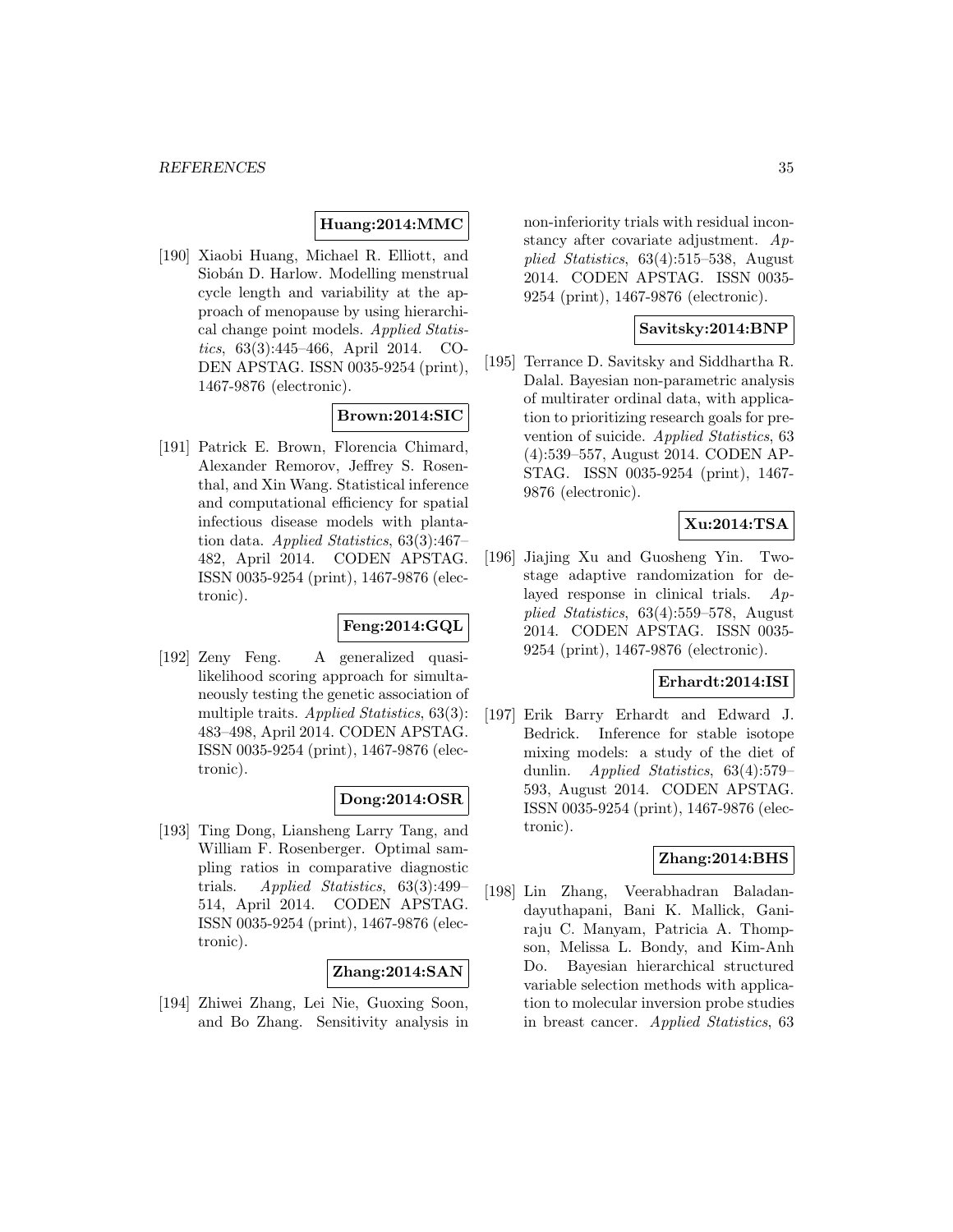**Huang:2014:MMC**

[190] Xiaobi Huang, Michael R. Elliott, and Siobán D. Harlow. Modelling menstrual cycle length and variability at the approach of menopause by using hierarchical change point models. *Applied Statistics*, 63(3):445–466, April 2014. CODEN APSTAG. ISSN 0035-9254 (print), 1467-9876 (electronic).

**Brown:2014:SIC**

[191] Patrick E. Brown, Florencia Chimard, Alexander Remorov, Jeffrey S. Rosenthal, and Xin Wang. Statistical inference and computational efficiency for spatial infectious disease models with plantation data. *Applied Statistics*, 63(3):467–482, April 2014. CODEN APSTAG. ISSN 0035-9254 (print), 1467-9876 (electronic).

**Feng:2014:GQL**

[192] Zeny Feng. A generalized quasi-likelihood scoring approach for simultaneously testing the genetic association of multiple traits. *Applied Statistics*, 63(3): 483–498, April 2014. CODEN APSTAG. ISSN 0035-9254 (print), 1467-9876 (electronic).

**Dong:2014:OSR**

[193] Ting Dong, Liansheng Larry Tang, and William F. Rosenberger. Optimal sampling ratios in comparative diagnostic trials. *Applied Statistics*, 63(3):499–514, April 2014. CODEN APSTAG. ISSN 0035-9254 (print), 1467-9876 (electronic).

**Zhang:2014:SAN**

[194] Zhiwei Zhang, Lei Nie, Guoxing Soon, and Bo Zhang. Sensitivity analysis in non-inferiority trials with residual inconstancy after covariate adjustment. *Applied Statistics*, 63(4):515–538, August 2014. CODEN APSTAG. ISSN 0035-9254 (print), 1467-9876 (electronic).

**Savitsky:2014:BNP**

[195] Terrance D. Savitsky and Siddhartha R. Dalal. Bayesian non-parametric analysis of multirater ordinal data, with application to prioritizing research goals for prevention of suicide. *Applied Statistics*, 63 (4):539–557, August 2014. CODEN APSTAG. ISSN 0035-9254 (print), 1467-9876 (electronic).

**Xu:2014:TSA**

[196] Jiajing Xu and Guosheng Yin. Two-stage adaptive randomization for delayed response in clinical trials. *Applied Statistics*, 63(4):559–578, August 2014. CODEN APSTAG. ISSN 0035-9254 (print), 1467-9876 (electronic).

**Erhardt:2014:ISI**

[197] Erik Barry Erhardt and Edward J. Bedrick. Inference for stable isotope mixing models: a study of the diet of dunlin. *Applied Statistics*, 63(4):579–593, August 2014. CODEN APSTAG. ISSN 0035-9254 (print), 1467-9876 (electronic).

**Zhang:2014:BHS**

[198] Lin Zhang, Veerabhadran Baladandayuthapani, Bani K. Mallick, Ganiraju C. Manyam, Patricia A. Thompson, Melissa L. Bondy, and Kim-Anh Do. Bayesian hierarchical structured variable selection methods with application to molecular inversion probe studies in breast cancer. *Applied Statistics*, 63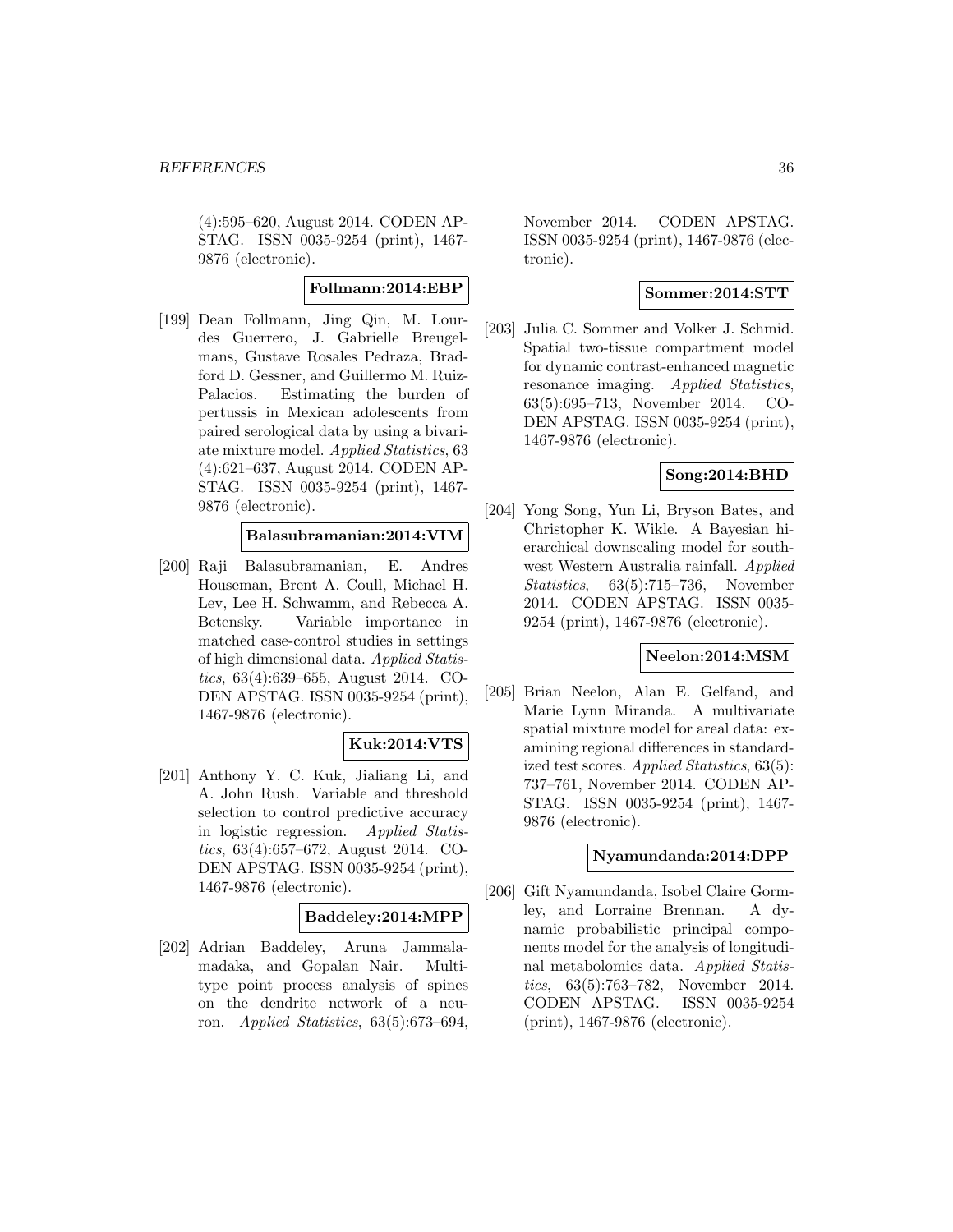(4):595–620, August 2014. CODEN APSTAG. ISSN 0035-9254 (print), 1467-9876 (electronic).

**Follmann:2014:EBP**

[199] Dean Follmann, Jing Qin, M. Lourdes Guerrero, J. Gabrielle Breugelmans, Gustave Rosales Pedraza, Bradford D. Gessner, and Guillermo M. Ruiz-Palacios. Estimating the burden of pertussis in Mexican adolescents from paired serological data by using a bivariate mixture model. *Applied Statistics*, 63 (4):621–637, August 2014. CODEN APSTAG. ISSN 0035-9254 (print), 1467-9876 (electronic).

**Balasubramanian:2014:VIM**

[200] Raji Balasubramanian, E. Andres Houseman, Brent A. Coull, Michael H. Lev, Lee H. Schwamm, and Rebecca A. Betensky. Variable importance in matched case-control studies in settings of high dimensional data. *Applied Statistics*, 63(4):639–655, August 2014. CODEN APSTAG. ISSN 0035-9254 (print), 1467-9876 (electronic).

**Kuk:2014:VTS**

[201] Anthony Y. C. Kuk, Jialiang Li, and A. John Rush. Variable and threshold selection to control predictive accuracy in logistic regression. *Applied Statistics*, 63(4):657–672, August 2014. CODEN APSTAG. ISSN 0035-9254 (print), 1467-9876 (electronic).

**Baddeley:2014:MPP**

[202] Adrian Baddeley, Aruna Jammalamadaka, and Gopalan Nair. Multitype point process analysis of spines on the dendrite network of a neuron. *Applied Statistics*, 63(5):673–694, November 2014. CODEN APSTAG. ISSN 0035-9254 (print), 1467-9876 (electronic).

**Sommer:2014:STT**

[203] Julia C. Sommer and Volker J. Schmid. Spatial two-tissue compartment model for dynamic contrast-enhanced magnetic resonance imaging. *Applied Statistics*, 63(5):695–713, November 2014. CODEN APSTAG. ISSN 0035-9254 (print), 1467-9876 (electronic).

**Song:2014:BHD**

[204] Yong Song, Yun Li, Bryson Bates, and Christopher K. Wikle. A Bayesian hierarchical downscaling model for southwest Western Australia rainfall. *Applied Statistics*, 63(5):715–736, November 2014. CODEN APSTAG. ISSN 0035-9254 (print), 1467-9876 (electronic).

**Neelon:2014:MSM**

[205] Brian Neelon, Alan E. Gelfand, and Marie Lynn Miranda. A multivariate spatial mixture model for areal data: examining regional differences in standardized test scores. *Applied Statistics*, 63(5): 737–761, November 2014. CODEN APSTAG. ISSN 0035-9254 (print), 1467-9876 (electronic).

**Nyamundanda:2014:DPP**

[206] Gift Nyamundanda, Isobel Claire Gormley, and Lorraine Brennan. A dynamic probabilistic principal components model for the analysis of longitudinal metabolomics data. *Applied Statistics*, 63(5):763–782, November 2014. CODEN APSTAG. ISSN 0035-9254 (print), 1467-9876 (electronic).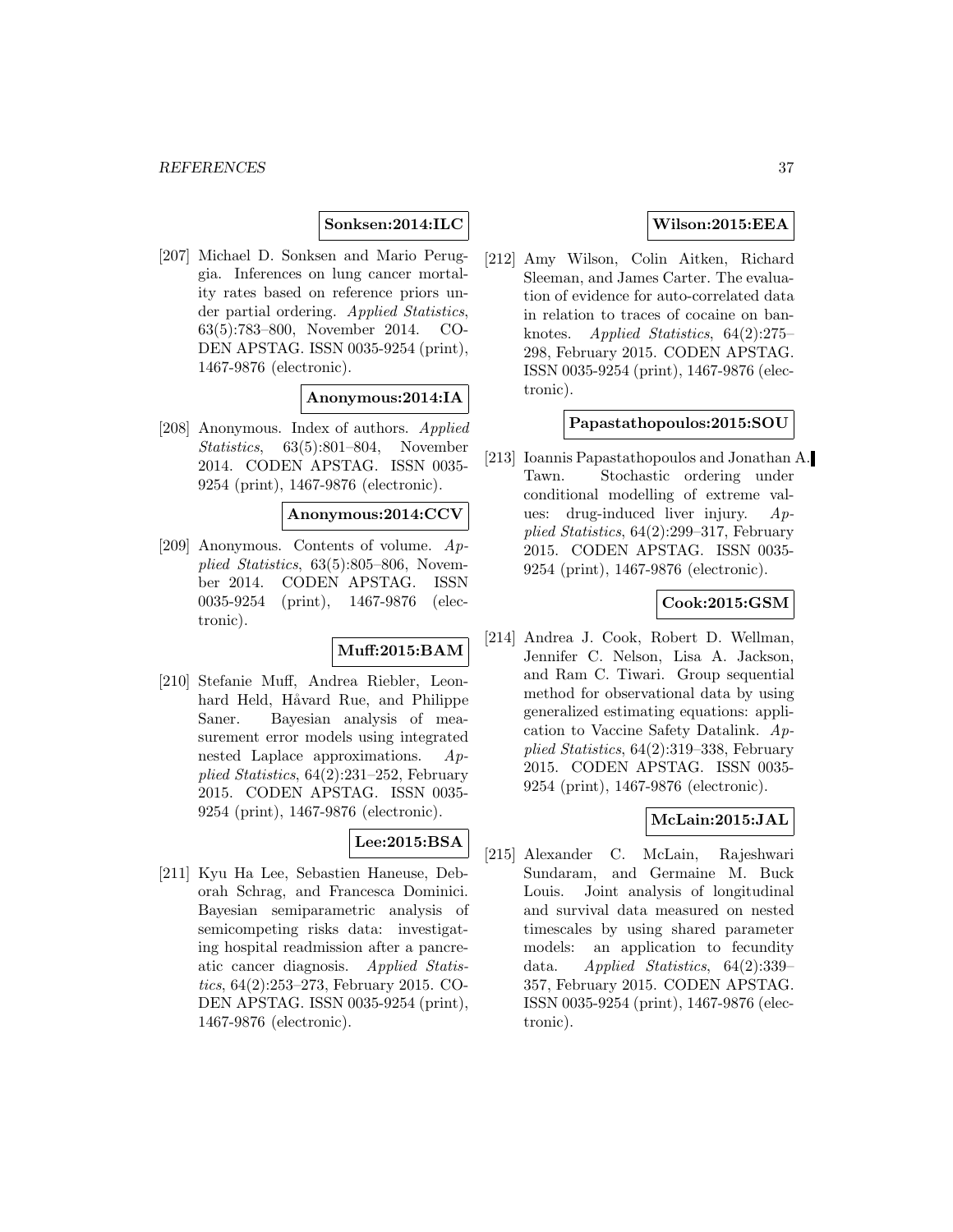**Sonksen:2014:ILC**

[207] Michael D. Sonksen and Mario Peruggia. Inferences on lung cancer mortality rates based on reference priors under partial ordering. *Applied Statistics*, 63(5):783–800, November 2014. CODEN APSTAG. ISSN 0035-9254 (print), 1467-9876 (electronic).

**Anonymous:2014:IA**

[208] Anonymous. Index of authors. *Applied Statistics*, 63(5):801–804, November 2014. CODEN APSTAG. ISSN 0035-9254 (print), 1467-9876 (electronic).

**Anonymous:2014:CCV**

[209] Anonymous. Contents of volume. *Applied Statistics*, 63(5):805–806, November 2014. CODEN APSTAG. ISSN 0035-9254 (print), 1467-9876 (electronic).

**Muff:2015:BAM**

[210] Stefanie Muff, Andrea Riebler, Leonhard Held, Håvard Rue, and Philippe Saner. Bayesian analysis of measurement error models using integrated nested Laplace approximations. *Applied Statistics*, 64(2):231–252, February 2015. CODEN APSTAG. ISSN 0035-9254 (print), 1467-9876 (electronic).

**Lee:2015:BSA**

[211] Kyu Ha Lee, Sebastien Haneuse, Deborah Schrag, and Francesca Dominici. Bayesian semiparametric analysis of semicompeting risks data: investigating hospital readmission after a pancreatic cancer diagnosis. *Applied Statistics*, 64(2):253–273, February 2015. CODEN APSTAG. ISSN 0035-9254 (print), 1467-9876 (electronic).

**Wilson:2015:EEA**

[212] Amy Wilson, Colin Aitken, Richard Sleeman, and James Carter. The evaluation of evidence for auto-correlated data in relation to traces of cocaine on banknotes. *Applied Statistics*, 64(2):275–298, February 2015. CODEN APSTAG. ISSN 0035-9254 (print), 1467-9876 (electronic).

**Papastathopoulos:2015:SOU**

[213] Ioannis Papastathopoulos and Jonathan A. Tawn. Stochastic ordering under conditional modelling of extreme values: drug-induced liver injury. *Applied Statistics*, 64(2):299–317, February 2015. CODEN APSTAG. ISSN 0035-9254 (print), 1467-9876 (electronic).

**Cook:2015:GSM**

[214] Andrea J. Cook, Robert D. Wellman, Jennifer C. Nelson, Lisa A. Jackson, and Ram C. Tiwari. Group sequential method for observational data by using generalized estimating equations: application to Vaccine Safety Datalink. *Applied Statistics*, 64(2):319–338, February 2015. CODEN APSTAG. ISSN 0035-9254 (print), 1467-9876 (electronic).

**McLain:2015:JAL**

[215] Alexander C. McLain, Rajeshwari Sundaram, and Germaine M. Buck Louis. Joint analysis of longitudinal and survival data measured on nested timescales by using shared parameter models: an application to fecundity data. *Applied Statistics*, 64(2):339–357, February 2015. CODEN APSTAG. ISSN 0035-9254 (print), 1467-9876 (electronic).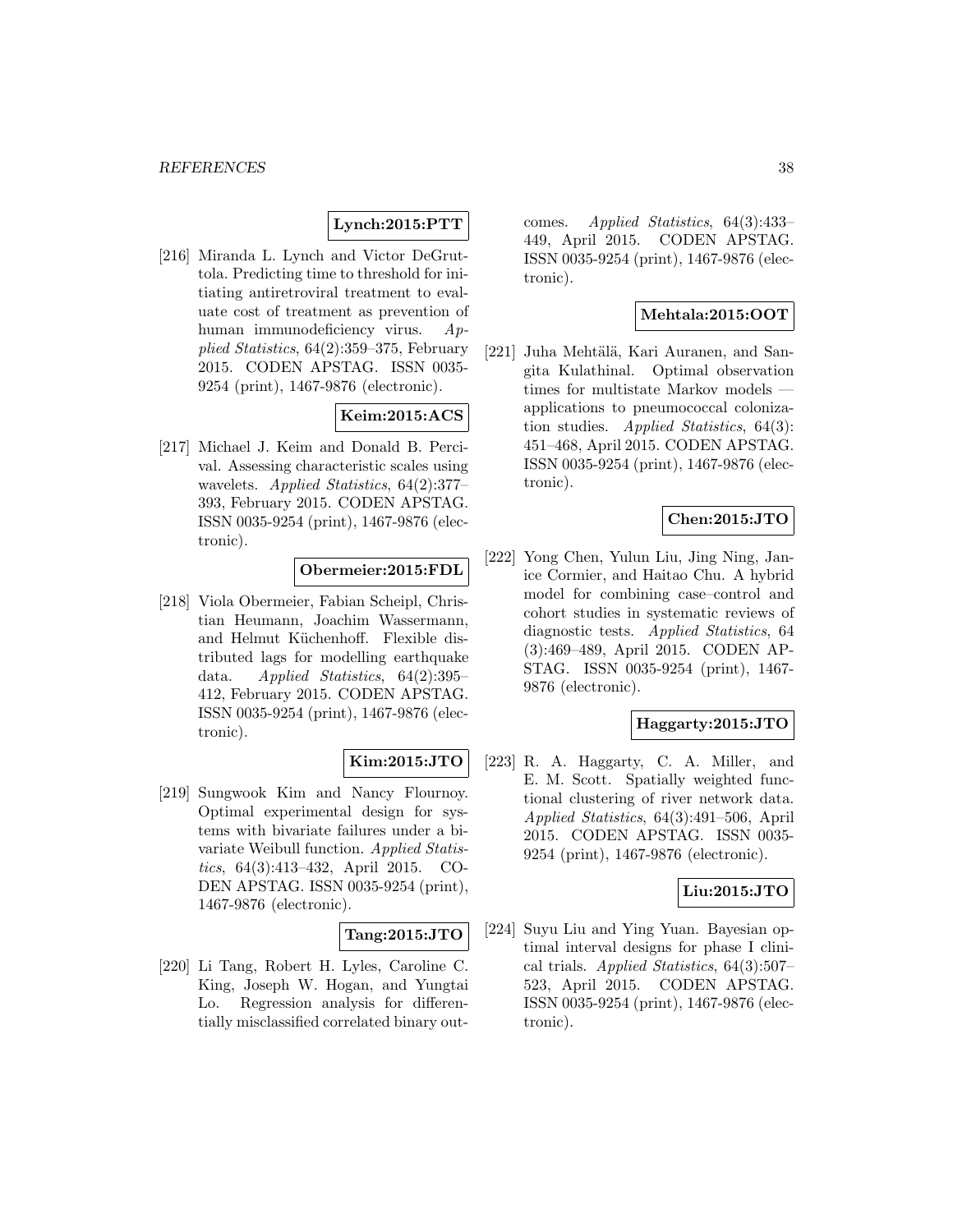**Lynch:2015:PTT**

[216] Miranda L. Lynch and Victor DeGruttola. Predicting time to threshold for initiating antiretroviral treatment to evaluate cost of treatment as prevention of human immunodeficiency virus. *Applied Statistics*, 64(2):359–375, February 2015. CODEN APSTAG. ISSN 0035-9254 (print), 1467-9876 (electronic).

**Keim:2015:ACS**

[217] Michael J. Keim and Donald B. Percival. Assessing characteristic scales using wavelets. *Applied Statistics*, 64(2):377–393, February 2015. CODEN APSTAG. ISSN 0035-9254 (print), 1467-9876 (electronic).

**Obermeier:2015:FDL**

[218] Viola Obermeier, Fabian Scheipl, Christian Heumann, Joachim Wassermann, and Helmut Küchenhoff. Flexible distributed lags for modelling earthquake data. *Applied Statistics*, 64(2):395–412, February 2015. CODEN APSTAG. ISSN 0035-9254 (print), 1467-9876 (electronic).

**Kim:2015:JTO**

[219] Sungwook Kim and Nancy Flournoy. Optimal experimental design for systems with bivariate failures under a bivariate Weibull function. *Applied Statistics*, 64(3):413–432, April 2015. CODEN APSTAG. ISSN 0035-9254 (print), 1467-9876 (electronic).

**Tang:2015:JTO**

[220] Li Tang, Robert H. Lyles, Caroline C. King, Joseph W. Hogan, and Yungtai Lo. Regression analysis for differentially misclassified correlated binary outcomes. *Applied Statistics*, 64(3):433–449, April 2015. CODEN APSTAG. ISSN 0035-9254 (print), 1467-9876 (electronic).

**Mehtala:2015:OOT**

[221] Juha Mehtälä, Kari Auranen, and Sangita Kulathinal. Optimal observation times for multistate Markov models — applications to pneumococcal colonization studies. *Applied Statistics*, 64(3):451–468, April 2015. CODEN APSTAG. ISSN 0035-9254 (print), 1467-9876 (electronic).

**Chen:2015:JTO**

[222] Yong Chen, Yulun Liu, Jing Ning, Janice Cormier, and Haitao Chu. A hybrid model for combining case–control and cohort studies in systematic reviews of diagnostic tests. *Applied Statistics*, 64(3):469–489, April 2015. CODEN APSTAG. ISSN 0035-9254 (print), 1467-9876 (electronic).

**Haggarty:2015:JTO**

[223] R. A. Haggarty, C. A. Miller, and E. M. Scott. Spatially weighted functional clustering of river network data. *Applied Statistics*, 64(3):491–506, April 2015. CODEN APSTAG. ISSN 0035-9254 (print), 1467-9876 (electronic).

**Liu:2015:JTO**

[224] Suyu Liu and Ying Yuan. Bayesian optimal interval designs for phase I clinical trials. *Applied Statistics*, 64(3):507–523, April 2015. CODEN APSTAG. ISSN 0035-9254 (print), 1467-9876 (electronic).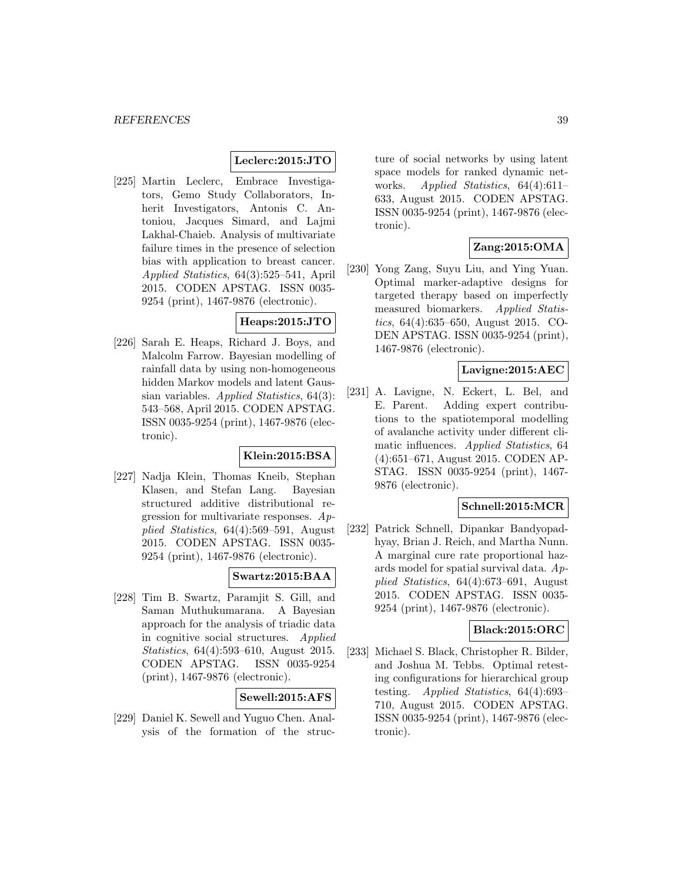**Leclerc:2015:JTO**

[225] Martin Leclerc, Embrace Investigators, Gemo Study Collaborators, Inherit Investigators, Antonis C. Antoniou, Jacques Simard, and Lajmi Lakhal-Chaieb. Analysis of multivariate failure times in the presence of selection bias with application to breast cancer. *Applied Statistics*, 64(3):525–541, April 2015. CODEN APSTAG. ISSN 0035-9254 (print), 1467-9876 (electronic).

**Heaps:2015:JTO**

[226] Sarah E. Heaps, Richard J. Boys, and Malcolm Farrow. Bayesian modelling of rainfall data by using non-homogeneous hidden Markov models and latent Gaussian variables. *Applied Statistics*, 64(3): 543–568, April 2015. CODEN APSTAG. ISSN 0035-9254 (print), 1467-9876 (electronic).

**Klein:2015:BSA**

[227] Nadja Klein, Thomas Kneib, Stephan Klasen, and Stefan Lang. Bayesian structured additive distributional regression for multivariate responses. *Applied Statistics*, 64(4):569–591, August 2015. CODEN APSTAG. ISSN 0035-9254 (print), 1467-9876 (electronic).

**Swartz:2015:BAA**

[228] Tim B. Swartz, Paramjit S. Gill, and Saman Muthukumarana. A Bayesian approach for the analysis of triadic data in cognitive social structures. *Applied Statistics*, 64(4):593–610, August 2015. CODEN APSTAG. ISSN 0035-9254 (print), 1467-9876 (electronic).

**Sewell:2015:AFS**

[229] Daniel K. Sewell and Yuguo Chen. Analysis of the formation of the structure of social networks by using latent space models for ranked dynamic networks. *Applied Statistics*, 64(4):611–633, August 2015. CODEN APSTAG. ISSN 0035-9254 (print), 1467-9876 (electronic).

**Zang:2015:OMA**

[230] Yong Zang, Suyu Liu, and Ying Yuan. Optimal marker-adaptive designs for targeted therapy based on imperfectly measured biomarkers. *Applied Statistics*, 64(4):635–650, August 2015. CODEN APSTAG. ISSN 0035-9254 (print), 1467-9876 (electronic).

**Lavigne:2015:AEC**

[231] A. Lavigne, N. Eckert, L. Bel, and E. Parent. Adding expert contributions to the spatiotemporal modelling of avalanche activity under different climatic influences. *Applied Statistics*, 64 (4):651–671, August 2015. CODEN APSTAG. ISSN 0035-9254 (print), 1467-9876 (electronic).

**Schnell:2015:MCR**

[232] Patrick Schnell, Dipankar Bandyopadhyay, Brian J. Reich, and Martha Nunn. A marginal cure rate proportional hazards model for spatial survival data. *Applied Statistics*, 64(4):673–691, August 2015. CODEN APSTAG. ISSN 0035-9254 (print), 1467-9876 (electronic).

**Black:2015:ORC**

[233] Michael S. Black, Christopher R. Bilder, and Joshua M. Tebbs. Optimal retesting configurations for hierarchical group testing. *Applied Statistics*, 64(4):693–710, August 2015. CODEN APSTAG. ISSN 0035-9254 (print), 1467-9876 (electronic).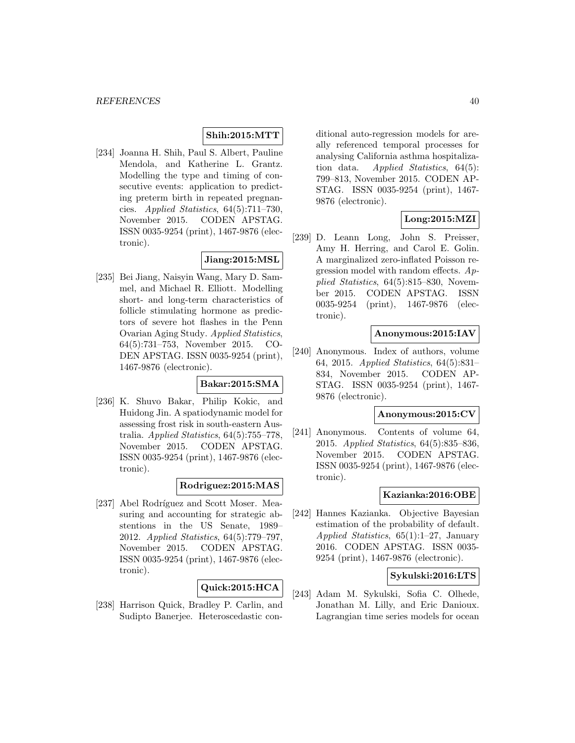**Shih:2015:MTT**

[234] Joanna H. Shih, Paul S. Albert, Pauline Mendola, and Katherine L. Grantz. Modelling the type and timing of consecutive events: application to predicting preterm birth in repeated pregnancies. *Applied Statistics*, 64(5):711–730, November 2015. CODEN APSTAG. ISSN 0035-9254 (print), 1467-9876 (electronic).

**Jiang:2015:MSL**

[235] Bei Jiang, Naisyin Wang, Mary D. Sammel, and Michael R. Elliott. Modelling short- and long-term characteristics of follicle stimulating hormone as predictors of severe hot flashes in the Penn Ovarian Aging Study. *Applied Statistics*, 64(5):731–753, November 2015. CODEN APSTAG. ISSN 0035-9254 (print), 1467-9876 (electronic).

**Bakar:2015:SMA**

[236] K. Shuvo Bakar, Philip Kokic, and Huidong Jin. A spatiodynamic model for assessing frost risk in south-eastern Australia. *Applied Statistics*, 64(5):755–778, November 2015. CODEN APSTAG. ISSN 0035-9254 (print), 1467-9876 (electronic).

**Rodriguez:2015:MAS**

[237] Abel Rodríguez and Scott Moser. Measuring and accounting for strategic abstentions in the US Senate, 1989–2012. *Applied Statistics*, 64(5):779–797, November 2015. CODEN APSTAG. ISSN 0035-9254 (print), 1467-9876 (electronic).

**Quick:2015:HCA**

[238] Harrison Quick, Bradley P. Carlin, and Sudipto Banerjee. Heteroscedastic conditional auto-regression models for areally referenced temporal processes for analysing California asthma hospitalization data. *Applied Statistics*, 64(5): 799–813, November 2015. CODEN APSTAG. ISSN 0035-9254 (print), 1467-9876 (electronic).

**Long:2015:MZI**

[239] D. Leann Long, John S. Preisser, Amy H. Herring, and Carol E. Golin. A marginalized zero-inflated Poisson regression model with random effects. *Applied Statistics*, 64(5):815–830, November 2015. CODEN APSTAG. ISSN 0035-9254 (print), 1467-9876 (electronic).

**Anonymous:2015:IAV**

[240] Anonymous. Index of authors, volume 64, 2015. *Applied Statistics*, 64(5):831–834, November 2015. CODEN APSTAG. ISSN 0035-9254 (print), 1467-9876 (electronic).

**Anonymous:2015:CV**

[241] Anonymous. Contents of volume 64, 2015. *Applied Statistics*, 64(5):835–836, November 2015. CODEN APSTAG. ISSN 0035-9254 (print), 1467-9876 (electronic).

**Kazianka:2016:OBE**

[242] Hannes Kazianka. Objective Bayesian estimation of the probability of default. *Applied Statistics*, 65(1):1–27, January 2016. CODEN APSTAG. ISSN 0035-9254 (print), 1467-9876 (electronic).

**Sykulski:2016:LTS**

[243] Adam M. Sykulski, Sofia C. Olhede, Jonathan M. Lilly, and Eric Danioux. Lagrangian time series models for ocean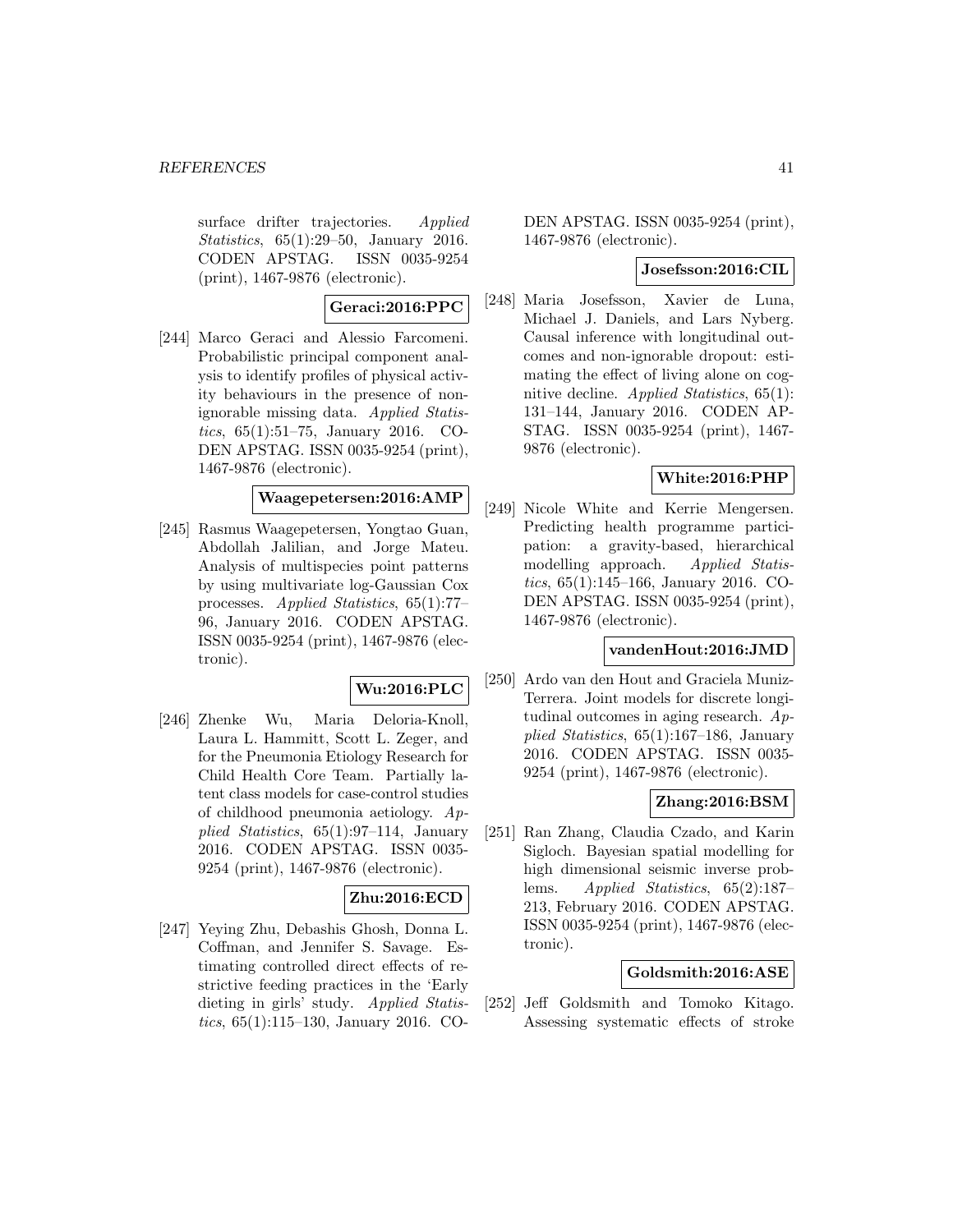surface drifter trajectories. *Applied Statistics*, 65(1):29–50, January 2016. CODEN APSTAG. ISSN 0035-9254 (print), 1467-9876 (electronic).

**Geraci:2016:PPC**

[244] Marco Geraci and Alessio Farcomeni. Probabilistic principal component analysis to identify profiles of physical activity behaviours in the presence of non-ignorable missing data. *Applied Statistics*, 65(1):51–75, January 2016. CODEN APSTAG. ISSN 0035-9254 (print), 1467-9876 (electronic).

**Waagepetersen:2016:AMP**

[245] Rasmus Waagepetersen, Yongtao Guan, Abdollah Jalilian, and Jorge Mateu. Analysis of multispecies point patterns by using multivariate log-Gaussian Cox processes. *Applied Statistics*, 65(1):77–96, January 2016. CODEN APSTAG. ISSN 0035-9254 (print), 1467-9876 (electronic).

**Wu:2016:PLC**

[246] Zhenke Wu, Maria Deloria-Knoll, Laura L. Hammitt, Scott L. Zeger, and for the Pneumonia Etiology Research for Child Health Core Team. Partially latent class models for case-control studies of childhood pneumonia aetiology. *Applied Statistics*, 65(1):97–114, January 2016. CODEN APSTAG. ISSN 0035-9254 (print), 1467-9876 (electronic).

**Zhu:2016:ECD**

[247] Yeying Zhu, Debashis Ghosh, Donna L. Coffman, and Jennifer S. Savage. Estimating controlled direct effects of restrictive feeding practices in the 'Early dieting in girls' study. *Applied Statistics*, 65(1):115–130, January 2016. CODEN APSTAG. ISSN 0035-9254 (print), 1467-9876 (electronic).

**Josefsson:2016:CIL**

[248] Maria Josefsson, Xavier de Luna, Michael J. Daniels, and Lars Nyberg. Causal inference with longitudinal outcomes and non-ignorable dropout: estimating the effect of living alone on cognitive decline. *Applied Statistics*, 65(1): 131–144, January 2016. CODEN APSTAG. ISSN 0035-9254 (print), 1467-9876 (electronic).

**White:2016:PHP**

[249] Nicole White and Kerrie Mengersen. Predicting health programme participation: a gravity-based, hierarchical modelling approach. *Applied Statistics*, 65(1):145–166, January 2016. CODEN APSTAG. ISSN 0035-9254 (print), 1467-9876 (electronic).

**vandenHout:2016:JMD**

[250] Ardo van den Hout and Graciela Muniz-Terrera. Joint models for discrete longitudinal outcomes in aging research. *Applied Statistics*, 65(1):167–186, January 2016. CODEN APSTAG. ISSN 0035-9254 (print), 1467-9876 (electronic).

**Zhang:2016:BSM**

[251] Ran Zhang, Claudia Czado, and Karin Sigloch. Bayesian spatial modelling for high dimensional seismic inverse problems. *Applied Statistics*, 65(2):187–213, February 2016. CODEN APSTAG. ISSN 0035-9254 (print), 1467-9876 (electronic).

**Goldsmith:2016:ASE**

[252] Jeff Goldsmith and Tomoko Kitago. Assessing systematic effects of stroke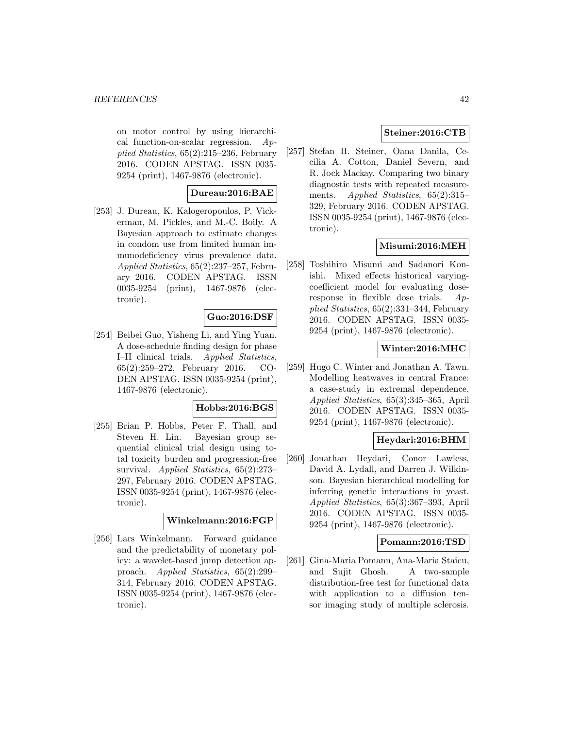on motor control by using hierarchical function-on-scalar regression. *Applied Statistics*, 65(2):215–236, February 2016. CODEN APSTAG. ISSN 0035-9254 (print), 1467-9876 (electronic).

**Dureau:2016:BAE**

[253] J. Dureau, K. Kalogeropoulos, P. Vickerman, M. Pickles, and M.-C. Boily. A Bayesian approach to estimate changes in condom use from limited human immunodeficiency virus prevalence data. *Applied Statistics*, 65(2):237–257, February 2016. CODEN APSTAG. ISSN 0035-9254 (print), 1467-9876 (electronic).

**Guo:2016:DSF**

[254] Beibei Guo, Yisheng Li, and Ying Yuan. A dose-schedule finding design for phase I–II clinical trials. *Applied Statistics*, 65(2):259–272, February 2016. CODEN APSTAG. ISSN 0035-9254 (print), 1467-9876 (electronic).

**Hobbs:2016:BGS**

[255] Brian P. Hobbs, Peter F. Thall, and Steven H. Lin. Bayesian group sequential clinical trial design using total toxicity burden and progression-free survival. *Applied Statistics*, 65(2):273–297, February 2016. CODEN APSTAG. ISSN 0035-9254 (print), 1467-9876 (electronic).

**Winkelmann:2016:FGP**

[256] Lars Winkelmann. Forward guidance and the predictability of monetary policy: a wavelet-based jump detection approach. *Applied Statistics*, 65(2):299–314, February 2016. CODEN APSTAG. ISSN 0035-9254 (print), 1467-9876 (electronic).

**Steiner:2016:CTB**

[257] Stefan H. Steiner, Oana Danila, Cecilia A. Cotton, Daniel Severn, and R. Jock Mackay. Comparing two binary diagnostic tests with repeated measurements. *Applied Statistics*, 65(2):315–329, February 2016. CODEN APSTAG. ISSN 0035-9254 (print), 1467-9876 (electronic).

**Misumi:2016:MEH**

[258] Toshihiro Misumi and Sadanori Konishi. Mixed effects historical varying-coefficient model for evaluating dose-response in flexible dose trials. *Applied Statistics*, 65(2):331–344, February 2016. CODEN APSTAG. ISSN 0035-9254 (print), 1467-9876 (electronic).

**Winter:2016:MHC**

[259] Hugo C. Winter and Jonathan A. Tawn. Modelling heatwaves in central France: a case-study in extremal dependence. *Applied Statistics*, 65(3):345–365, April 2016. CODEN APSTAG. ISSN 0035-9254 (print), 1467-9876 (electronic).

**Heydari:2016:BHM**

[260] Jonathan Heydari, Conor Lawless, David A. Lydall, and Darren J. Wilkinson. Bayesian hierarchical modelling for inferring genetic interactions in yeast. *Applied Statistics*, 65(3):367–393, April 2016. CODEN APSTAG. ISSN 0035-9254 (print), 1467-9876 (electronic).

**Pomann:2016:TSD**

[261] Gina-Maria Pomann, Ana-Maria Staicu, and Sujit Ghosh. A two-sample distribution-free test for functional data with application to a diffusion tensor imaging study of multiple sclerosis.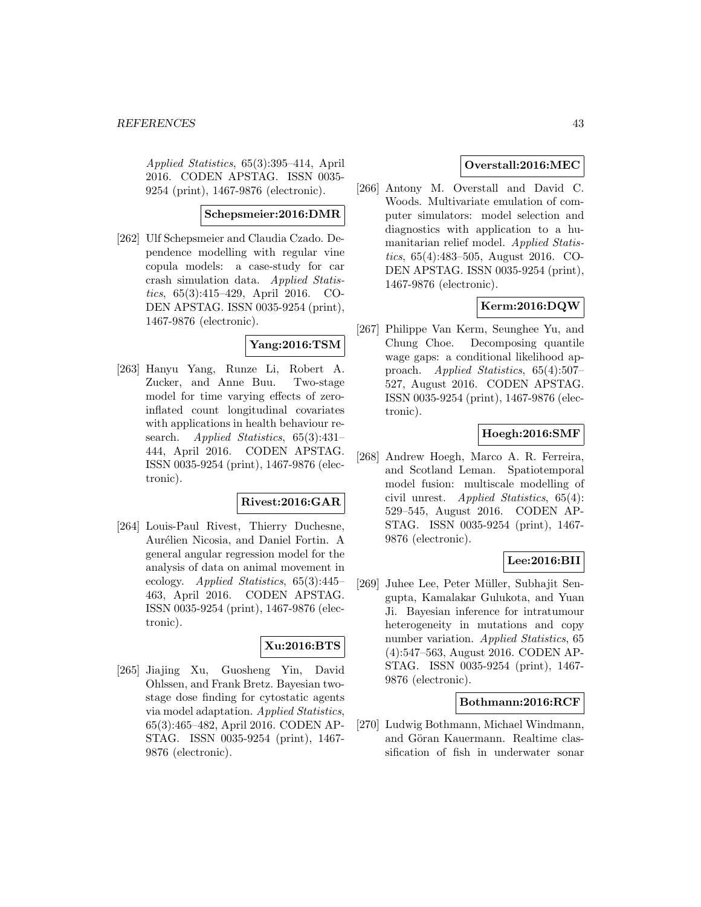*Applied Statistics*, 65(3):395–414, April 2016. CODEN APSTAG. ISSN 0035-9254 (print), 1467-9876 (electronic).

**Schepsmeier:2016:DMR**

[262] Ulf Schepsmeier and Claudia Czado. Dependence modelling with regular vine copula models: a case-study for car crash simulation data. *Applied Statistics*, 65(3):415–429, April 2016. CODEN APSTAG. ISSN 0035-9254 (print), 1467-9876 (electronic).

**Yang:2016:TSM**

[263] Hanyu Yang, Runze Li, Robert A. Zucker, and Anne Buu. Two-stage model for time varying effects of zero-inflated count longitudinal covariates with applications in health behaviour research. *Applied Statistics*, 65(3):431–444, April 2016. CODEN APSTAG. ISSN 0035-9254 (print), 1467-9876 (electronic).

**Rivest:2016:GAR**

[264] Louis-Paul Rivest, Thierry Duchesne, Aurélien Nicosia, and Daniel Fortin. A general angular regression model for the analysis of data on animal movement in ecology. *Applied Statistics*, 65(3):445–463, April 2016. CODEN APSTAG. ISSN 0035-9254 (print), 1467-9876 (electronic).

**Xu:2016:BTS**

[265] Jiajing Xu, Guosheng Yin, David Ohlssen, and Frank Bretz. Bayesian two-stage dose finding for cytostatic agents via model adaptation. *Applied Statistics*, 65(3):465–482, April 2016. CODEN APSTAG. ISSN 0035-9254 (print), 1467-9876 (electronic).

**Overstall:2016:MEC**

[266] Antony M. Overstall and David C. Woods. Multivariate emulation of computer simulators: model selection and diagnostics with application to a humanitarian relief model. *Applied Statistics*, 65(4):483–505, August 2016. CODEN APSTAG. ISSN 0035-9254 (print), 1467-9876 (electronic).

**Kerm:2016:DQW**

[267] Philippe Van Kerm, Seunghee Yu, and Chung Choe. Decomposing quantile wage gaps: a conditional likelihood approach. *Applied Statistics*, 65(4):507–527, August 2016. CODEN APSTAG. ISSN 0035-9254 (print), 1467-9876 (electronic).

**Hoegh:2016:SMF**

[268] Andrew Hoegh, Marco A. R. Ferreira, and Scotland Leman. Spatiotemporal model fusion: multiscale modelling of civil unrest. *Applied Statistics*, 65(4): 529–545, August 2016. CODEN APSTAG. ISSN 0035-9254 (print), 1467-9876 (electronic).

**Lee:2016:BII**

[269] Juhee Lee, Peter Müller, Subhajit Sengupta, Kamalakar Gulukota, and Yuan Ji. Bayesian inference for intratumour heterogeneity in mutations and copy number variation. *Applied Statistics*, 65 (4):547–563, August 2016. CODEN APSTAG. ISSN 0035-9254 (print), 1467-9876 (electronic).

**Bothmann:2016:RCF**

[270] Ludwig Bothmann, Michael Windmann, and Göran Kauermann. Realtime classification of fish in underwater sonar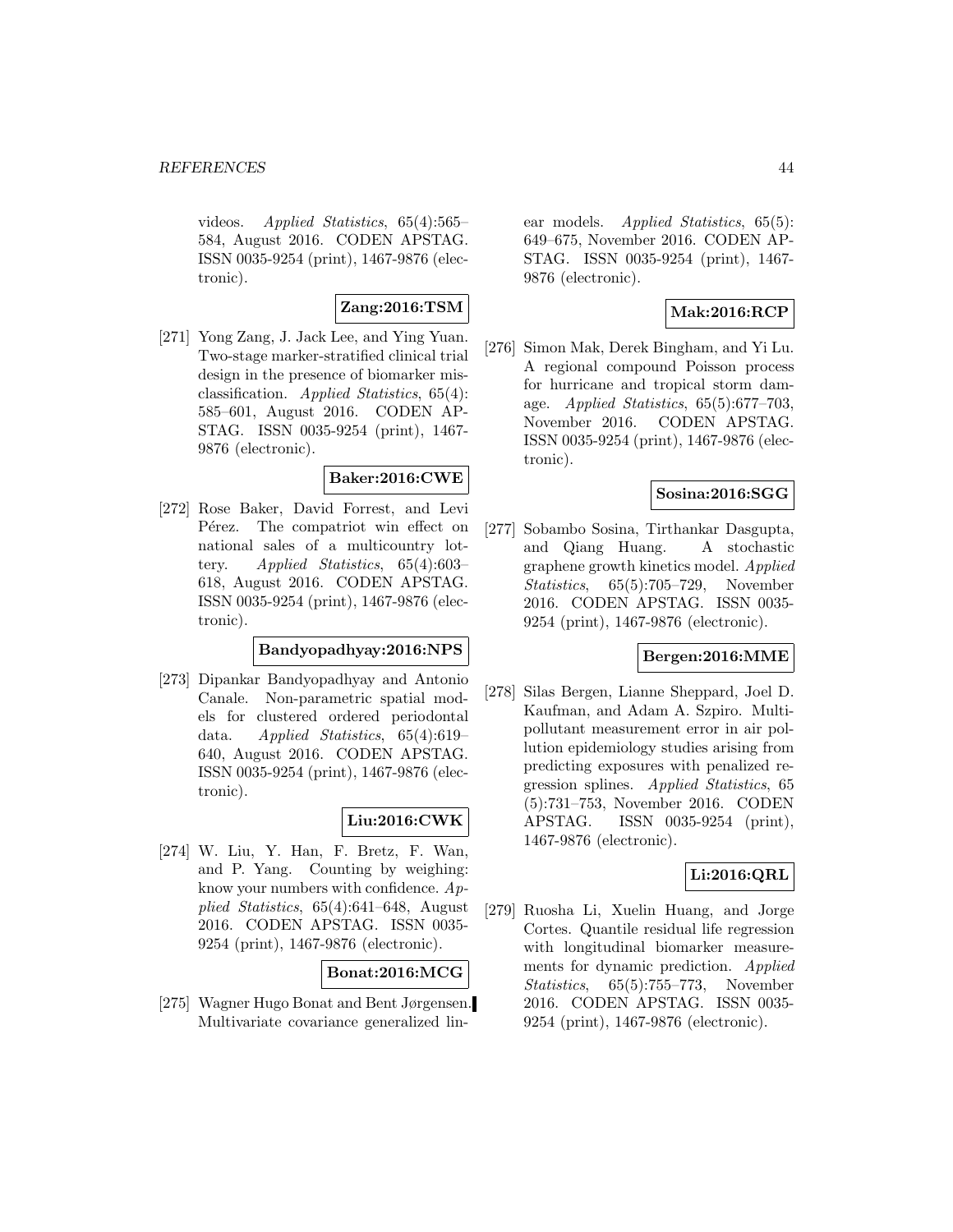videos. *Applied Statistics*, 65(4):565–584, August 2016. CODEN APSTAG. ISSN 0035-9254 (print), 1467-9876 (electronic).

**Zang:2016:TSM**

[271] Yong Zang, J. Jack Lee, and Ying Yuan. Two-stage marker-stratified clinical trial design in the presence of biomarker misclassification. *Applied Statistics*, 65(4): 585–601, August 2016. CODEN APSTAG. ISSN 0035-9254 (print), 1467-9876 (electronic).

**Baker:2016:CWE**

[272] Rose Baker, David Forrest, and Levi Pérez. The compatriot win effect on national sales of a multicountry lottery. *Applied Statistics*, 65(4):603–618, August 2016. CODEN APSTAG. ISSN 0035-9254 (print), 1467-9876 (electronic).

**Bandyopadhyay:2016:NPS**

[273] Dipankar Bandyopadhyay and Antonio Canale. Non-parametric spatial models for clustered ordered periodontal data. *Applied Statistics*, 65(4):619–640, August 2016. CODEN APSTAG. ISSN 0035-9254 (print), 1467-9876 (electronic).

**Liu:2016:CWK**

[274] W. Liu, Y. Han, F. Bretz, F. Wan, and P. Yang. Counting by weighing: know your numbers with confidence. *Applied Statistics*, 65(4):641–648, August 2016. CODEN APSTAG. ISSN 0035-9254 (print), 1467-9876 (electronic).

**Bonat:2016:MCG**

[275] Wagner Hugo Bonat and Bent Jørgensen. Multivariate covariance generalized linear models. *Applied Statistics*, 65(5): 649–675, November 2016. CODEN APSTAG. ISSN 0035-9254 (print), 1467-9876 (electronic).

**Mak:2016:RCP**

[276] Simon Mak, Derek Bingham, and Yi Lu. A regional compound Poisson process for hurricane and tropical storm damage. *Applied Statistics*, 65(5):677–703, November 2016. CODEN APSTAG. ISSN 0035-9254 (print), 1467-9876 (electronic).

**Sosina:2016:SGG**

[277] Sobambo Sosina, Tirthankar Dasgupta, and Qiang Huang. A stochastic graphene growth kinetics model. *Applied Statistics*, 65(5):705–729, November 2016. CODEN APSTAG. ISSN 0035-9254 (print), 1467-9876 (electronic).

**Bergen:2016:MME**

[278] Silas Bergen, Lianne Sheppard, Joel D. Kaufman, and Adam A. Szpiro. Multi-pollutant measurement error in air pollution epidemiology studies arising from predicting exposures with penalized regression splines. *Applied Statistics*, 65 (5):731–753, November 2016. CODEN APSTAG. ISSN 0035-9254 (print), 1467-9876 (electronic).

**Li:2016:QRL**

[279] Ruosha Li, Xuelin Huang, and Jorge Cortes. Quantile residual life regression with longitudinal biomarker measurements for dynamic prediction. *Applied Statistics*, 65(5):755–773, November 2016. CODEN APSTAG. ISSN 0035-9254 (print), 1467-9876 (electronic).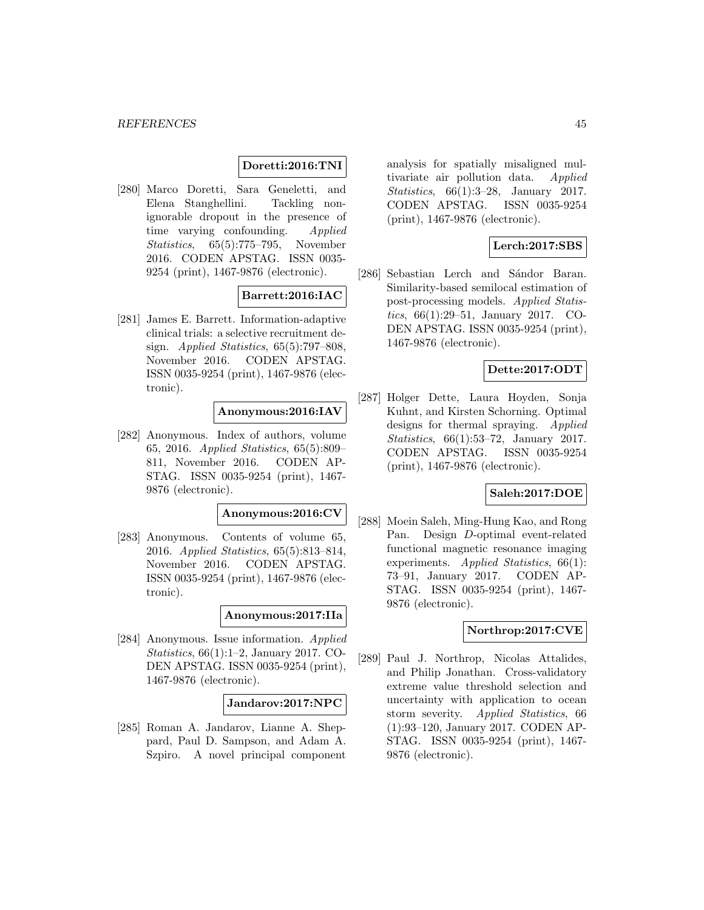**Doretti:2016:TNI**

[280] Marco Doretti, Sara Geneletti, and Elena Stanghellini. Tackling non-ignorable dropout in the presence of time varying confounding. *Applied Statistics*, 65(5):775–795, November 2016. CODEN APSTAG. ISSN 0035-9254 (print), 1467-9876 (electronic).

**Barrett:2016:IAC**

[281] James E. Barrett. Information-adaptive clinical trials: a selective recruitment design. *Applied Statistics*, 65(5):797–808, November 2016. CODEN APSTAG. ISSN 0035-9254 (print), 1467-9876 (electronic).

**Anonymous:2016:IAV**

[282] Anonymous. Index of authors, volume 65, 2016. *Applied Statistics*, 65(5):809–811, November 2016. CODEN APSTAG. ISSN 0035-9254 (print), 1467-9876 (electronic).

**Anonymous:2016:CV**

[283] Anonymous. Contents of volume 65, 2016. *Applied Statistics*, 65(5):813–814, November 2016. CODEN APSTAG. ISSN 0035-9254 (print), 1467-9876 (electronic).

**Anonymous:2017:IIa**

[284] Anonymous. Issue information. *Applied Statistics*, 66(1):1–2, January 2017. CODEN APSTAG. ISSN 0035-9254 (print), 1467-9876 (electronic).

**Jandarov:2017:NPC**

[285] Roman A. Jandarov, Lianne A. Sheppard, Paul D. Sampson, and Adam A. Szpiro. A novel principal component analysis for spatially misaligned multivariate air pollution data. *Applied Statistics*, 66(1):3–28, January 2017. CODEN APSTAG. ISSN 0035-9254 (print), 1467-9876 (electronic).

**Lerch:2017:SBS**

[286] Sebastian Lerch and Sándor Baran. Similarity-based semilocal estimation of post-processing models. *Applied Statistics*, 66(1):29–51, January 2017. CODEN APSTAG. ISSN 0035-9254 (print), 1467-9876 (electronic).

**Dette:2017:ODT**

[287] Holger Dette, Laura Hoyden, Sonja Kuhnt, and Kirsten Schorning. Optimal designs for thermal spraying. *Applied Statistics*, 66(1):53–72, January 2017. CODEN APSTAG. ISSN 0035-9254 (print), 1467-9876 (electronic).

**Saleh:2017:DOE**

[288] Moein Saleh, Ming-Hung Kao, and Rong Pan. Design $D$-optimal event-related functional magnetic resonance imaging experiments. *Applied Statistics*, 66(1): 73–91, January 2017. CODEN APSTAG. ISSN 0035-9254 (print), 1467-9876 (electronic).

**Northrop:2017:CVE**

[289] Paul J. Northrop, Nicolas Attalides, and Philip Jonathan. Cross-validatory extreme value threshold selection and uncertainty with application to ocean storm severity. *Applied Statistics*, 66 (1):93–120, January 2017. CODEN APSTAG. ISSN 0035-9254 (print), 1467-9876 (electronic).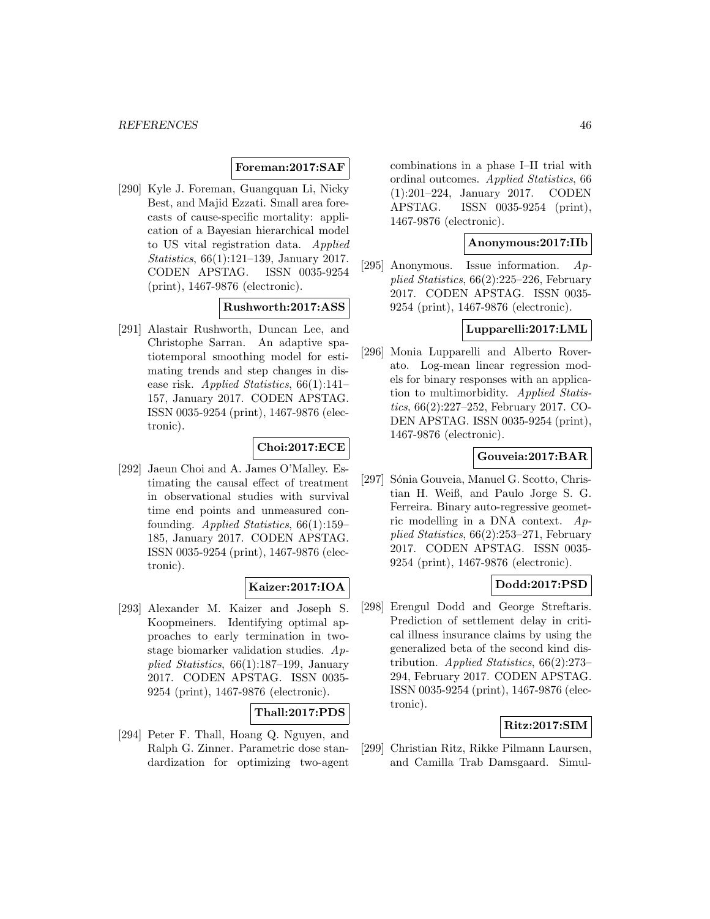**Foreman:2017:SAF**

[290] Kyle J. Foreman, Guangquan Li, Nicky Best, and Majid Ezzati. Small area forecasts of cause-specific mortality: application of a Bayesian hierarchical model to US vital registration data. *Applied Statistics*, 66(1):121–139, January 2017. CODEN APSTAG. ISSN 0035-9254 (print), 1467-9876 (electronic).

**Rushworth:2017:ASS**

[291] Alastair Rushworth, Duncan Lee, and Christophe Sarran. An adaptive spatiotemporal smoothing model for estimating trends and step changes in disease risk. *Applied Statistics*, 66(1):141–157, January 2017. CODEN APSTAG. ISSN 0035-9254 (print), 1467-9876 (electronic).

**Choi:2017:ECE**

[292] Jaeun Choi and A. James O'Malley. Estimating the causal effect of treatment in observational studies with survival time end points and unmeasured confounding. *Applied Statistics*, 66(1):159–185, January 2017. CODEN APSTAG. ISSN 0035-9254 (print), 1467-9876 (electronic).

**Kaizer:2017:IOA**

[293] Alexander M. Kaizer and Joseph S. Koopmeiners. Identifying optimal approaches to early termination in two-stage biomarker validation studies. *Applied Statistics*, 66(1):187–199, January 2017. CODEN APSTAG. ISSN 0035-9254 (print), 1467-9876 (electronic).

**Thall:2017:PDS**

[294] Peter F. Thall, Hoang Q. Nguyen, and Ralph G. Zinner. Parametric dose standardization for optimizing two-agent combinations in a phase I–II trial with ordinal outcomes. *Applied Statistics*, 66 (1):201–224, January 2017. CODEN APSTAG. ISSN 0035-9254 (print), 1467-9876 (electronic).

**Anonymous:2017:IIb**

[295] Anonymous. Issue information. *Applied Statistics*, 66(2):225–226, February 2017. CODEN APSTAG. ISSN 0035-9254 (print), 1467-9876 (electronic).

**Lupparelli:2017:LML**

[296] Monia Lupparelli and Alberto Roverato. Log-mean linear regression models for binary responses with an application to multimorbidity. *Applied Statistics*, 66(2):227–252, February 2017. CODEN APSTAG. ISSN 0035-9254 (print), 1467-9876 (electronic).

**Gouveia:2017:BAR**

[297] Sónia Gouveia, Manuel G. Scotto, Christian H. Weiß, and Paulo Jorge S. G. Ferreira. Binary auto-regressive geometric modelling in a DNA context. *Applied Statistics*, 66(2):253–271, February 2017. CODEN APSTAG. ISSN 0035-9254 (print), 1467-9876 (electronic).

**Dodd:2017:PSD**

[298] Erengul Dodd and George Streftaris. Prediction of settlement delay in critical illness insurance claims by using the generalized beta of the second kind distribution. *Applied Statistics*, 66(2):273–294, February 2017. CODEN APSTAG. ISSN 0035-9254 (print), 1467-9876 (electronic).

**Ritz:2017:SIM**

[299] Christian Ritz, Rikke Pilmann Laursen, and Camilla Trab Damsgaard. Simul-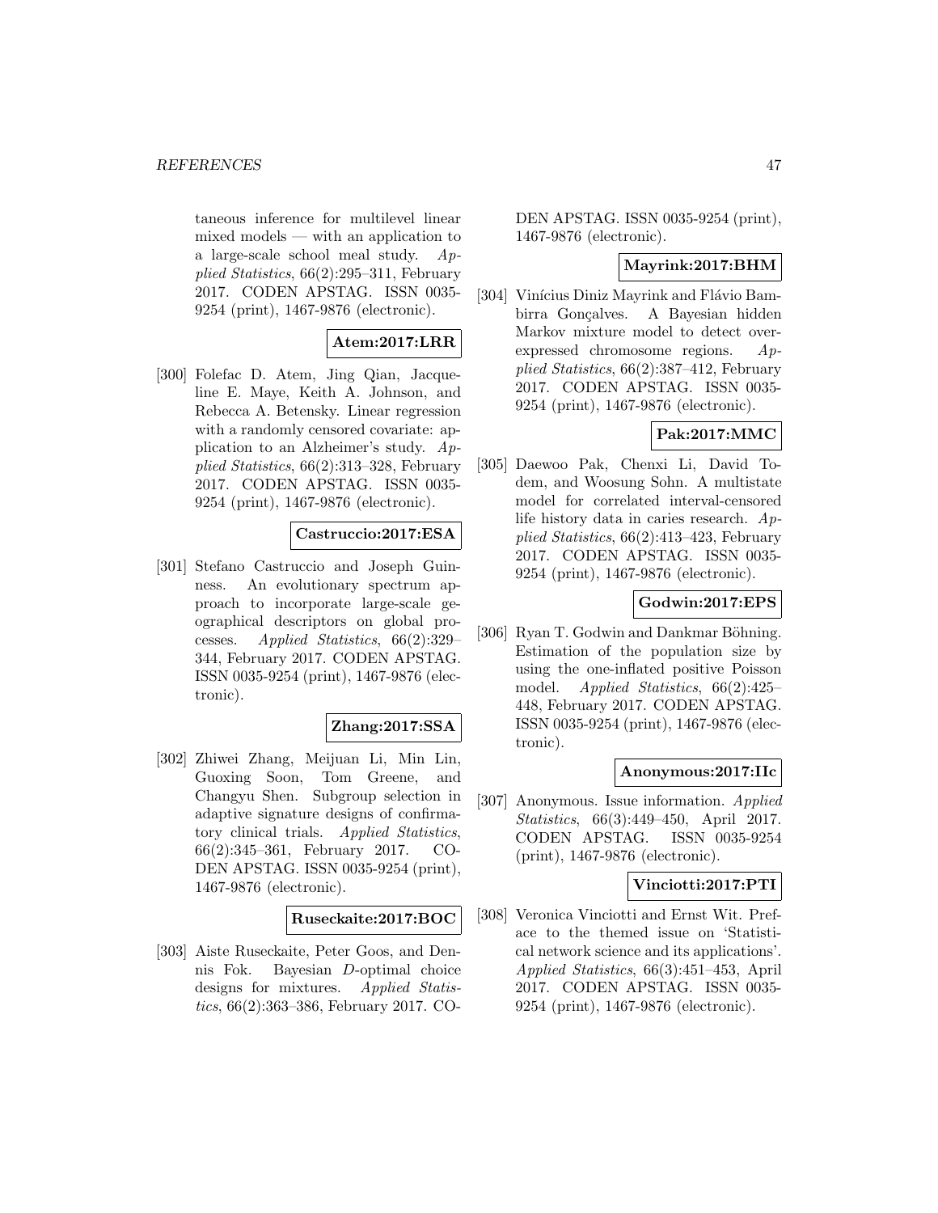taneous inference for multilevel linear mixed models — with an application to a large-scale school meal study. *Applied Statistics*, 66(2):295–311, February 2017. CODEN APSTAG. ISSN 0035-9254 (print), 1467-9876 (electronic).

**Atem:2017:LRR**

[300] Folefac D. Atem, Jing Qian, Jacqueline E. Maye, Keith A. Johnson, and Rebecca A. Betensky. Linear regression with a randomly censored covariate: application to an Alzheimer's study. *Applied Statistics*, 66(2):313–328, February 2017. CODEN APSTAG. ISSN 0035-9254 (print), 1467-9876 (electronic).

**Castruccio:2017:ESA**

[301] Stefano Castruccio and Joseph Guinness. An evolutionary spectrum approach to incorporate large-scale geographical descriptors on global processes. *Applied Statistics*, 66(2):329–344, February 2017. CODEN APSTAG. ISSN 0035-9254 (print), 1467-9876 (electronic).

**Zhang:2017:SSA**

[302] Zhiwei Zhang, Meijuan Li, Min Lin, Guoxing Soon, Tom Greene, and Changyu Shen. Subgroup selection in adaptive signature designs of confirmatory clinical trials. *Applied Statistics*, 66(2):345–361, February 2017. CODEN APSTAG. ISSN 0035-9254 (print), 1467-9876 (electronic).

**Ruseckaite:2017:BOC**

[303] Aiste Ruseckaite, Peter Goos, and Dennis Fok. Bayesian *D*-optimal choice designs for mixtures. *Applied Statistics*, 66(2):363–386, February 2017. CODEN APSTAG. ISSN 0035-9254 (print), 1467-9876 (electronic).

**Mayrink:2017:BHM**

[304] Vinícius Diniz Mayrink and Flávio Bambirra Gonçalves. A Bayesian hidden Markov mixture model to detect overexpressed chromosome regions. *Applied Statistics*, 66(2):387–412, February 2017. CODEN APSTAG. ISSN 0035-9254 (print), 1467-9876 (electronic).

**Pak:2017:MMC**

[305] Daewoo Pak, Chenxi Li, David Todem, and Woosung Sohn. A multistate model for correlated interval-censored life history data in caries research. *Applied Statistics*, 66(2):413–423, February 2017. CODEN APSTAG. ISSN 0035-9254 (print), 1467-9876 (electronic).

**Godwin:2017:EPS**

[306] Ryan T. Godwin and Dankmar Böhning. Estimation of the population size by using the one-inflated positive Poisson model. *Applied Statistics*, 66(2):425–448, February 2017. CODEN APSTAG. ISSN 0035-9254 (print), 1467-9876 (electronic).

**Anonymous:2017:IIc**

[307] Anonymous. Issue information. *Applied Statistics*, 66(3):449–450, April 2017. CODEN APSTAG. ISSN 0035-9254 (print), 1467-9876 (electronic).

**Vinciotti:2017:PTI**

[308] Veronica Vinciotti and Ernst Wit. Preface to the themed issue on 'Statistical network science and its applications'. *Applied Statistics*, 66(3):451–453, April 2017. CODEN APSTAG. ISSN 0035-9254 (print), 1467-9876 (electronic).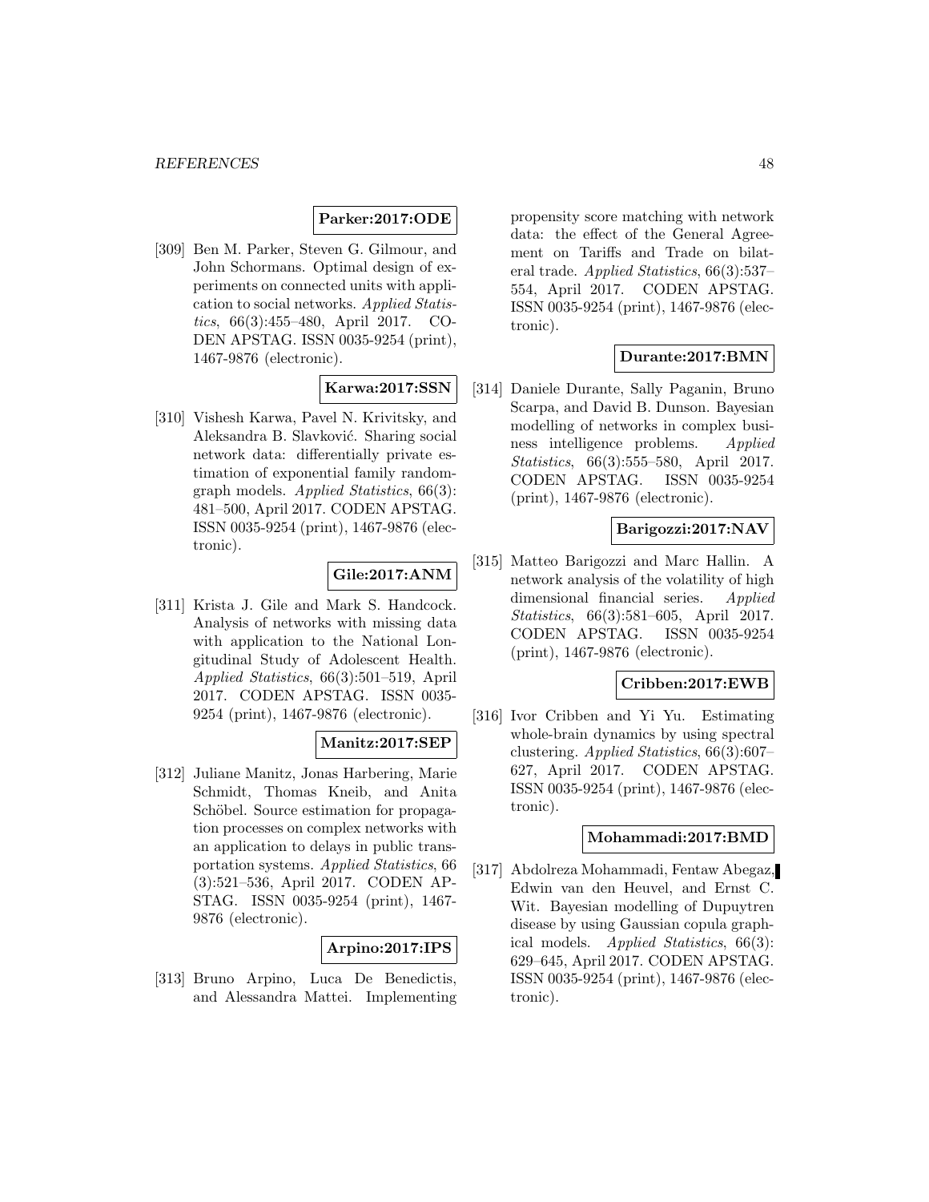**Parker:2017:ODE**

[309] Ben M. Parker, Steven G. Gilmour, and John Schormans. Optimal design of experiments on connected units with application to social networks. *Applied Statistics*, 66(3):455–480, April 2017. CODEN APSTAG. ISSN 0035-9254 (print), 1467-9876 (electronic).

**Karwa:2017:SSN**

[310] Vishesh Karwa, Pavel N. Krivitsky, and Aleksandra B. Slavković. Sharing social network data: differentially private estimation of exponential family random-graph models. *Applied Statistics*, 66(3): 481–500, April 2017. CODEN APSTAG. ISSN 0035-9254 (print), 1467-9876 (electronic).

**Gile:2017:ANM**

[311] Krista J. Gile and Mark S. Handcock. Analysis of networks with missing data with application to the National Longitudinal Study of Adolescent Health. *Applied Statistics*, 66(3):501–519, April 2017. CODEN APSTAG. ISSN 0035-9254 (print), 1467-9876 (electronic).

**Manitz:2017:SEP**

[312] Juliane Manitz, Jonas Harbering, Marie Schmidt, Thomas Kneib, and Anita Schöbel. Source estimation for propagation processes on complex networks with an application to delays in public transportation systems. *Applied Statistics*, 66 (3):521–536, April 2017. CODEN APSTAG. ISSN 0035-9254 (print), 1467-9876 (electronic).

**Arpino:2017:IPS**

[313] Bruno Arpino, Luca De Benedictis, and Alessandra Mattei. Implementing propensity score matching with network data: the effect of the General Agreement on Tariffs and Trade on bilateral trade. *Applied Statistics*, 66(3):537–554, April 2017. CODEN APSTAG. ISSN 0035-9254 (print), 1467-9876 (electronic).

**Durante:2017:BMN**

[314] Daniele Durante, Sally Paganin, Bruno Scarpa, and David B. Dunson. Bayesian modelling of networks in complex business intelligence problems. *Applied Statistics*, 66(3):555–580, April 2017. CODEN APSTAG. ISSN 0035-9254 (print), 1467-9876 (electronic).

**Barigozzi:2017:NAV**

[315] Matteo Barigozzi and Marc Hallin. A network analysis of the volatility of high dimensional financial series. *Applied Statistics*, 66(3):581–605, April 2017. CODEN APSTAG. ISSN 0035-9254 (print), 1467-9876 (electronic).

**Cribben:2017:EWB**

[316] Ivor Cribben and Yi Yu. Estimating whole-brain dynamics by using spectral clustering. *Applied Statistics*, 66(3):607–627, April 2017. CODEN APSTAG. ISSN 0035-9254 (print), 1467-9876 (electronic).

**Mohammadi:2017:BMD**

[317] Abdolreza Mohammadi, Fentaw Abegaz, Edwin van den Heuvel, and Ernst C. Wit. Bayesian modelling of Dupuytren disease by using Gaussian copula graphical models. *Applied Statistics*, 66(3): 629–645, April 2017. CODEN APSTAG. ISSN 0035-9254 (print), 1467-9876 (electronic).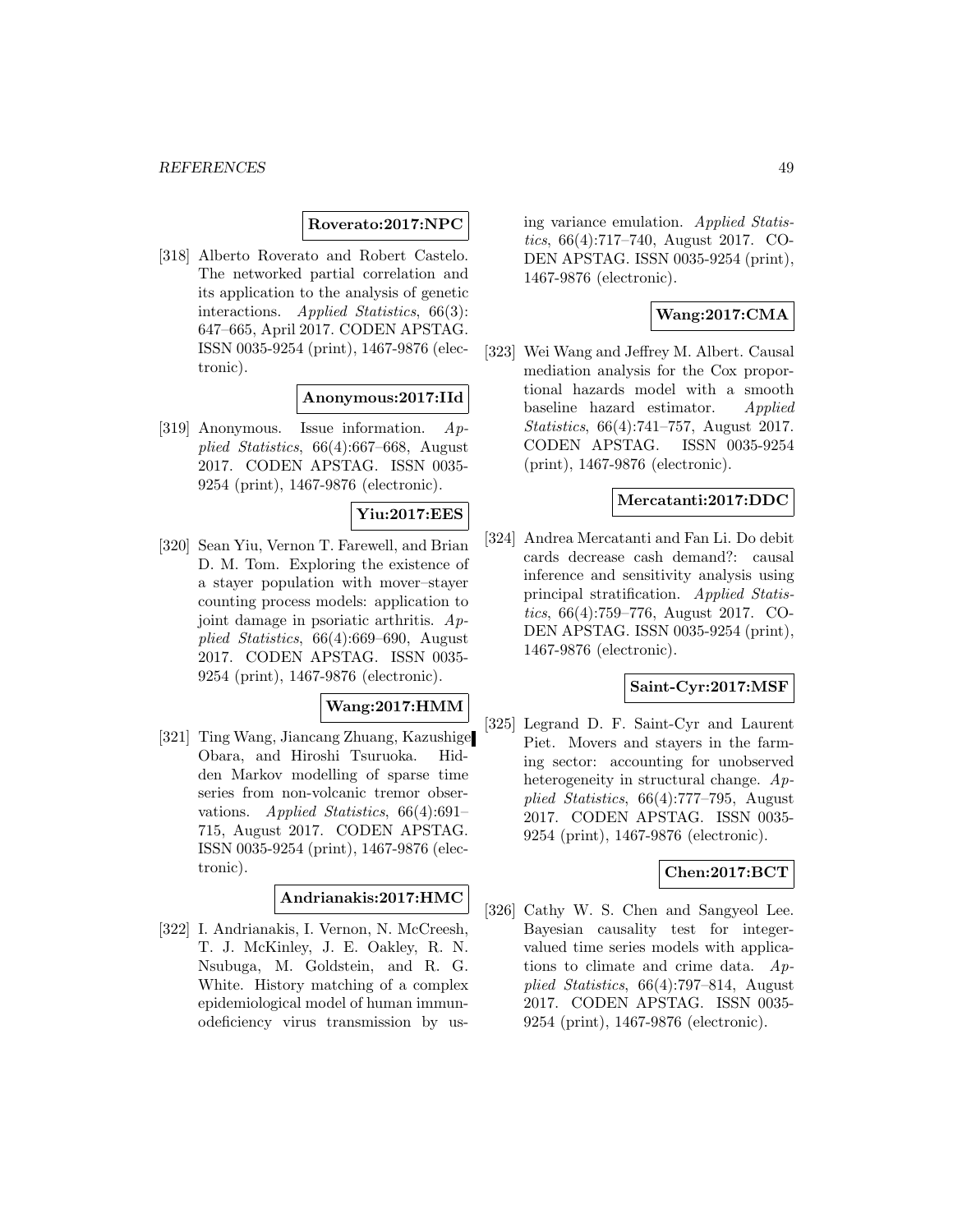**Roverato:2017:NPC**

[318] Alberto Roverato and Robert Castelo. The networked partial correlation and its application to the analysis of genetic interactions. *Applied Statistics*, 66(3): 647–665, April 2017. CODEN APSTAG. ISSN 0035-9254 (print), 1467-9876 (electronic).

**Anonymous:2017:IId**

[319] Anonymous. Issue information. *Applied Statistics*, 66(4):667–668, August 2017. CODEN APSTAG. ISSN 0035-9254 (print), 1467-9876 (electronic).

**Yiu:2017:EES**

[320] Sean Yiu, Vernon T. Farewell, and Brian D. M. Tom. Exploring the existence of a stayer population with mover–stayer counting process models: application to joint damage in psoriatic arthritis. *Applied Statistics*, 66(4):669–690, August 2017. CODEN APSTAG. ISSN 0035-9254 (print), 1467-9876 (electronic).

**Wang:2017:HMM**

[321] Ting Wang, Jiancang Zhuang, Kazushige Obara, and Hiroshi Tsuruoka. Hidden Markov modelling of sparse time series from non-volcanic tremor observations. *Applied Statistics*, 66(4):691–715, August 2017. CODEN APSTAG. ISSN 0035-9254 (print), 1467-9876 (electronic).

**Andrianakis:2017:HMC**

[322] I. Andrianakis, I. Vernon, N. McCreesh, T. J. McKinley, J. E. Oakley, R. N. Nsubuga, M. Goldstein, and R. G. White. History matching of a complex epidemiological model of human immunodeficiency virus transmission by using variance emulation. *Applied Statistics*, 66(4):717–740, August 2017. CODEN APSTAG. ISSN 0035-9254 (print), 1467-9876 (electronic).

**Wang:2017:CMA**

[323] Wei Wang and Jeffrey M. Albert. Causal mediation analysis for the Cox proportional hazards model with a smooth baseline hazard estimator. *Applied Statistics*, 66(4):741–757, August 2017. CODEN APSTAG. ISSN 0035-9254 (print), 1467-9876 (electronic).

**Mercatanti:2017:DDC**

[324] Andrea Mercatanti and Fan Li. Do debit cards decrease cash demand?: causal inference and sensitivity analysis using principal stratification. *Applied Statistics*, 66(4):759–776, August 2017. CODEN APSTAG. ISSN 0035-9254 (print), 1467-9876 (electronic).

**Saint-Cyr:2017:MSF**

[325] Legrand D. F. Saint-Cyr and Laurent Piet. Movers and stayers in the farming sector: accounting for unobserved heterogeneity in structural change. *Applied Statistics*, 66(4):777–795, August 2017. CODEN APSTAG. ISSN 0035-9254 (print), 1467-9876 (electronic).

**Chen:2017:BCT**

[326] Cathy W. S. Chen and Sangyeol Lee. Bayesian causality test for integer-valued time series models with applications to climate and crime data. *Applied Statistics*, 66(4):797–814, August 2017. CODEN APSTAG. ISSN 0035-9254 (print), 1467-9876 (electronic).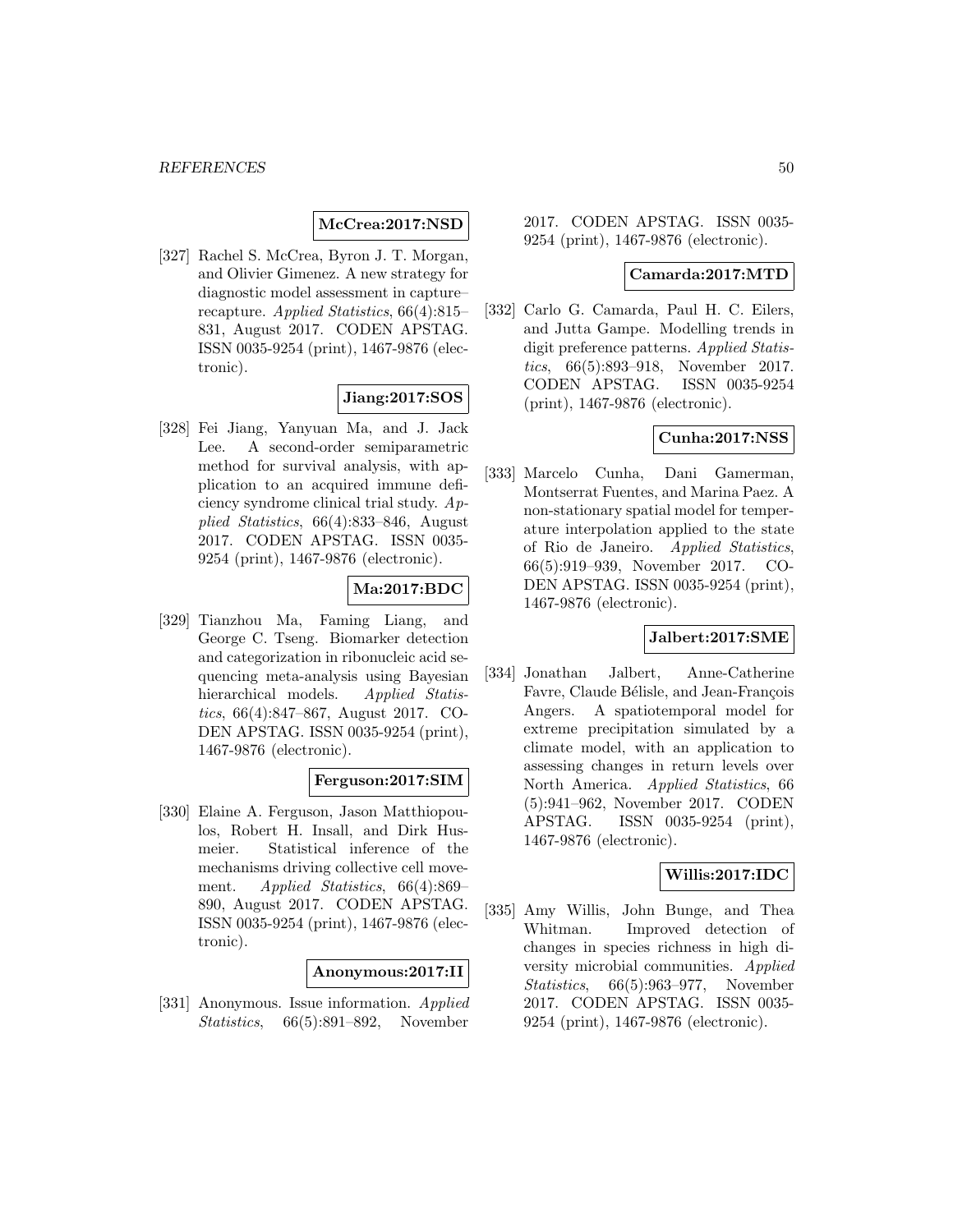**McCrea:2017:NSD**

[327] Rachel S. McCrea, Byron J. T. Morgan, and Olivier Gimenez. A new strategy for diagnostic model assessment in capture–recapture. *Applied Statistics*, 66(4):815–831, August 2017. CODEN APSTAG. ISSN 0035-9254 (print), 1467-9876 (electronic).

**Jiang:2017:SOS**

[328] Fei Jiang, Yanyuan Ma, and J. Jack Lee. A second-order semiparametric method for survival analysis, with application to an acquired immune deficiency syndrome clinical trial study. *Applied Statistics*, 66(4):833–846, August 2017. CODEN APSTAG. ISSN 0035-9254 (print), 1467-9876 (electronic).

**Ma:2017:BDC**

[329] Tianzhou Ma, Faming Liang, and George C. Tseng. Biomarker detection and categorization in ribonucleic acid sequencing meta-analysis using Bayesian hierarchical models. *Applied Statistics*, 66(4):847–867, August 2017. CODEN APSTAG. ISSN 0035-9254 (print), 1467-9876 (electronic).

**Ferguson:2017:SIM**

[330] Elaine A. Ferguson, Jason Matthiopoulos, Robert H. Insall, and Dirk Husmeier. Statistical inference of the mechanisms driving collective cell movement. *Applied Statistics*, 66(4):869–890, August 2017. CODEN APSTAG. ISSN 0035-9254 (print), 1467-9876 (electronic).

**Anonymous:2017:II**

[331] Anonymous. Issue information. *Applied Statistics*, 66(5):891–892, November 2017. CODEN APSTAG. ISSN 0035-9254 (print), 1467-9876 (electronic).

**Camarda:2017:MTD**

[332] Carlo G. Camarda, Paul H. C. Eilers, and Jutta Gampe. Modelling trends in digit preference patterns. *Applied Statistics*, 66(5):893–918, November 2017. CODEN APSTAG. ISSN 0035-9254 (print), 1467-9876 (electronic).

**Cunha:2017:NSS**

[333] Marcelo Cunha, Dani Gamerman, Montserrat Fuentes, and Marina Paez. A non-stationary spatial model for temperature interpolation applied to the state of Rio de Janeiro. *Applied Statistics*, 66(5):919–939, November 2017. CODEN APSTAG. ISSN 0035-9254 (print), 1467-9876 (electronic).

**Jalbert:2017:SME**

[334] Jonathan Jalbert, Anne-Catherine Favre, Claude Bélisle, and Jean-François Angers. A spatiotemporal model for extreme precipitation simulated by a climate model, with an application to assessing changes in return levels over North America. *Applied Statistics*, 66(5):941–962, November 2017. CODEN APSTAG. ISSN 0035-9254 (print), 1467-9876 (electronic).

**Willis:2017:IDC**

[335] Amy Willis, John Bunge, and Thea Whitman. Improved detection of changes in species richness in high diversity microbial communities. *Applied Statistics*, 66(5):963–977, November 2017. CODEN APSTAG. ISSN 0035-9254 (print), 1467-9876 (electronic).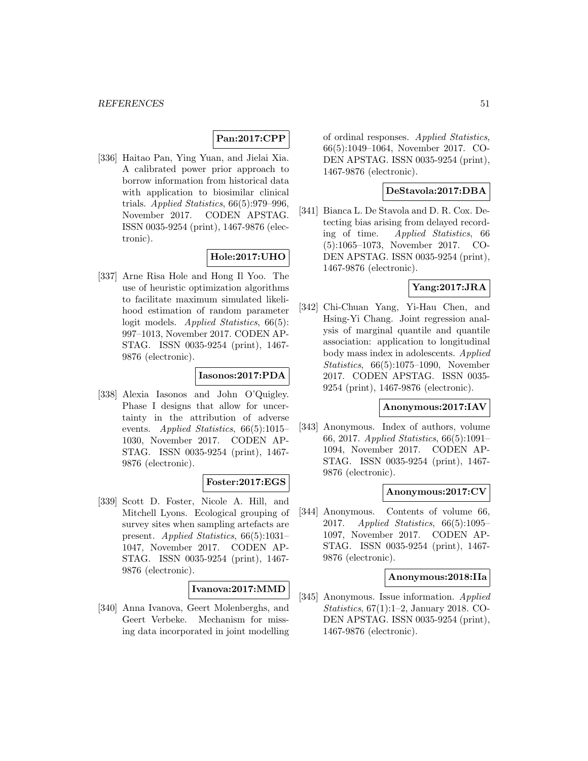**Pan:2017:CPP**

[336] Haitao Pan, Ying Yuan, and Jielai Xia. A calibrated power prior approach to borrow information from historical data with application to biosimilar clinical trials. *Applied Statistics*, 66(5):979–996, November 2017. CODEN APSTAG. ISSN 0035-9254 (print), 1467-9876 (electronic).

**Hole:2017:UHO**

[337] Arne Risa Hole and Hong Il Yoo. The use of heuristic optimization algorithms to facilitate maximum simulated likelihood estimation of random parameter logit models. *Applied Statistics*, 66(5): 997–1013, November 2017. CODEN APSTAG. ISSN 0035-9254 (print), 1467-9876 (electronic).

**Iasonos:2017:PDA**

[338] Alexia Iasonos and John O'Quigley. Phase I designs that allow for uncertainty in the attribution of adverse events. *Applied Statistics*, 66(5):1015–1030, November 2017. CODEN APSTAG. ISSN 0035-9254 (print), 1467-9876 (electronic).

**Foster:2017:EGS**

[339] Scott D. Foster, Nicole A. Hill, and Mitchell Lyons. Ecological grouping of survey sites when sampling artefacts are present. *Applied Statistics*, 66(5):1031–1047, November 2017. CODEN APSTAG. ISSN 0035-9254 (print), 1467-9876 (electronic).

**Ivanova:2017:MMD**

[340] Anna Ivanova, Geert Molenberghs, and Geert Verbeke. Mechanism for missing data incorporated in joint modelling of ordinal responses. *Applied Statistics*, 66(5):1049–1064, November 2017. CODEN APSTAG. ISSN 0035-9254 (print), 1467-9876 (electronic).

**DeStavola:2017:DBA**

[341] Bianca L. De Stavola and D. R. Cox. Detecting bias arising from delayed recording of time. *Applied Statistics*, 66 (5):1065–1073, November 2017. CODEN APSTAG. ISSN 0035-9254 (print), 1467-9876 (electronic).

**Yang:2017:JRA**

[342] Chi-Chuan Yang, Yi-Hau Chen, and Hsing-Yi Chang. Joint regression analysis of marginal quantile and quantile association: application to longitudinal body mass index in adolescents. *Applied Statistics*, 66(5):1075–1090, November 2017. CODEN APSTAG. ISSN 0035-9254 (print), 1467-9876 (electronic).

**Anonymous:2017:IAV**

[343] Anonymous. Index of authors, volume 66, 2017. *Applied Statistics*, 66(5):1091–1094, November 2017. CODEN APSTAG. ISSN 0035-9254 (print), 1467-9876 (electronic).

**Anonymous:2017:CV**

[344] Anonymous. Contents of volume 66, 2017. *Applied Statistics*, 66(5):1095–1097, November 2017. CODEN APSTAG. ISSN 0035-9254 (print), 1467-9876 (electronic).

**Anonymous:2018:IIa**

[345] Anonymous. Issue information. *Applied Statistics*, 67(1):1–2, January 2018. CODEN APSTAG. ISSN 0035-9254 (print), 1467-9876 (electronic).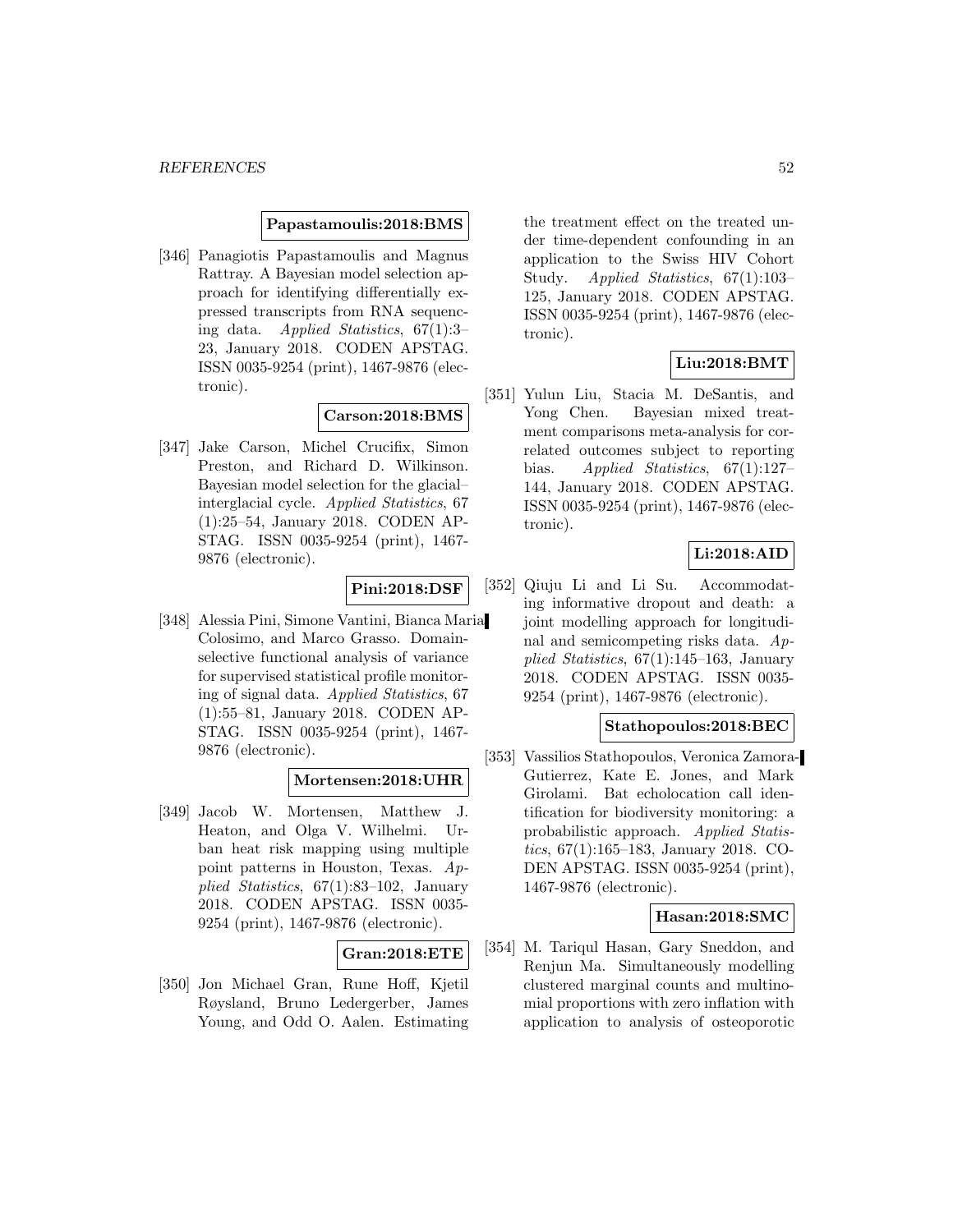**Papastamoulis:2018:BMS**

[346] Panagiotis Papastamoulis and Magnus Rattray. A Bayesian model selection approach for identifying differentially expressed transcripts from RNA sequencing data. *Applied Statistics*, 67(1):3–23, January 2018. CODEN APSTAG. ISSN 0035-9254 (print), 1467-9876 (electronic).

**Carson:2018:BMS**

[347] Jake Carson, Michel Crucifix, Simon Preston, and Richard D. Wilkinson. Bayesian model selection for the glacial–interglacial cycle. *Applied Statistics*, 67(1):25–54, January 2018. CODEN APSTAG. ISSN 0035-9254 (print), 1467-9876 (electronic).

**Pini:2018:DSF**

[348] Alessia Pini, Simone Vantini, Bianca Maria Colosimo, and Marco Grasso. Domain-selective functional analysis of variance for supervised statistical profile monitoring of signal data. *Applied Statistics*, 67(1):55–81, January 2018. CODEN APSTAG. ISSN 0035-9254 (print), 1467-9876 (electronic).

**Mortensen:2018:UHR**

[349] Jacob W. Mortensen, Matthew J. Heaton, and Olga V. Wilhelmi. Urban heat risk mapping using multiple point patterns in Houston, Texas. *Applied Statistics*, 67(1):83–102, January 2018. CODEN APSTAG. ISSN 0035-9254 (print), 1467-9876 (electronic).

**Gran:2018:ETE**

[350] Jon Michael Gran, Rune Hoff, Kjetil Røysland, Bruno Ledergerber, James Young, and Odd O. Aalen. Estimating the treatment effect on the treated under time-dependent confounding in an application to the Swiss HIV Cohort Study. *Applied Statistics*, 67(1):103–125, January 2018. CODEN APSTAG. ISSN 0035-9254 (print), 1467-9876 (electronic).

**Liu:2018:BMT**

[351] Yulun Liu, Stacia M. DeSantis, and Yong Chen. Bayesian mixed treatment comparisons meta-analysis for correlated outcomes subject to reporting bias. *Applied Statistics*, 67(1):127–144, January 2018. CODEN APSTAG. ISSN 0035-9254 (print), 1467-9876 (electronic).

**Li:2018:AID**

[352] Qiuju Li and Li Su. Accommodating informative dropout and death: a joint modelling approach for longitudinal and semicompeting risks data. *Applied Statistics*, 67(1):145–163, January 2018. CODEN APSTAG. ISSN 0035-9254 (print), 1467-9876 (electronic).

**Stathopoulos:2018:BEC**

[353] Vassilios Stathopoulos, Veronica Zamora-Gutierrez, Kate E. Jones, and Mark Girolami. Bat echolocation call identification for biodiversity monitoring: a probabilistic approach. *Applied Statistics*, 67(1):165–183, January 2018. CODEN APSTAG. ISSN 0035-9254 (print), 1467-9876 (electronic).

**Hasan:2018:SMC**

[354] M. Tariqul Hasan, Gary Sneddon, and Renjun Ma. Simultaneously modelling clustered marginal counts and multinomial proportions with zero inflation with application to analysis of osteoporotic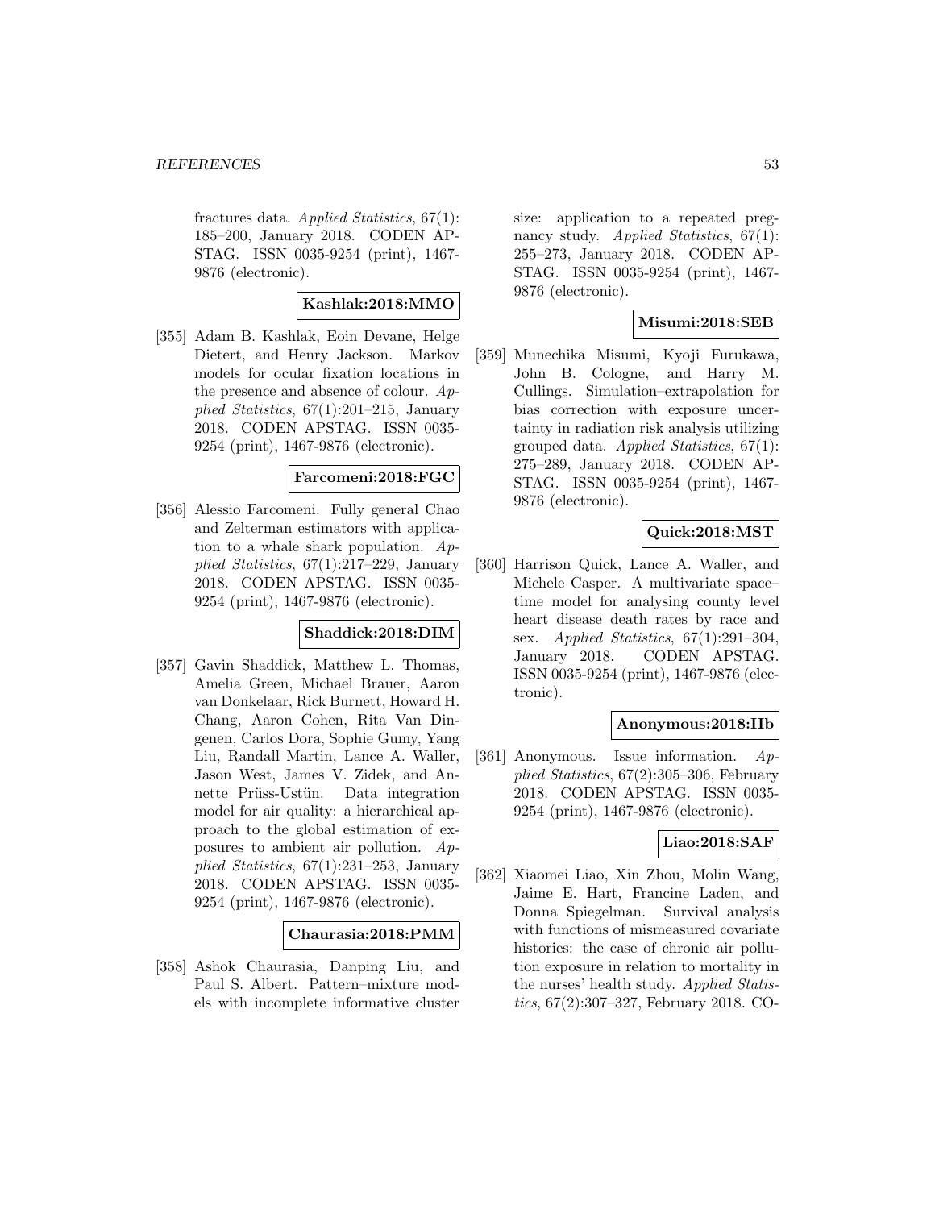fractures data. *Applied Statistics*, 67(1): 185–200, January 2018. CODEN APSTAG. ISSN 0035-9254 (print), 1467-9876 (electronic).

**Kashlak:2018:MMO**

[355] Adam B. Kashlak, Eoin Devane, Helge Dietert, and Henry Jackson. Markov models for ocular fixation locations in the presence and absence of colour. *Applied Statistics*, 67(1):201–215, January 2018. CODEN APSTAG. ISSN 0035-9254 (print), 1467-9876 (electronic).

**Farcomeni:2018:FGC**

[356] Alessio Farcomeni. Fully general Chao and Zelterman estimators with application to a whale shark population. *Applied Statistics*, 67(1):217–229, January 2018. CODEN APSTAG. ISSN 0035-9254 (print), 1467-9876 (electronic).

**Shaddick:2018:DIM**

[357] Gavin Shaddick, Matthew L. Thomas, Amelia Green, Michael Brauer, Aaron van Donkelaar, Rick Burnett, Howard H. Chang, Aaron Cohen, Rita Van Dingenen, Carlos Dora, Sophie Gumy, Yang Liu, Randall Martin, Lance A. Waller, Jason West, James V. Zidek, and Annette Prüss-Ustün. Data integration model for air quality: a hierarchical approach to the global estimation of exposures to ambient air pollution. *Applied Statistics*, 67(1):231–253, January 2018. CODEN APSTAG. ISSN 0035-9254 (print), 1467-9876 (electronic).

**Chaurasia:2018:PMM**

[358] Ashok Chaurasia, Danping Liu, and Paul S. Albert. Pattern–mixture models with incomplete informative cluster size: application to a repeated pregnancy study. *Applied Statistics*, 67(1): 255–273, January 2018. CODEN APSTAG. ISSN 0035-9254 (print), 1467-9876 (electronic).

**Misumi:2018:SEB**

[359] Munechika Misumi, Kyoji Furukawa, John B. Cologne, and Harry M. Cullings. Simulation–extrapolation for bias correction with exposure uncertainty in radiation risk analysis utilizing grouped data. *Applied Statistics*, 67(1): 275–289, January 2018. CODEN APSTAG. ISSN 0035-9254 (print), 1467-9876 (electronic).

**Quick:2018:MST**

[360] Harrison Quick, Lance A. Waller, and Michele Casper. A multivariate space–time model for analysing county level heart disease death rates by race and sex. *Applied Statistics*, 67(1):291–304, January 2018. CODEN APSTAG. ISSN 0035-9254 (print), 1467-9876 (electronic).

**Anonymous:2018:IIb**

[361] Anonymous. Issue information. *Applied Statistics*, 67(2):305–306, February 2018. CODEN APSTAG. ISSN 0035-9254 (print), 1467-9876 (electronic).

**Liao:2018:SAF**

[362] Xiaomei Liao, Xin Zhou, Molin Wang, Jaime E. Hart, Francine Laden, and Donna Spiegelman. Survival analysis with functions of mismeasured covariate histories: the case of chronic air pollution exposure in relation to mortality in the nurses' health study. *Applied Statistics*, 67(2):307–327, February 2018. CO-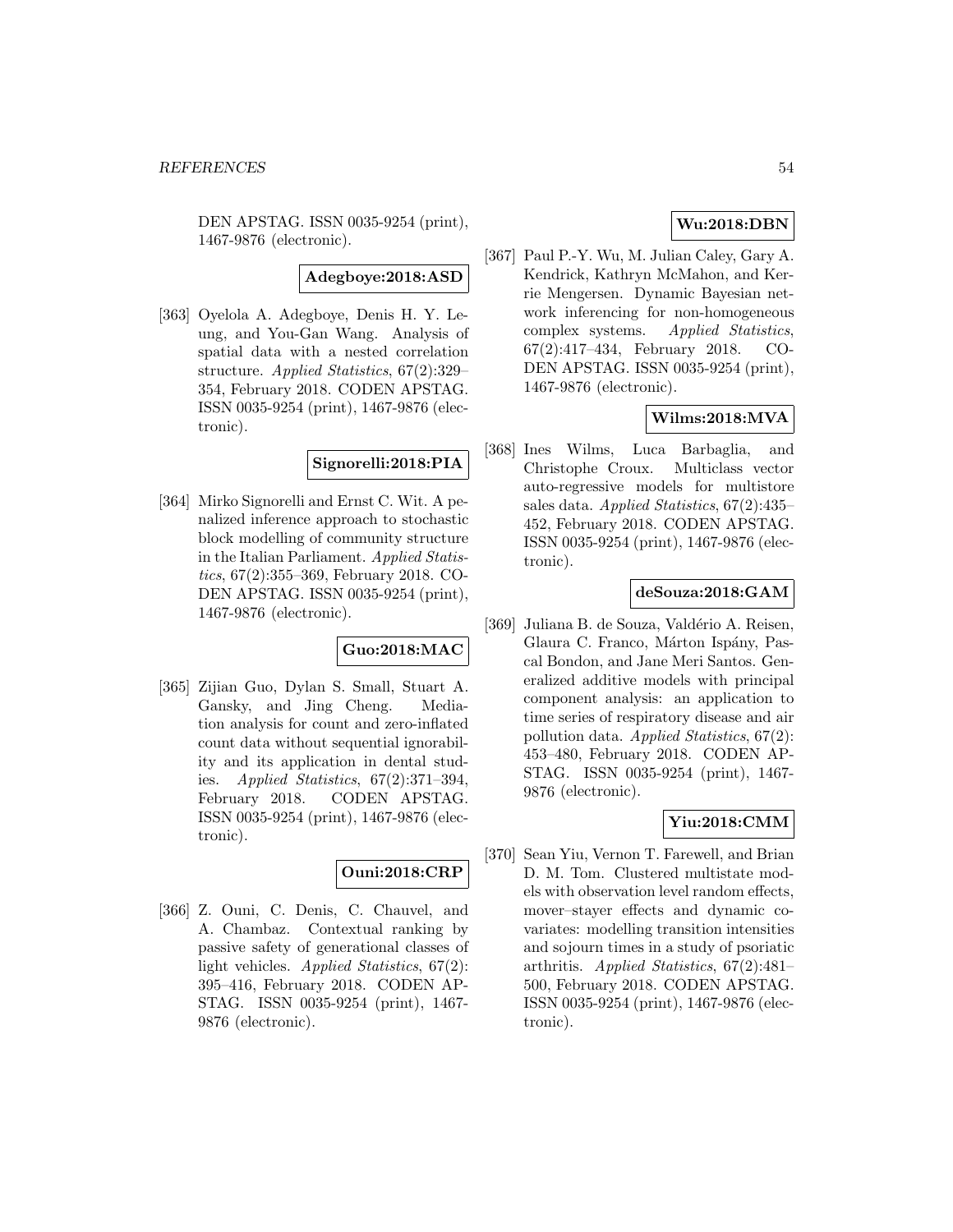DEN APSTAG. ISSN 0035-9254 (print), 1467-9876 (electronic).

**Adegboye:2018:ASD**

[363] Oyelola A. Adegboye, Denis H. Y. Leung, and You-Gan Wang. Analysis of spatial data with a nested correlation structure. *Applied Statistics*, 67(2):329–354, February 2018. CODEN APSTAG. ISSN 0035-9254 (print), 1467-9876 (electronic).

**Signorelli:2018:PIA**

[364] Mirko Signorelli and Ernst C. Wit. A penalized inference approach to stochastic block modelling of community structure in the Italian Parliament. *Applied Statistics*, 67(2):355–369, February 2018. CODEN APSTAG. ISSN 0035-9254 (print), 1467-9876 (electronic).

**Guo:2018:MAC**

[365] Zijian Guo, Dylan S. Small, Stuart A. Gansky, and Jing Cheng. Mediation analysis for count and zero-inflated count data without sequential ignorability and its application in dental studies. *Applied Statistics*, 67(2):371–394, February 2018. CODEN APSTAG. ISSN 0035-9254 (print), 1467-9876 (electronic).

**Ouni:2018:CRP**

[366] Z. Ouni, C. Denis, C. Chauvel, and A. Chambaz. Contextual ranking by passive safety of generational classes of light vehicles. *Applied Statistics*, 67(2): 395–416, February 2018. CODEN APSTAG. ISSN 0035-9254 (print), 1467-9876 (electronic).

**Wu:2018:DBN**

[367] Paul P.-Y. Wu, M. Julian Caley, Gary A. Kendrick, Kathryn McMahon, and Kerrie Mengersen. Dynamic Bayesian network inferencing for non-homogeneous complex systems. *Applied Statistics*, 67(2):417–434, February 2018. CODEN APSTAG. ISSN 0035-9254 (print), 1467-9876 (electronic).

**Wilms:2018:MVA**

[368] Ines Wilms, Luca Barbaglia, and Christophe Croux. Multiclass vector auto-regressive models for multistore sales data. *Applied Statistics*, 67(2):435–452, February 2018. CODEN APSTAG. ISSN 0035-9254 (print), 1467-9876 (electronic).

**deSouza:2018:GAM**

[369] Juliana B. de Souza, Valdério A. Reisen, Glaura C. Franco, Márton Ispány, Pascal Bondon, and Jane Meri Santos. Generalized additive models with principal component analysis: an application to time series of respiratory disease and air pollution data. *Applied Statistics*, 67(2): 453–480, February 2018. CODEN APSTAG. ISSN 0035-9254 (print), 1467-9876 (electronic).

**Yiu:2018:CMM**

[370] Sean Yiu, Vernon T. Farewell, and Brian D. M. Tom. Clustered multistate models with observation level random effects, mover–stayer effects and dynamic covariates: modelling transition intensities and sojourn times in a study of psoriatic arthritis. *Applied Statistics*, 67(2):481–500, February 2018. CODEN APSTAG. ISSN 0035-9254 (print), 1467-9876 (electronic).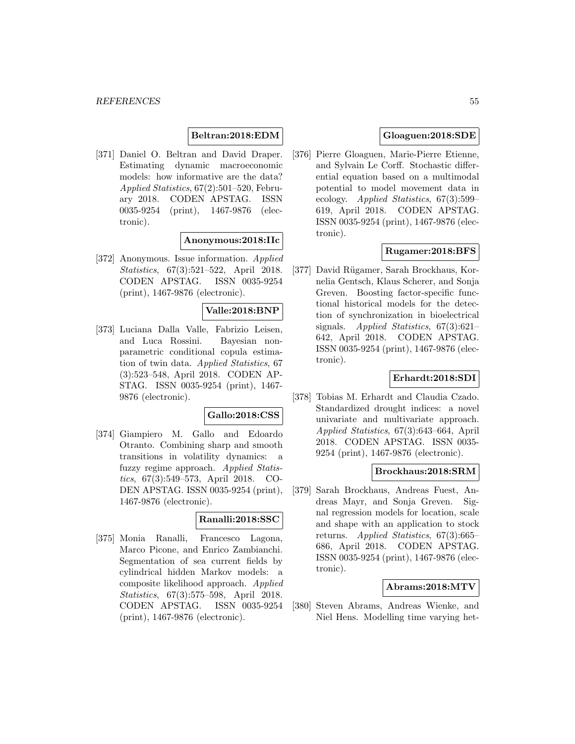**Beltran:2018:EDM**

[371] Daniel O. Beltran and David Draper. Estimating dynamic macroeconomic models: how informative are the data? *Applied Statistics*, 67(2):501–520, February 2018. CODEN APSTAG. ISSN 0035-9254 (print), 1467-9876 (electronic).

**Anonymous:2018:IIc**

[372] Anonymous. Issue information. *Applied Statistics*, 67(3):521–522, April 2018. CODEN APSTAG. ISSN 0035-9254 (print), 1467-9876 (electronic).

**Valle:2018:BNP**

[373] Luciana Dalla Valle, Fabrizio Leisen, and Luca Rossini. Bayesian nonparametric conditional copula estimation of twin data. *Applied Statistics*, 67 (3):523–548, April 2018. CODEN APSTAG. ISSN 0035-9254 (print), 1467-9876 (electronic).

**Gallo:2018:CSS**

[374] Giampiero M. Gallo and Edoardo Otranto. Combining sharp and smooth transitions in volatility dynamics: a fuzzy regime approach. *Applied Statistics*, 67(3):549–573, April 2018. CODEN APSTAG. ISSN 0035-9254 (print), 1467-9876 (electronic).

**Ranalli:2018:SSC**

[375] Monia Ranalli, Francesco Lagona, Marco Picone, and Enrico Zambianchi. Segmentation of sea current fields by cylindrical hidden Markov models: a composite likelihood approach. *Applied Statistics*, 67(3):575–598, April 2018. CODEN APSTAG. ISSN 0035-9254 (print), 1467-9876 (electronic).

**Gloaguen:2018:SDE**

[376] Pierre Gloaguen, Marie-Pierre Etienne, and Sylvain Le Corff. Stochastic differential equation based on a multimodal potential to model movement data in ecology. *Applied Statistics*, 67(3):599–619, April 2018. CODEN APSTAG. ISSN 0035-9254 (print), 1467-9876 (electronic).

**Rugamer:2018:BFS**

[377] David Rügamer, Sarah Brockhaus, Kornelia Gentsch, Klaus Scherer, and Sonja Greven. Boosting factor-specific functional historical models for the detection of synchronization in bioelectrical signals. *Applied Statistics*, 67(3):621–642, April 2018. CODEN APSTAG. ISSN 0035-9254 (print), 1467-9876 (electronic).

**Erhardt:2018:SDI**

[378] Tobias M. Erhardt and Claudia Czado. Standardized drought indices: a novel univariate and multivariate approach. *Applied Statistics*, 67(3):643–664, April 2018. CODEN APSTAG. ISSN 0035-9254 (print), 1467-9876 (electronic).

**Brockhaus:2018:SRM**

[379] Sarah Brockhaus, Andreas Fuest, Andreas Mayr, and Sonja Greven. Signal regression models for location, scale and shape with an application to stock returns. *Applied Statistics*, 67(3):665–686, April 2018. CODEN APSTAG. ISSN 0035-9254 (print), 1467-9876 (electronic).

**Abrams:2018:MTV**

[380] Steven Abrams, Andreas Wienke, and Niel Hens. Modelling time varying het-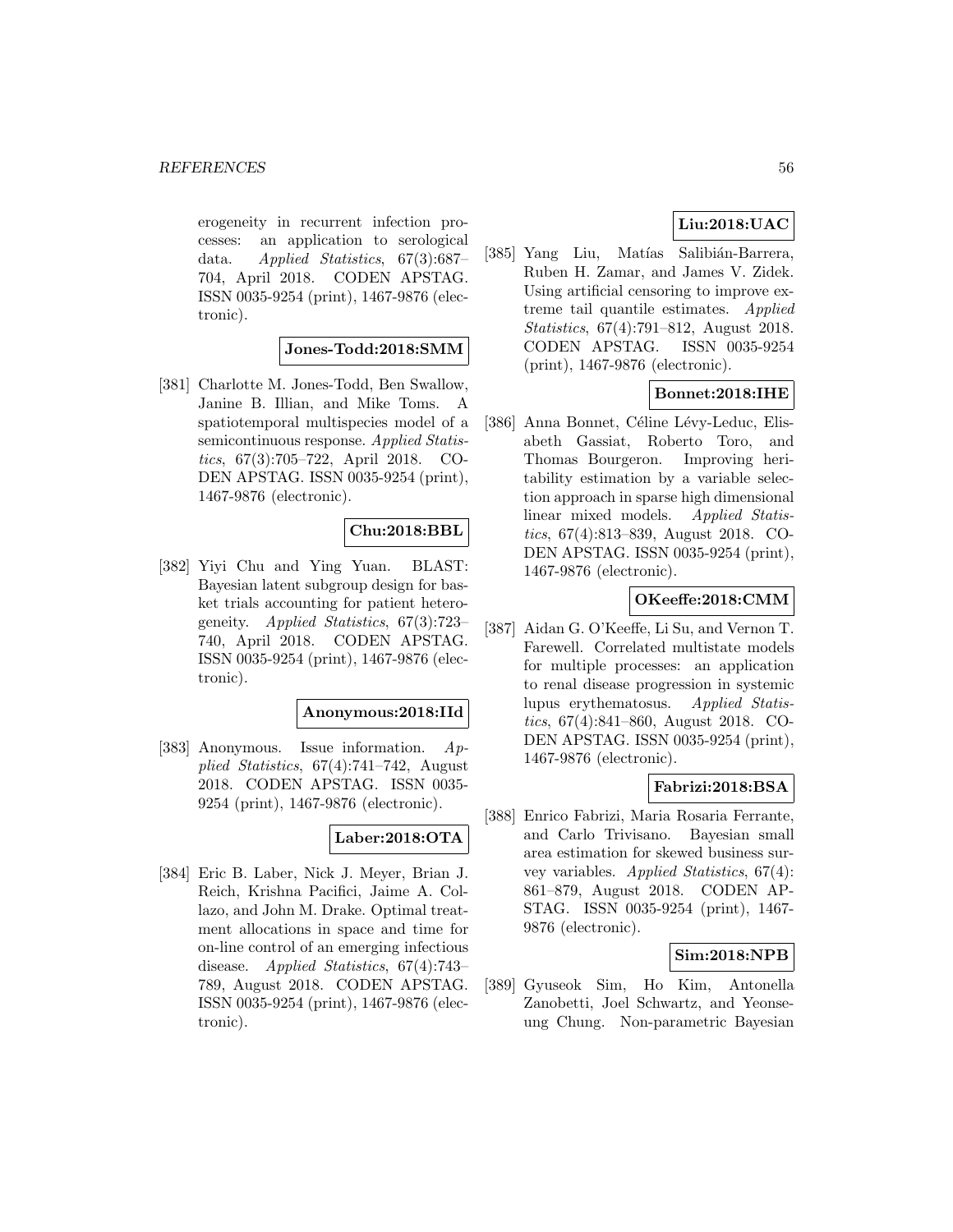erogeneity in recurrent infection processes: an application to serological data. *Applied Statistics*, 67(3):687–704, April 2018. CODEN APSTAG. ISSN 0035-9254 (print), 1467-9876 (electronic).

**Jones-Todd:2018:SMM**

[381] Charlotte M. Jones-Todd, Ben Swallow, Janine B. Illian, and Mike Toms. A spatiotemporal multispecies model of a semicontinuous response. *Applied Statistics*, 67(3):705–722, April 2018. CODEN APSTAG. ISSN 0035-9254 (print), 1467-9876 (electronic).

**Chu:2018:BBL**

[382] Yiyi Chu and Ying Yuan. BLAST: Bayesian latent subgroup design for basket trials accounting for patient heterogeneity. *Applied Statistics*, 67(3):723–740, April 2018. CODEN APSTAG. ISSN 0035-9254 (print), 1467-9876 (electronic).

**Anonymous:2018:IId**

[383] Anonymous. Issue information. *Applied Statistics*, 67(4):741–742, August 2018. CODEN APSTAG. ISSN 0035-9254 (print), 1467-9876 (electronic).

**Laber:2018:OTA**

[384] Eric B. Laber, Nick J. Meyer, Brian J. Reich, Krishna Pacifici, Jaime A. Collazo, and John M. Drake. Optimal treatment allocations in space and time for on-line control of an emerging infectious disease. *Applied Statistics*, 67(4):743–789, August 2018. CODEN APSTAG. ISSN 0035-9254 (print), 1467-9876 (electronic).

**Liu:2018:UAC**

[385] Yang Liu, Matías Salibián-Barrera, Ruben H. Zamar, and James V. Zidek. Using artificial censoring to improve extreme tail quantile estimates. *Applied Statistics*, 67(4):791–812, August 2018. CODEN APSTAG. ISSN 0035-9254 (print), 1467-9876 (electronic).

**Bonnet:2018:IHE**

[386] Anna Bonnet, Céline Lévy-Leduc, Elisabeth Gassiat, Roberto Toro, and Thomas Bourgeron. Improving heritability estimation by a variable selection approach in sparse high dimensional linear mixed models. *Applied Statistics*, 67(4):813–839, August 2018. CODEN APSTAG. ISSN 0035-9254 (print), 1467-9876 (electronic).

**OKeeffe:2018:CMM**

[387] Aidan G. O'Keeffe, Li Su, and Vernon T. Farewell. Correlated multistate models for multiple processes: an application to renal disease progression in systemic lupus erythematosus. *Applied Statistics*, 67(4):841–860, August 2018. CODEN APSTAG. ISSN 0035-9254 (print), 1467-9876 (electronic).

**Fabrizi:2018:BSA**

[388] Enrico Fabrizi, Maria Rosaria Ferrante, and Carlo Trivisano. Bayesian small area estimation for skewed business survey variables. *Applied Statistics*, 67(4): 861–879, August 2018. CODEN APSTAG. ISSN 0035-9254 (print), 1467-9876 (electronic).

**Sim:2018:NPB**

[389] Gyuseok Sim, Ho Kim, Antonella Zanobetti, Joel Schwartz, and Yeonseung Chung. Non-parametric Bayesian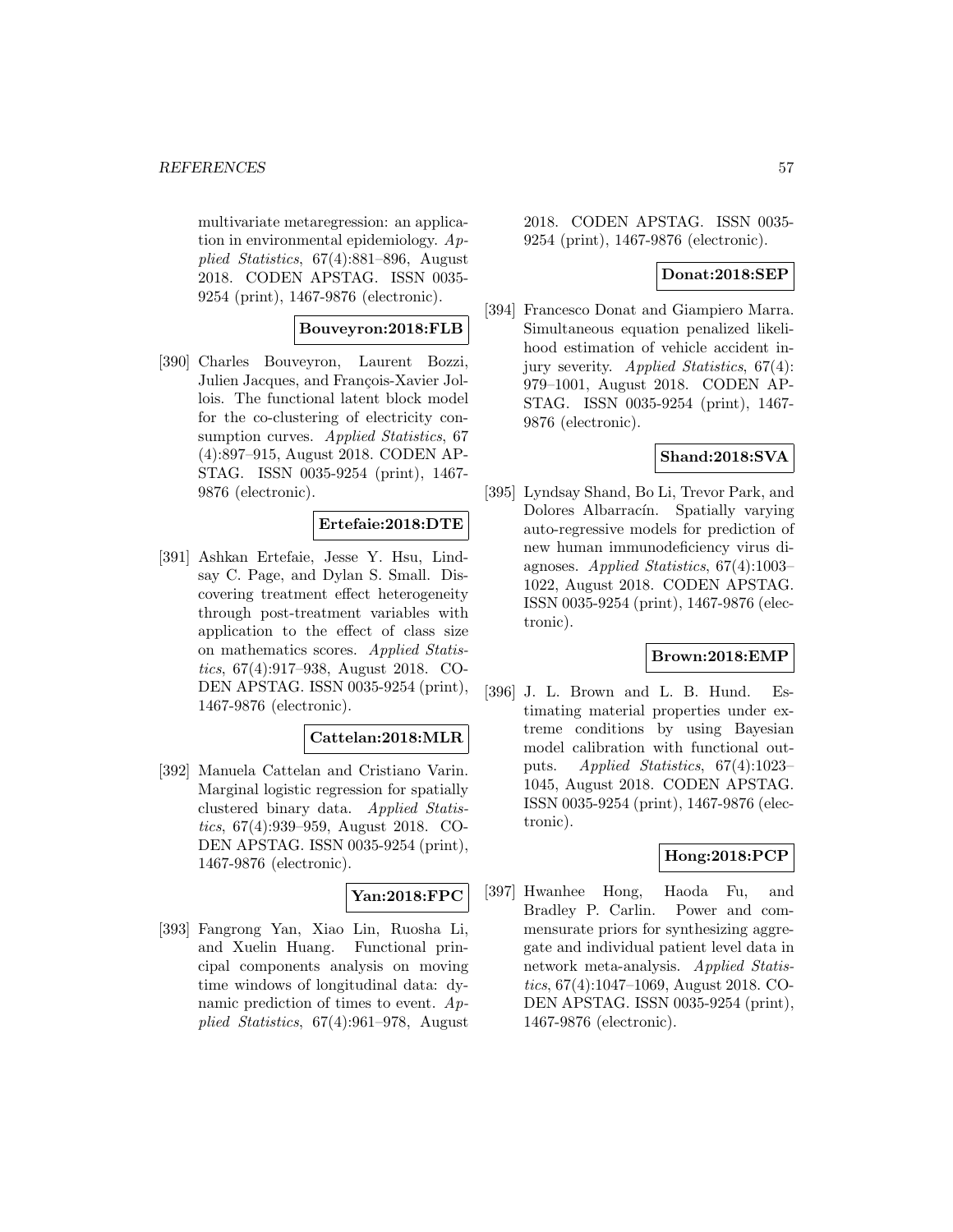multivariate metaregression: an application in environmental epidemiology. *Applied Statistics*, 67(4):881–896, August 2018. CODEN APSTAG. ISSN 0035-9254 (print), 1467-9876 (electronic).

**Bouveyron:2018:FLB**

[390] Charles Bouveyron, Laurent Bozzi, Julien Jacques, and François-Xavier Jollois. The functional latent block model for the co-clustering of electricity consumption curves. *Applied Statistics*, 67 (4):897–915, August 2018. CODEN APSTAG. ISSN 0035-9254 (print), 1467-9876 (electronic).

**Ertefaie:2018:DTE**

[391] Ashkan Ertefaie, Jesse Y. Hsu, Lindsay C. Page, and Dylan S. Small. Discovering treatment effect heterogeneity through post-treatment variables with application to the effect of class size on mathematics scores. *Applied Statistics*, 67(4):917–938, August 2018. CODEN APSTAG. ISSN 0035-9254 (print), 1467-9876 (electronic).

**Cattelan:2018:MLR**

[392] Manuela Cattelan and Cristiano Varin. Marginal logistic regression for spatially clustered binary data. *Applied Statistics*, 67(4):939–959, August 2018. CODEN APSTAG. ISSN 0035-9254 (print), 1467-9876 (electronic).

**Yan:2018:FPC**

[393] Fangrong Yan, Xiao Lin, Ruosha Li, and Xuelin Huang. Functional principal components analysis on moving time windows of longitudinal data: dynamic prediction of times to event. *Applied Statistics*, 67(4):961–978, August 2018. CODEN APSTAG. ISSN 0035-9254 (print), 1467-9876 (electronic).

**Donat:2018:SEP**

[394] Francesco Donat and Giampiero Marra. Simultaneous equation penalized likelihood estimation of vehicle accident injury severity. *Applied Statistics*, 67(4): 979–1001, August 2018. CODEN APSTAG. ISSN 0035-9254 (print), 1467-9876 (electronic).

**Shand:2018:SVA**

[395] Lyndsay Shand, Bo Li, Trevor Park, and Dolores Albarracín. Spatially varying auto-regressive models for prediction of new human immunodeficiency virus diagnoses. *Applied Statistics*, 67(4):1003–1022, August 2018. CODEN APSTAG. ISSN 0035-9254 (print), 1467-9876 (electronic).

**Brown:2018:EMP**

[396] J. L. Brown and L. B. Hund. Estimating material properties under extreme conditions by using Bayesian model calibration with functional outputs. *Applied Statistics*, 67(4):1023–1045, August 2018. CODEN APSTAG. ISSN 0035-9254 (print), 1467-9876 (electronic).

**Hong:2018:PCP**

[397] Hwanhee Hong, Haoda Fu, and Bradley P. Carlin. Power and commensurate priors for synthesizing aggregate and individual patient level data in network meta-analysis. *Applied Statistics*, 67(4):1047–1069, August 2018. CODEN APSTAG. ISSN 0035-9254 (print), 1467-9876 (electronic).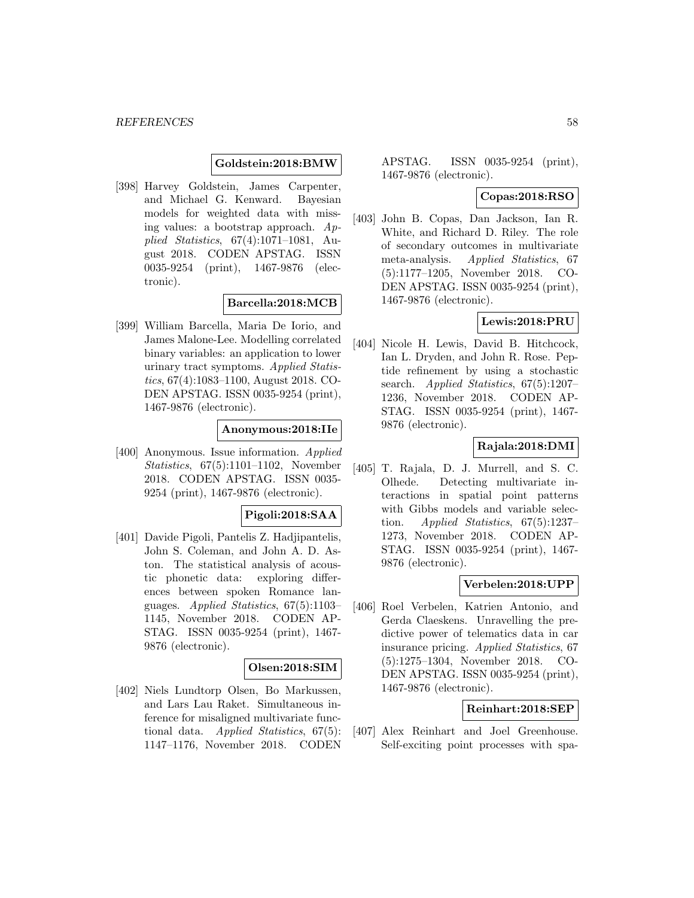**Goldstein:2018:BMW**

[398] Harvey Goldstein, James Carpenter, and Michael G. Kenward. Bayesian models for weighted data with missing values: a bootstrap approach. *Applied Statistics*, 67(4):1071–1081, August 2018. CODEN APSTAG. ISSN 0035-9254 (print), 1467-9876 (electronic).

**Barcella:2018:MCB**

[399] William Barcella, Maria De Iorio, and James Malone-Lee. Modelling correlated binary variables: an application to lower urinary tract symptoms. *Applied Statistics*, 67(4):1083–1100, August 2018. CODEN APSTAG. ISSN 0035-9254 (print), 1467-9876 (electronic).

**Anonymous:2018:IIe**

[400] Anonymous. Issue information. *Applied Statistics*, 67(5):1101–1102, November 2018. CODEN APSTAG. ISSN 0035-9254 (print), 1467-9876 (electronic).

**Pigoli:2018:SAA**

[401] Davide Pigoli, Pantelis Z. Hadjipantelis, John S. Coleman, and John A. D. Aston. The statistical analysis of acoustic phonetic data: exploring differences between spoken Romance languages. *Applied Statistics*, 67(5):1103–1145, November 2018. CODEN APSTAG. ISSN 0035-9254 (print), 1467-9876 (electronic).

**Olsen:2018:SIM**

[402] Niels Lundtorp Olsen, Bo Markussen, and Lars Lau Raket. Simultaneous inference for misaligned multivariate functional data. *Applied Statistics*, 67(5): 1147–1176, November 2018. CODEN APSTAG. ISSN 0035-9254 (print), 1467-9876 (electronic).

**Copas:2018:RSO**

[403] John B. Copas, Dan Jackson, Ian R. White, and Richard D. Riley. The role of secondary outcomes in multivariate meta-analysis. *Applied Statistics*, 67 (5):1177–1205, November 2018. CODEN APSTAG. ISSN 0035-9254 (print), 1467-9876 (electronic).

**Lewis:2018:PRU**

[404] Nicole H. Lewis, David B. Hitchcock, Ian L. Dryden, and John R. Rose. Peptide refinement by using a stochastic search. *Applied Statistics*, 67(5):1207–1236, November 2018. CODEN APSTAG. ISSN 0035-9254 (print), 1467-9876 (electronic).

**Rajala:2018:DMI**

[405] T. Rajala, D. J. Murrell, and S. C. Olhede. Detecting multivariate interactions in spatial point patterns with Gibbs models and variable selection. *Applied Statistics*, 67(5):1237–1273, November 2018. CODEN APSTAG. ISSN 0035-9254 (print), 1467-9876 (electronic).

**Verbelen:2018:UPP**

[406] Roel Verbelen, Katrien Antonio, and Gerda Claeskens. Unravelling the predictive power of telematics data in car insurance pricing. *Applied Statistics*, 67 (5):1275–1304, November 2018. CODEN APSTAG. ISSN 0035-9254 (print), 1467-9876 (electronic).

**Reinhart:2018:SEP**

[407] Alex Reinhart and Joel Greenhouse. Self-exciting point processes with spa-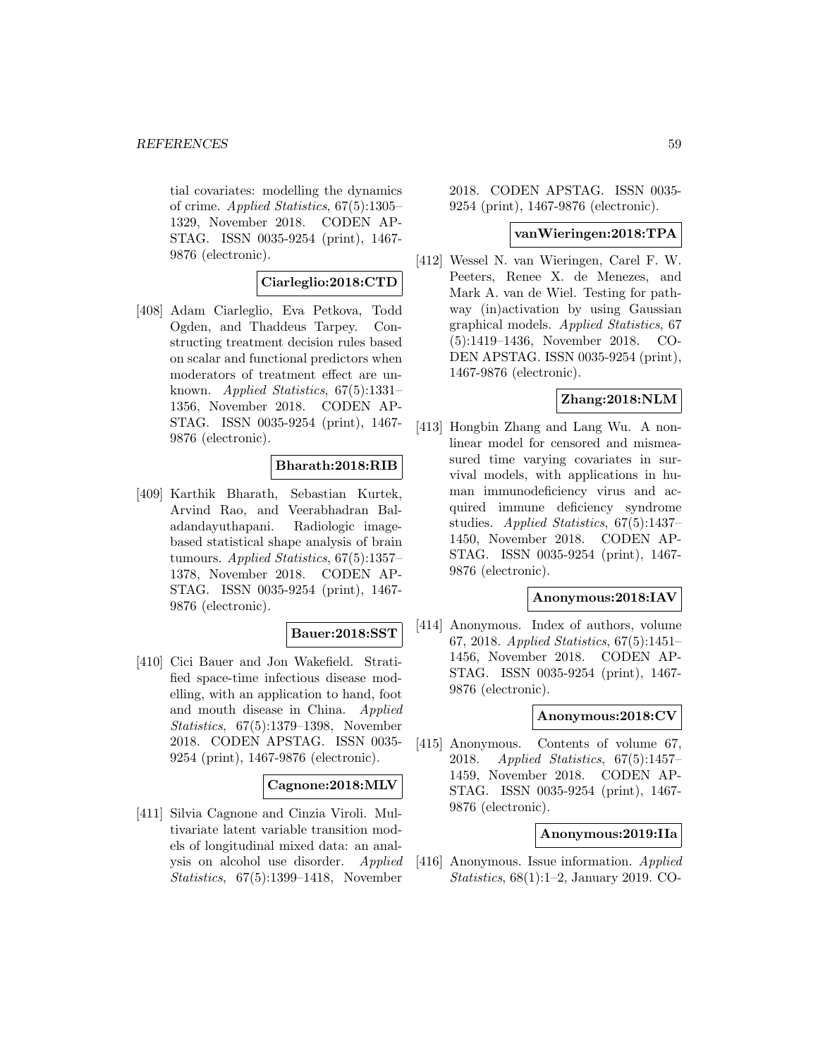tial covariates: modelling the dynamics of crime. *Applied Statistics*, 67(5):1305–1329, November 2018. CODEN APSTAG. ISSN 0035-9254 (print), 1467-9876 (electronic).

**Ciarleglio:2018:CTD**

[408] Adam Ciarleglio, Eva Petkova, Todd Ogden, and Thaddeus Tarpey. Constructing treatment decision rules based on scalar and functional predictors when moderators of treatment effect are unknown. *Applied Statistics*, 67(5):1331–1356, November 2018. CODEN APSTAG. ISSN 0035-9254 (print), 1467-9876 (electronic).

**Bharath:2018:RIB**

[409] Karthik Bharath, Sebastian Kurtek, Arvind Rao, and Veerabhadran Baladandayuthapani. Radiologic image-based statistical shape analysis of brain tumours. *Applied Statistics*, 67(5):1357–1378, November 2018. CODEN APSTAG. ISSN 0035-9254 (print), 1467-9876 (electronic).

**Bauer:2018:SST**

[410] Cici Bauer and Jon Wakefield. Stratified space-time infectious disease modelling, with an application to hand, foot and mouth disease in China. *Applied Statistics*, 67(5):1379–1398, November 2018. CODEN APSTAG. ISSN 0035-9254 (print), 1467-9876 (electronic).

**Cagnone:2018:MLV**

[411] Silvia Cagnone and Cinzia Viroli. Multivariate latent variable transition models of longitudinal mixed data: an analysis on alcohol use disorder. *Applied Statistics*, 67(5):1399–1418, November 2018. CODEN APSTAG. ISSN 0035-9254 (print), 1467-9876 (electronic).

**vanWieringen:2018:TPA**

[412] Wessel N. van Wieringen, Carel F. W. Peeters, Renee X. de Menezes, and Mark A. van de Wiel. Testing for pathway (in)activation by using Gaussian graphical models. *Applied Statistics*, 67 (5):1419–1436, November 2018. CODEN APSTAG. ISSN 0035-9254 (print), 1467-9876 (electronic).

**Zhang:2018:NLM**

[413] Hongbin Zhang and Lang Wu. A nonlinear model for censored and mismeasured time varying covariates in survival models, with applications in human immunodeficiency virus and acquired immune deficiency syndrome studies. *Applied Statistics*, 67(5):1437–1450, November 2018. CODEN APSTAG. ISSN 0035-9254 (print), 1467-9876 (electronic).

**Anonymous:2018:IAV**

[414] Anonymous. Index of authors, volume 67, 2018. *Applied Statistics*, 67(5):1451–1456, November 2018. CODEN APSTAG. ISSN 0035-9254 (print), 1467-9876 (electronic).

**Anonymous:2018:CV**

[415] Anonymous. Contents of volume 67, 2018. *Applied Statistics*, 67(5):1457–1459, November 2018. CODEN APSTAG. ISSN 0035-9254 (print), 1467-9876 (electronic).

**Anonymous:2019:IIa**

[416] Anonymous. Issue information. *Applied Statistics*, 68(1):1–2, January 2019. CO-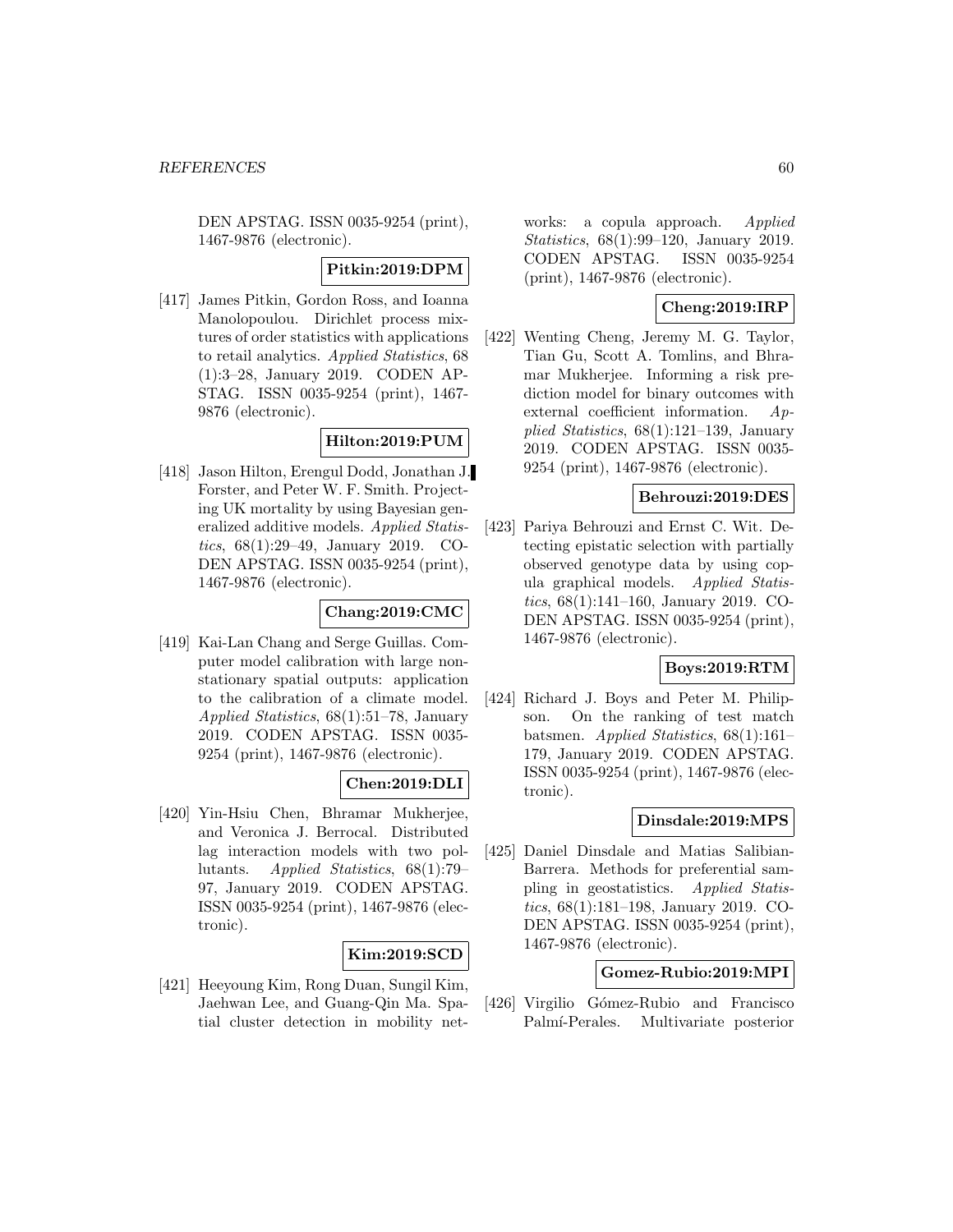DEN APSTAG. ISSN 0035-9254 (print), 1467-9876 (electronic).

**Pitkin:2019:DPM**

[417] James Pitkin, Gordon Ross, and Ioanna Manolopoulou. Dirichlet process mixtures of order statistics with applications to retail analytics. *Applied Statistics*, 68 (1):3–28, January 2019. CODEN APSTAG. ISSN 0035-9254 (print), 1467-9876 (electronic).

**Hilton:2019:PUM**

[418] Jason Hilton, Erengul Dodd, Jonathan J. Forster, and Peter W. F. Smith. Projecting UK mortality by using Bayesian generalized additive models. *Applied Statistics*, 68(1):29–49, January 2019. CODEN APSTAG. ISSN 0035-9254 (print), 1467-9876 (electronic).

**Chang:2019:CMC**

[419] Kai-Lan Chang and Serge Guillas. Computer model calibration with large nonstationary spatial outputs: application to the calibration of a climate model. *Applied Statistics*, 68(1):51–78, January 2019. CODEN APSTAG. ISSN 0035-9254 (print), 1467-9876 (electronic).

**Chen:2019:DLI**

[420] Yin-Hsiu Chen, Bhramar Mukherjee, and Veronica J. Berrocal. Distributed lag interaction models with two pollutants. *Applied Statistics*, 68(1):79–97, January 2019. CODEN APSTAG. ISSN 0035-9254 (print), 1467-9876 (electronic).

**Kim:2019:SCD**

[421] Heeyoung Kim, Rong Duan, Sungil Kim, Jaehwan Lee, and Guang-Qin Ma. Spatial cluster detection in mobility networks: a copula approach. *Applied Statistics*, 68(1):99–120, January 2019. CODEN APSTAG. ISSN 0035-9254 (print), 1467-9876 (electronic).

**Cheng:2019:IRP**

[422] Wenting Cheng, Jeremy M. G. Taylor, Tian Gu, Scott A. Tomlins, and Bhramar Mukherjee. Informing a risk prediction model for binary outcomes with external coefficient information. *Applied Statistics*, 68(1):121–139, January 2019. CODEN APSTAG. ISSN 0035-9254 (print), 1467-9876 (electronic).

**Behrouzi:2019:DES**

[423] Pariya Behrouzi and Ernst C. Wit. Detecting epistatic selection with partially observed genotype data by using copula graphical models. *Applied Statistics*, 68(1):141–160, January 2019. CODEN APSTAG. ISSN 0035-9254 (print), 1467-9876 (electronic).

**Boys:2019:RTM**

[424] Richard J. Boys and Peter M. Philipson. On the ranking of test match batsmen. *Applied Statistics*, 68(1):161–179, January 2019. CODEN APSTAG. ISSN 0035-9254 (print), 1467-9876 (electronic).

**Dinsdale:2019:MPS**

[425] Daniel Dinsdale and Matias Salibian-Barrera. Methods for preferential sampling in geostatistics. *Applied Statistics*, 68(1):181–198, January 2019. CODEN APSTAG. ISSN 0035-9254 (print), 1467-9876 (electronic).

**Gomez-Rubio:2019:MPI**

[426] Virgilio Gómez-Rubio and Francisco Palmí-Perales. Multivariate posterior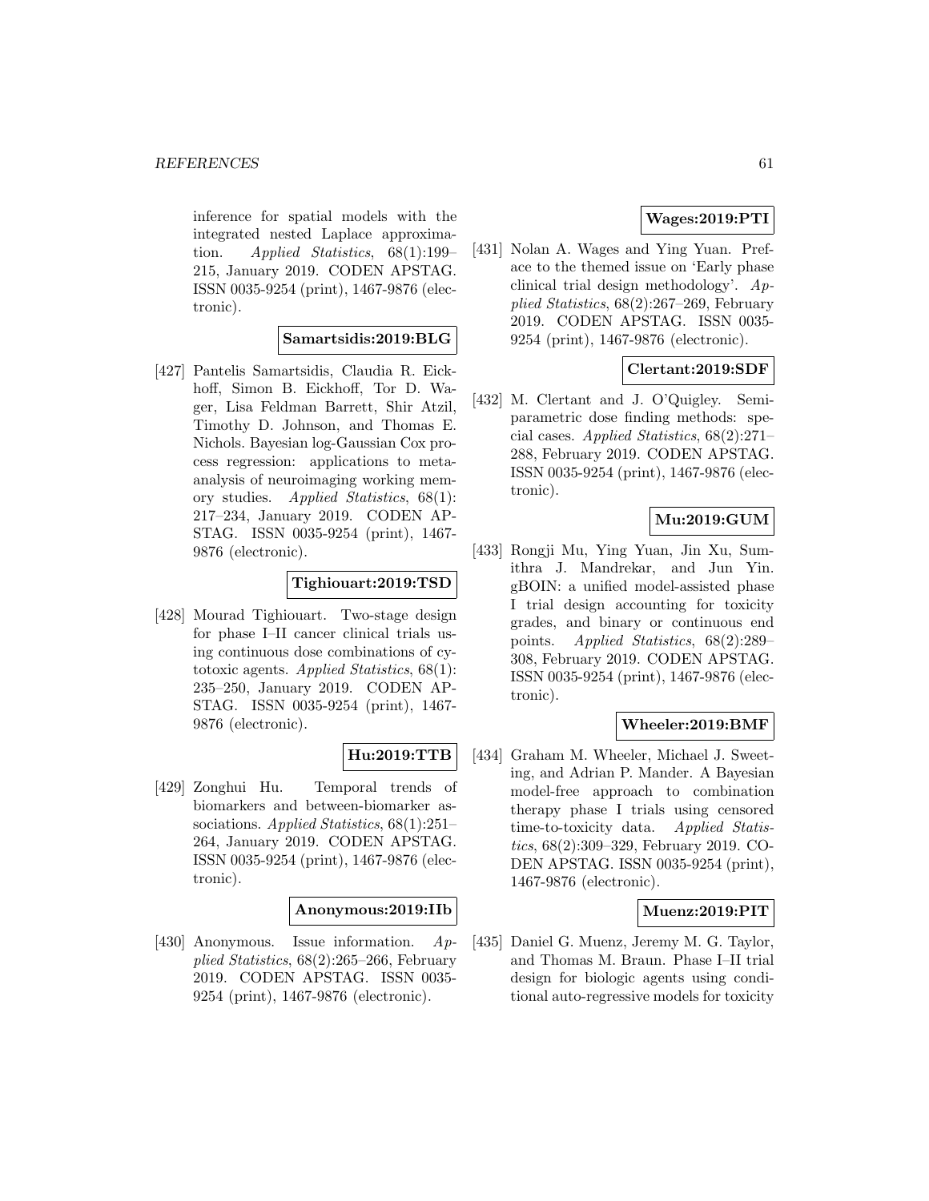inference for spatial models with the integrated nested Laplace approximation. *Applied Statistics*, 68(1):199–215, January 2019. CODEN APSTAG. ISSN 0035-9254 (print), 1467-9876 (electronic).

**Samartsidis:2019:BLG**

[427] Pantelis Samartsidis, Claudia R. Eickhoff, Simon B. Eickhoff, Tor D. Wager, Lisa Feldman Barrett, Shir Atzil, Timothy D. Johnson, and Thomas E. Nichols. Bayesian log-Gaussian Cox process regression: applications to meta-analysis of neuroimaging working memory studies. *Applied Statistics*, 68(1): 217–234, January 2019. CODEN APSTAG. ISSN 0035-9254 (print), 1467-9876 (electronic).

**Tighiouart:2019:TSD**

[428] Mourad Tighiouart. Two-stage design for phase I–II cancer clinical trials using continuous dose combinations of cytotoxic agents. *Applied Statistics*, 68(1): 235–250, January 2019. CODEN APSTAG. ISSN 0035-9254 (print), 1467-9876 (electronic).

**Hu:2019:TTB**

[429] Zonghui Hu. Temporal trends of biomarkers and between-biomarker associations. *Applied Statistics*, 68(1):251–264, January 2019. CODEN APSTAG. ISSN 0035-9254 (print), 1467-9876 (electronic).

**Anonymous:2019:IIb**

[430] Anonymous. Issue information. *Applied Statistics*, 68(2):265–266, February 2019. CODEN APSTAG. ISSN 0035-9254 (print), 1467-9876 (electronic).

**Wages:2019:PTI**

[431] Nolan A. Wages and Ying Yuan. Preface to the themed issue on 'Early phase clinical trial design methodology'. *Applied Statistics*, 68(2):267–269, February 2019. CODEN APSTAG. ISSN 0035-9254 (print), 1467-9876 (electronic).

**Clertant:2019:SDF**

[432] M. Clertant and J. O'Quigley. Semiparametric dose finding methods: special cases. *Applied Statistics*, 68(2):271–288, February 2019. CODEN APSTAG. ISSN 0035-9254 (print), 1467-9876 (electronic).

**Mu:2019:GUM**

[433] Rongji Mu, Ying Yuan, Jin Xu, Sumithra J. Mandrekar, and Jun Yin. gBOIN: a unified model-assisted phase I trial design accounting for toxicity grades, and binary or continuous end points. *Applied Statistics*, 68(2):289–308, February 2019. CODEN APSTAG. ISSN 0035-9254 (print), 1467-9876 (electronic).

**Wheeler:2019:BMF**

[434] Graham M. Wheeler, Michael J. Sweeting, and Adrian P. Mander. A Bayesian model-free approach to combination therapy phase I trials using censored time-to-toxicity data. *Applied Statistics*, 68(2):309–329, February 2019. CODEN APSTAG. ISSN 0035-9254 (print), 1467-9876 (electronic).

**Muenz:2019:PIT**

[435] Daniel G. Muenz, Jeremy M. G. Taylor, and Thomas M. Braun. Phase I–II trial design for biologic agents using conditional auto-regressive models for toxicity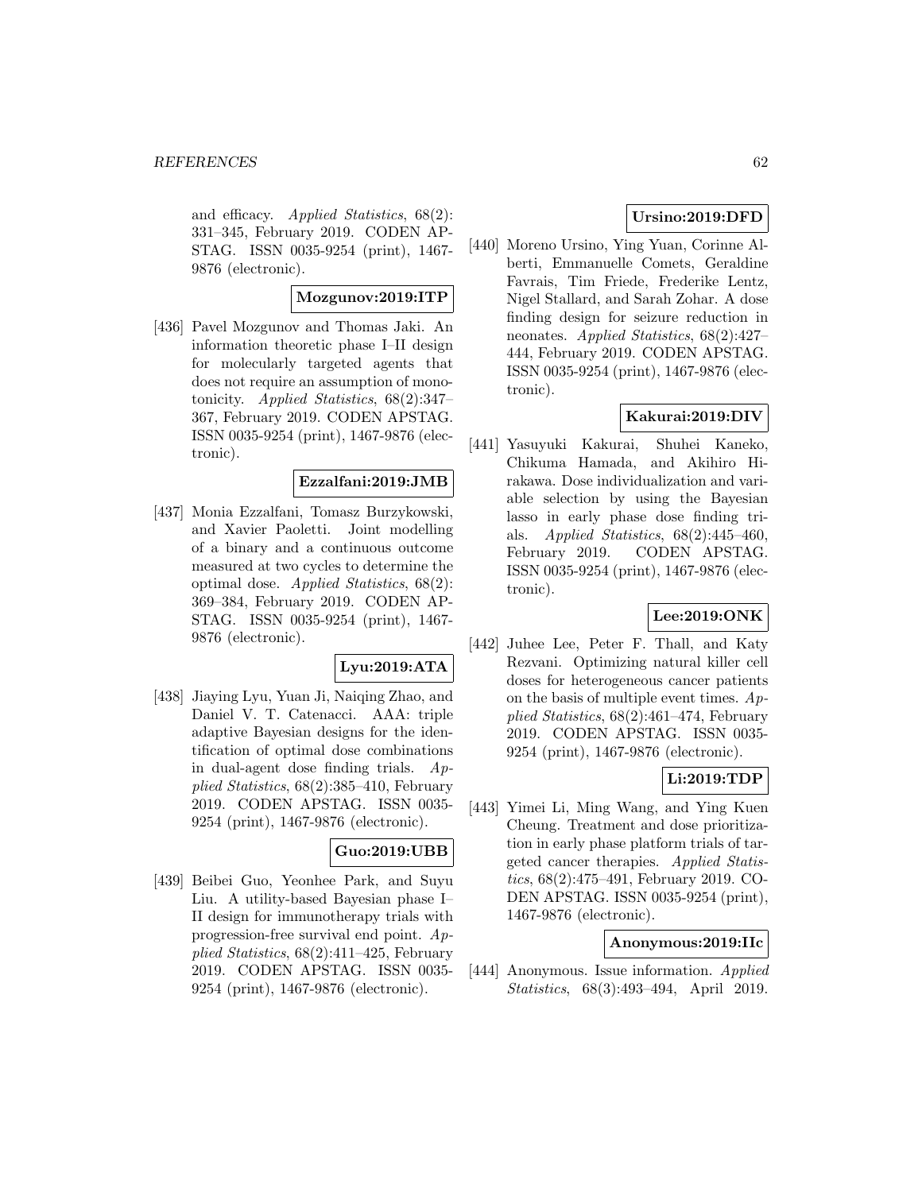and efficacy. *Applied Statistics*, 68(2): 331–345, February 2019. CODEN APSTAG. ISSN 0035-9254 (print), 1467-9876 (electronic).

**Mozgunov:2019:ITP**

[436] Pavel Mozgunov and Thomas Jaki. An information theoretic phase I–II design for molecularly targeted agents that does not require an assumption of monotonicity. *Applied Statistics*, 68(2):347–367, February 2019. CODEN APSTAG. ISSN 0035-9254 (print), 1467-9876 (electronic).

**Ezzalfani:2019:JMB**

[437] Monia Ezzalfani, Tomasz Burzykowski, and Xavier Paoletti. Joint modelling of a binary and a continuous outcome measured at two cycles to determine the optimal dose. *Applied Statistics*, 68(2): 369–384, February 2019. CODEN APSTAG. ISSN 0035-9254 (print), 1467-9876 (electronic).

**Lyu:2019:ATA**

[438] Jiaying Lyu, Yuan Ji, Naiqing Zhao, and Daniel V. T. Catenacci. AAA: triple adaptive Bayesian designs for the identification of optimal dose combinations in dual-agent dose finding trials. *Applied Statistics*, 68(2):385–410, February 2019. CODEN APSTAG. ISSN 0035-9254 (print), 1467-9876 (electronic).

**Guo:2019:UBB**

[439] Beibei Guo, Yeonhee Park, and Suyu Liu. A utility-based Bayesian phase I–II design for immunotherapy trials with progression-free survival end point. *Applied Statistics*, 68(2):411–425, February 2019. CODEN APSTAG. ISSN 0035-9254 (print), 1467-9876 (electronic).

**Ursino:2019:DFD**

[440] Moreno Ursino, Ying Yuan, Corinne Alberti, Emmanuelle Comets, Geraldine Favrais, Tim Friede, Frederike Lentz, Nigel Stallard, and Sarah Zohar. A dose finding design for seizure reduction in neonates. *Applied Statistics*, 68(2):427–444, February 2019. CODEN APSTAG. ISSN 0035-9254 (print), 1467-9876 (electronic).

**Kakurai:2019:DIV**

[441] Yasuyuki Kakurai, Shuhei Kaneko, Chikuma Hamada, and Akihiro Hirakawa. Dose individualization and variable selection by using the Bayesian lasso in early phase dose finding trials. *Applied Statistics*, 68(2):445–460, February 2019. CODEN APSTAG. ISSN 0035-9254 (print), 1467-9876 (electronic).

**Lee:2019:ONK**

[442] Juhee Lee, Peter F. Thall, and Katy Rezvani. Optimizing natural killer cell doses for heterogeneous cancer patients on the basis of multiple event times. *Applied Statistics*, 68(2):461–474, February 2019. CODEN APSTAG. ISSN 0035-9254 (print), 1467-9876 (electronic).

**Li:2019:TDP**

[443] Yimei Li, Ming Wang, and Ying Kuen Cheung. Treatment and dose prioritization in early phase platform trials of targeted cancer therapies. *Applied Statistics*, 68(2):475–491, February 2019. CODEN APSTAG. ISSN 0035-9254 (print), 1467-9876 (electronic).

**Anonymous:2019:IIc**

[444] Anonymous. Issue information. *Applied Statistics*, 68(3):493–494, April 2019.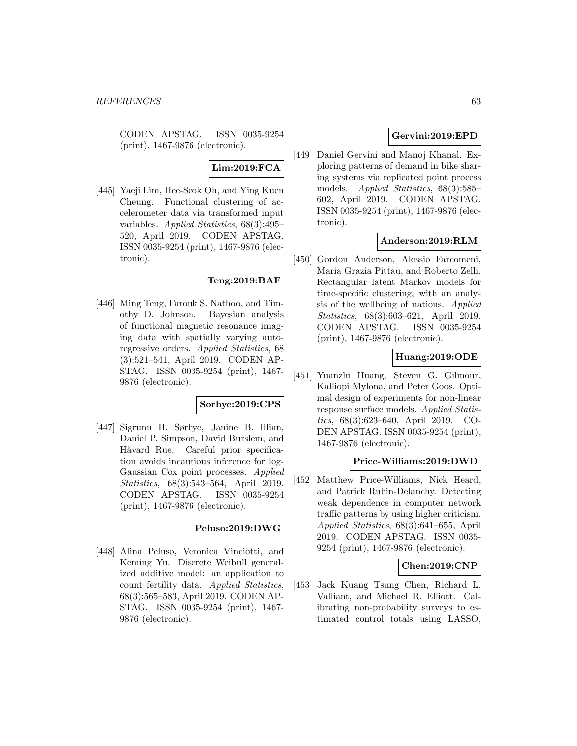CODEN APSTAG. ISSN 0035-9254 (print), 1467-9876 (electronic).

**Lim:2019:FCA**

[445] Yaeji Lim, Hee-Seok Oh, and Ying Kuen Cheung. Functional clustering of accelerometer data via transformed input variables. *Applied Statistics*, 68(3):495–520, April 2019. CODEN APSTAG. ISSN 0035-9254 (print), 1467-9876 (electronic).

**Teng:2019:BAF**

[446] Ming Teng, Farouk S. Nathoo, and Timothy D. Johnson. Bayesian analysis of functional magnetic resonance imaging data with spatially varying autoregressive orders. *Applied Statistics*, 68 (3):521–541, April 2019. CODEN APSTAG. ISSN 0035-9254 (print), 1467-9876 (electronic).

**Sorbye:2019:CPS**

[447] Sigrunn H. Sørbye, Janine B. Illian, Daniel P. Simpson, David Burslem, and Håvard Rue. Careful prior specification avoids incautious inference for log-Gaussian Cox point processes. *Applied Statistics*, 68(3):543–564, April 2019. CODEN APSTAG. ISSN 0035-9254 (print), 1467-9876 (electronic).

**Peluso:2019:DWG**

[448] Alina Peluso, Veronica Vinciotti, and Keming Yu. Discrete Weibull generalized additive model: an application to count fertility data. *Applied Statistics*, 68(3):565–583, April 2019. CODEN APSTAG. ISSN 0035-9254 (print), 1467-9876 (electronic).

**Gervini:2019:EPD**

[449] Daniel Gervini and Manoj Khanal. Exploring patterns of demand in bike sharing systems via replicated point process models. *Applied Statistics*, 68(3):585–602, April 2019. CODEN APSTAG. ISSN 0035-9254 (print), 1467-9876 (electronic).

**Anderson:2019:RLM**

[450] Gordon Anderson, Alessio Farcomeni, Maria Grazia Pittau, and Roberto Zelli. Rectangular latent Markov models for time-specific clustering, with an analysis of the wellbeing of nations. *Applied Statistics*, 68(3):603–621, April 2019. CODEN APSTAG. ISSN 0035-9254 (print), 1467-9876 (electronic).

**Huang:2019:ODE**

[451] Yuanzhi Huang, Steven G. Gilmour, Kalliopi Mylona, and Peter Goos. Optimal design of experiments for non-linear response surface models. *Applied Statistics*, 68(3):623–640, April 2019. CODEN APSTAG. ISSN 0035-9254 (print), 1467-9876 (electronic).

**Price-Williams:2019:DWD**

[452] Matthew Price-Williams, Nick Heard, and Patrick Rubin-Delanchy. Detecting weak dependence in computer network traffic patterns by using higher criticism. *Applied Statistics*, 68(3):641–655, April 2019. CODEN APSTAG. ISSN 0035-9254 (print), 1467-9876 (electronic).

**Chen:2019:CNP**

[453] Jack Kuang Tsung Chen, Richard L. Valliant, and Michael R. Elliott. Calibrating non-probability surveys to estimated control totals using LASSO,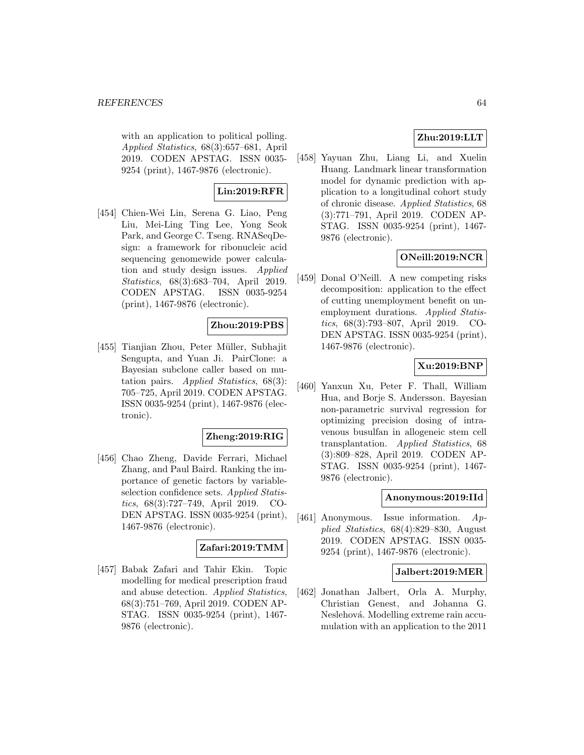with an application to political polling. *Applied Statistics*, 68(3):657–681, April 2019. CODEN APSTAG. ISSN 0035-9254 (print), 1467-9876 (electronic).

**Lin:2019:RFR**

[454] Chien-Wei Lin, Serena G. Liao, Peng Liu, Mei-Ling Ting Lee, Yong Seok Park, and George C. Tseng. RNASeqDesign: a framework for ribonucleic acid sequencing genomewide power calculation and study design issues. *Applied Statistics*, 68(3):683–704, April 2019. CODEN APSTAG. ISSN 0035-9254 (print), 1467-9876 (electronic).

**Zhou:2019:PBS**

[455] Tianjian Zhou, Peter Müller, Subhajit Sengupta, and Yuan Ji. PairClone: a Bayesian subclone caller based on mutation pairs. *Applied Statistics*, 68(3): 705–725, April 2019. CODEN APSTAG. ISSN 0035-9254 (print), 1467-9876 (electronic).

**Zheng:2019:RIG**

[456] Chao Zheng, Davide Ferrari, Michael Zhang, and Paul Baird. Ranking the importance of genetic factors by variable-selection confidence sets. *Applied Statistics*, 68(3):727–749, April 2019. CODEN APSTAG. ISSN 0035-9254 (print), 1467-9876 (electronic).

**Zafari:2019:TMM**

[457] Babak Zafari and Tahir Ekin. Topic modelling for medical prescription fraud and abuse detection. *Applied Statistics*, 68(3):751–769, April 2019. CODEN APSTAG. ISSN 0035-9254 (print), 1467-9876 (electronic).

**Zhu:2019:LLT**

[458] Yayuan Zhu, Liang Li, and Xuelin Huang. Landmark linear transformation model for dynamic prediction with application to a longitudinal cohort study of chronic disease. *Applied Statistics*, 68 (3):771–791, April 2019. CODEN APSTAG. ISSN 0035-9254 (print), 1467-9876 (electronic).

**ONeill:2019:NCR**

[459] Donal O'Neill. A new competing risks decomposition: application to the effect of cutting unemployment benefit on unemployment durations. *Applied Statistics*, 68(3):793–807, April 2019. CODEN APSTAG. ISSN 0035-9254 (print), 1467-9876 (electronic).

**Xu:2019:BNP**

[460] Yanxun Xu, Peter F. Thall, William Hua, and Borje S. Andersson. Bayesian non-parametric survival regression for optimizing precision dosing of intravenous busulfan in allogeneic stem cell transplantation. *Applied Statistics*, 68 (3):809–828, April 2019. CODEN APSTAG. ISSN 0035-9254 (print), 1467-9876 (electronic).

**Anonymous:2019:IId**

[461] Anonymous. Issue information. *Applied Statistics*, 68(4):829–830, August 2019. CODEN APSTAG. ISSN 0035-9254 (print), 1467-9876 (electronic).

**Jalbert:2019:MER**

[462] Jonathan Jalbert, Orla A. Murphy, Christian Genest, and Johanna G. Nešlehová. Modelling extreme rain accumulation with an application to the 2011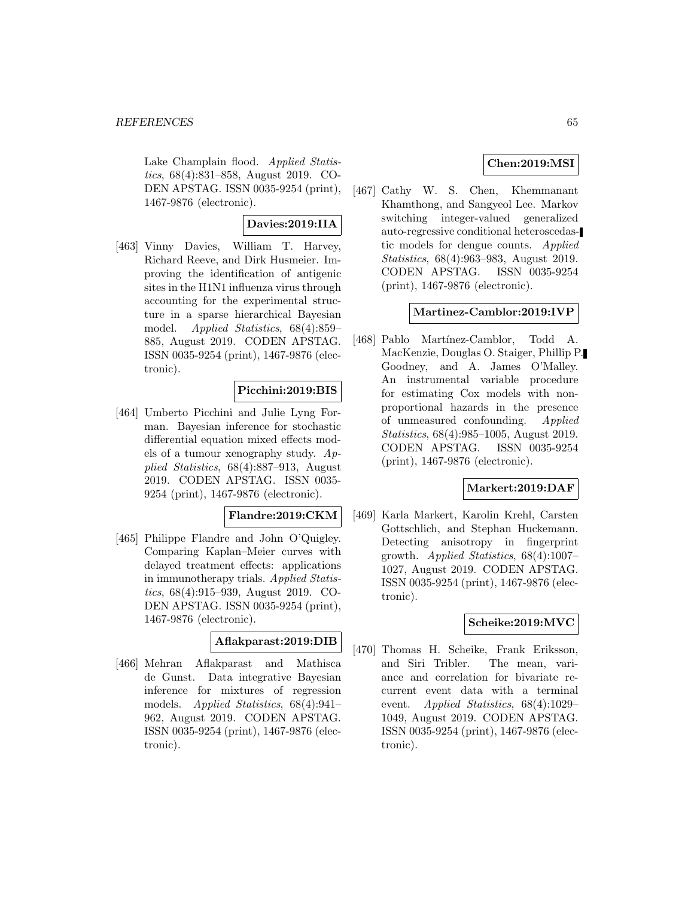Lake Champlain flood. *Applied Statistics*, 68(4):831–858, August 2019. CODEN APSTAG. ISSN 0035-9254 (print), 1467-9876 (electronic).

**Davies:2019:IIA**

[463] Vinny Davies, William T. Harvey, Richard Reeve, and Dirk Husmeier. Improving the identification of antigenic sites in the H1N1 influenza virus through accounting for the experimental structure in a sparse hierarchical Bayesian model. *Applied Statistics*, 68(4):859–885, August 2019. CODEN APSTAG. ISSN 0035-9254 (print), 1467-9876 (electronic).

**Picchini:2019:BIS**

[464] Umberto Picchini and Julie Lyng Forman. Bayesian inference for stochastic differential equation mixed effects models of a tumour xenography study. *Applied Statistics*, 68(4):887–913, August 2019. CODEN APSTAG. ISSN 0035-9254 (print), 1467-9876 (electronic).

**Flandre:2019:CKM**

[465] Philippe Flandre and John O'Quigley. Comparing Kaplan–Meier curves with delayed treatment effects: applications in immunotherapy trials. *Applied Statistics*, 68(4):915–939, August 2019. CODEN APSTAG. ISSN 0035-9254 (print), 1467-9876 (electronic).

**Aflakparast:2019:DIB**

[466] Mehran Aflakparast and Mathisca de Gunst. Data integrative Bayesian inference for mixtures of regression models. *Applied Statistics*, 68(4):941–962, August 2019. CODEN APSTAG. ISSN 0035-9254 (print), 1467-9876 (electronic).

**Chen:2019:MSI**

[467] Cathy W. S. Chen, Khemmanant Khamthong, and Sangyeol Lee. Markov switching integer-valued generalized auto-regressive conditional heteroscedastic models for dengue counts. *Applied Statistics*, 68(4):963–983, August 2019. CODEN APSTAG. ISSN 0035-9254 (print), 1467-9876 (electronic).

**Martinez-Camblor:2019:IVP**

[468] Pablo Martínez-Camblor, Todd A. MacKenzie, Douglas O. Staiger, Phillip P. Goodney, and A. James O'Malley. An instrumental variable procedure for estimating Cox models with non-proportional hazards in the presence of unmeasured confounding. *Applied Statistics*, 68(4):985–1005, August 2019. CODEN APSTAG. ISSN 0035-9254 (print), 1467-9876 (electronic).

**Markert:2019:DAF**

[469] Karla Markert, Karolin Krehl, Carsten Gottschlich, and Stephan Huckemann. Detecting anisotropy in fingerprint growth. *Applied Statistics*, 68(4):1007–1027, August 2019. CODEN APSTAG. ISSN 0035-9254 (print), 1467-9876 (electronic).

**Scheike:2019:MVC**

[470] Thomas H. Scheike, Frank Eriksson, and Siri Tribler. The mean, variance and correlation for bivariate recurrent event data with a terminal event. *Applied Statistics*, 68(4):1029–1049, August 2019. CODEN APSTAG. ISSN 0035-9254 (print), 1467-9876 (electronic).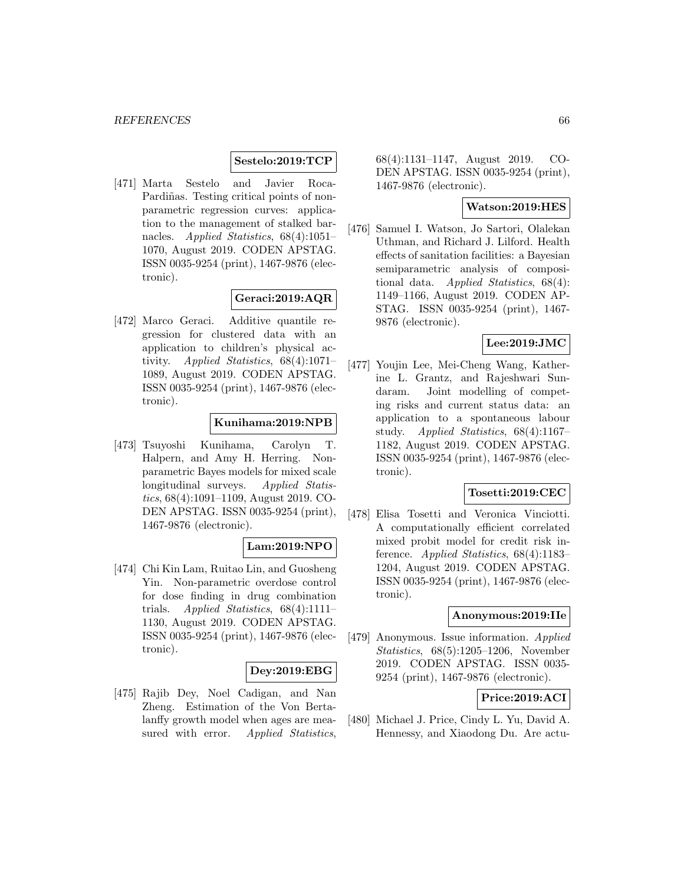**Sestelo:2019:TCP**

[471] Marta Sestelo and Javier Roca-Pardiñas. Testing critical points of nonparametric regression curves: application to the management of stalked barnacles. *Applied Statistics*, 68(4):1051–1070, August 2019. CODEN APSTAG. ISSN 0035-9254 (print), 1467-9876 (electronic).

**Geraci:2019:AQR**

[472] Marco Geraci. Additive quantile regression for clustered data with an application to children's physical activity. *Applied Statistics*, 68(4):1071–1089, August 2019. CODEN APSTAG. ISSN 0035-9254 (print), 1467-9876 (electronic).

**Kunihama:2019:NPB**

[473] Tsuyoshi Kunihama, Carolyn T. Halpern, and Amy H. Herring. Nonparametric Bayes models for mixed scale longitudinal surveys. *Applied Statistics*, 68(4):1091–1109, August 2019. CODEN APSTAG. ISSN 0035-9254 (print), 1467-9876 (electronic).

**Lam:2019:NPO**

[474] Chi Kin Lam, Ruitao Lin, and Guosheng Yin. Non-parametric overdose control for dose finding in drug combination trials. *Applied Statistics*, 68(4):1111–1130, August 2019. CODEN APSTAG. ISSN 0035-9254 (print), 1467-9876 (electronic).

**Dey:2019:EBG**

[475] Rajib Dey, Noel Cadigan, and Nan Zheng. Estimation of the Von Bertalanffy growth model when ages are measured with error. *Applied Statistics*, 68(4):1131–1147, August 2019. CODEN APSTAG. ISSN 0035-9254 (print), 1467-9876 (electronic).

**Watson:2019:HES**

[476] Samuel I. Watson, Jo Sartori, Olalekan Uthman, and Richard J. Lilford. Health effects of sanitation facilities: a Bayesian semiparametric analysis of compositional data. *Applied Statistics*, 68(4): 1149–1166, August 2019. CODEN APSTAG. ISSN 0035-9254 (print), 1467-9876 (electronic).

**Lee:2019:JMC**

[477] Youjin Lee, Mei-Cheng Wang, Katherine L. Grantz, and Rajeshwari Sundaram. Joint modelling of competing risks and current status data: an application to a spontaneous labour study. *Applied Statistics*, 68(4):1167–1182, August 2019. CODEN APSTAG. ISSN 0035-9254 (print), 1467-9876 (electronic).

**Tosetti:2019:CEC**

[478] Elisa Tosetti and Veronica Vinciotti. A computationally efficient correlated mixed probit model for credit risk inference. *Applied Statistics*, 68(4):1183–1204, August 2019. CODEN APSTAG. ISSN 0035-9254 (print), 1467-9876 (electronic).

**Anonymous:2019:IIe**

[479] Anonymous. Issue information. *Applied Statistics*, 68(5):1205–1206, November 2019. CODEN APSTAG. ISSN 0035-9254 (print), 1467-9876 (electronic).

**Price:2019:ACI**

[480] Michael J. Price, Cindy L. Yu, David A. Hennessy, and Xiaodong Du. Are actu-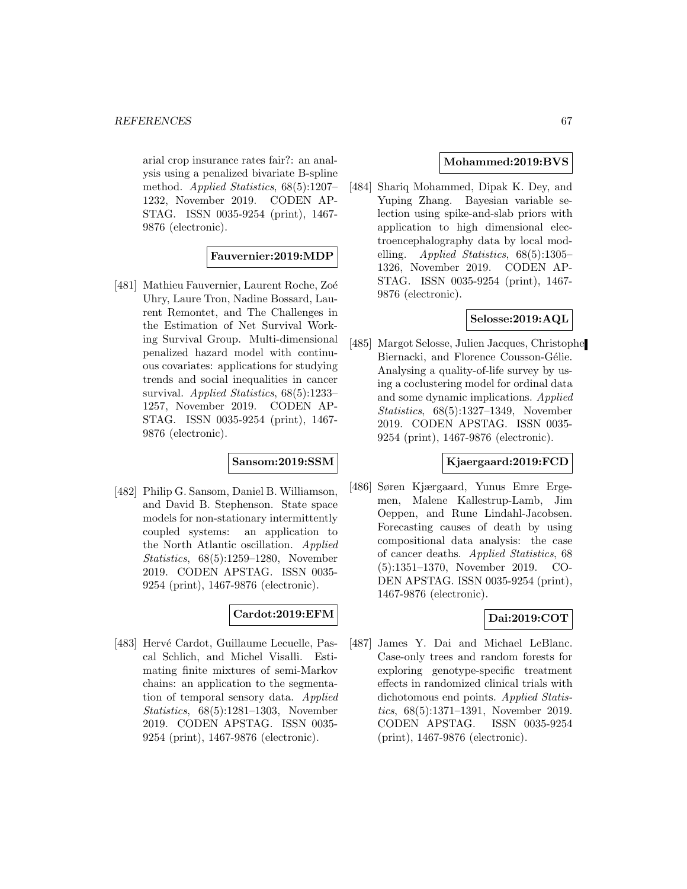arial crop insurance rates fair?: an analysis using a penalized bivariate B-spline method. *Applied Statistics*, 68(5):1207–1232, November 2019. CODEN APSTAG. ISSN 0035-9254 (print), 1467-9876 (electronic).

**Fauvernier:2019:MDP**

[481] Mathieu Fauvernier, Laurent Roche, Zoé Uhry, Laure Tron, Nadine Bossard, Laurent Remontet, and The Challenges in the Estimation of Net Survival Working Survival Group. Multi-dimensional penalized hazard model with continuous covariates: applications for studying trends and social inequalities in cancer survival. *Applied Statistics*, 68(5):1233–1257, November 2019. CODEN APSTAG. ISSN 0035-9254 (print), 1467-9876 (electronic).

**Sansom:2019:SSM**

[482] Philip G. Sansom, Daniel B. Williamson, and David B. Stephenson. State space models for non-stationary intermittently coupled systems: an application to the North Atlantic oscillation. *Applied Statistics*, 68(5):1259–1280, November 2019. CODEN APSTAG. ISSN 0035-9254 (print), 1467-9876 (electronic).

**Cardot:2019:EFM**

[483] Hervé Cardot, Guillaume Lecuelle, Pascal Schlich, and Michel Visalli. Estimating finite mixtures of semi-Markov chains: an application to the segmentation of temporal sensory data. *Applied Statistics*, 68(5):1281–1303, November 2019. CODEN APSTAG. ISSN 0035-9254 (print), 1467-9876 (electronic).

**Mohammed:2019:BVS**

[484] Shariq Mohammed, Dipak K. Dey, and Yuping Zhang. Bayesian variable selection using spike-and-slab priors with application to high dimensional electroencephalography data by local modelling. *Applied Statistics*, 68(5):1305–1326, November 2019. CODEN APSTAG. ISSN 0035-9254 (print), 1467-9876 (electronic).

**Selosse:2019:AQL**

[485] Margot Selosse, Julien Jacques, Christophe Biernacki, and Florence Cousson-Gélie. Analysing a quality-of-life survey by using a coclustering model for ordinal data and some dynamic implications. *Applied Statistics*, 68(5):1327–1349, November 2019. CODEN APSTAG. ISSN 0035-9254 (print), 1467-9876 (electronic).

**Kjaergaard:2019:FCD**

[486] Søren Kjærgaard, Yunus Emre Ergemen, Malene Kallestrup-Lamb, Jim Oeppen, and Rune Lindahl-Jacobsen. Forecasting causes of death by using compositional data analysis: the case of cancer deaths. *Applied Statistics*, 68 (5):1351–1370, November 2019. CODEN APSTAG. ISSN 0035-9254 (print), 1467-9876 (electronic).

**Dai:2019:COT**

[487] James Y. Dai and Michael LeBlanc. Case-only trees and random forests for exploring genotype-specific treatment effects in randomized clinical trials with dichotomous end points. *Applied Statistics*, 68(5):1371–1391, November 2019. CODEN APSTAG. ISSN 0035-9254 (print), 1467-9876 (electronic).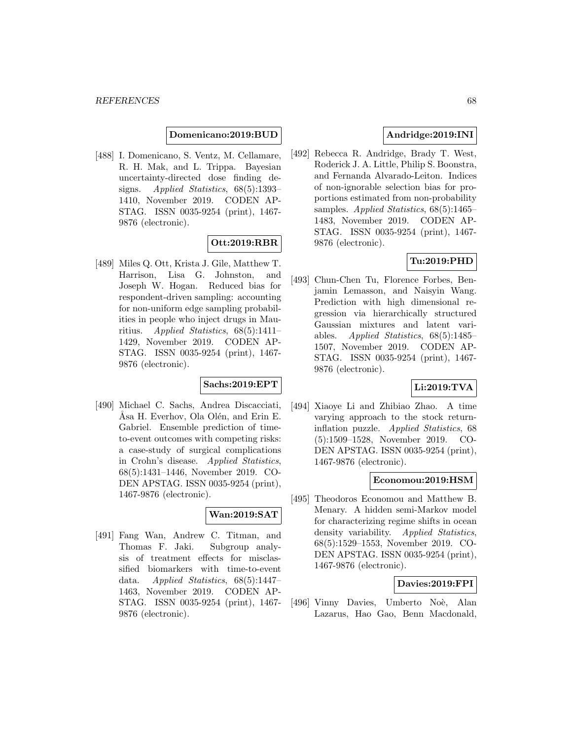**Domenicano:2019:BUD**

[488] I. Domenicano, S. Ventz, M. Cellamare, R. H. Mak, and L. Trippa. Bayesian uncertainty-directed dose finding designs. *Applied Statistics*, 68(5):1393–1410, November 2019. CODEN APSTAG. ISSN 0035-9254 (print), 1467-9876 (electronic).

**Ott:2019:RBR**

[489] Miles Q. Ott, Krista J. Gile, Matthew T. Harrison, Lisa G. Johnston, and Joseph W. Hogan. Reduced bias for respondent-driven sampling: accounting for non-uniform edge sampling probabilities in people who inject drugs in Mauritius. *Applied Statistics*, 68(5):1411–1429, November 2019. CODEN APSTAG. ISSN 0035-9254 (print), 1467-9876 (electronic).

**Sachs:2019:EPT**

[490] Michael C. Sachs, Andrea Discacciati, Åsa H. Everhov, Ola Olén, and Erin E. Gabriel. Ensemble prediction of time-to-event outcomes with competing risks: a case-study of surgical complications in Crohn's disease. *Applied Statistics*, 68(5):1431–1446, November 2019. CODEN APSTAG. ISSN 0035-9254 (print), 1467-9876 (electronic).

**Wan:2019:SAT**

[491] Fang Wan, Andrew C. Titman, and Thomas F. Jaki. Subgroup analysis of treatment effects for misclassified biomarkers with time-to-event data. *Applied Statistics*, 68(5):1447–1463, November 2019. CODEN APSTAG. ISSN 0035-9254 (print), 1467-9876 (electronic).

**Andridge:2019:INI**

[492] Rebecca R. Andridge, Brady T. West, Roderick J. A. Little, Philip S. Boonstra, and Fernanda Alvarado-Leiton. Indices of non-ignorable selection bias for proportions estimated from non-probability samples. *Applied Statistics*, 68(5):1465–1483, November 2019. CODEN APSTAG. ISSN 0035-9254 (print), 1467-9876 (electronic).

**Tu:2019:PHD**

[493] Chun-Chen Tu, Florence Forbes, Benjamin Lemasson, and Naisyin Wang. Prediction with high dimensional regression via hierarchically structured Gaussian mixtures and latent variables. *Applied Statistics*, 68(5):1485–1507, November 2019. CODEN APSTAG. ISSN 0035-9254 (print), 1467-9876 (electronic).

**Li:2019:TVA**

[494] Xiaoye Li and Zhibiao Zhao. A time varying approach to the stock return-inflation puzzle. *Applied Statistics*, 68 (5):1509–1528, November 2019. CODEN APSTAG. ISSN 0035-9254 (print), 1467-9876 (electronic).

**Economou:2019:HSM**

[495] Theodoros Economou and Matthew B. Menary. A hidden semi-Markov model for characterizing regime shifts in ocean density variability. *Applied Statistics*, 68(5):1529–1553, November 2019. CODEN APSTAG. ISSN 0035-9254 (print), 1467-9876 (electronic).

**Davies:2019:FPI**

[496] Vinny Davies, Umberto Noè, Alan Lazarus, Hao Gao, Benn Macdonald,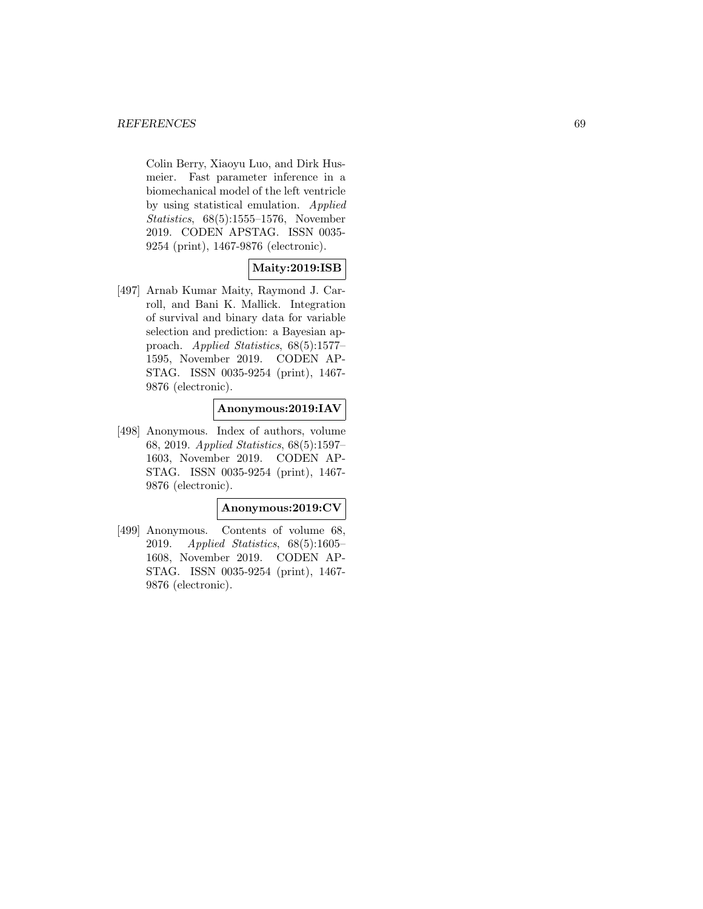Colin Berry, Xiaoyu Luo, and Dirk Husmeier. Fast parameter inference in a biomechanical model of the left ventricle by using statistical emulation. *Applied Statistics*, 68(5):1555–1576, November 2019. CODEN APSTAG. ISSN 0035-9254 (print), 1467-9876 (electronic).

**Maity:2019:ISB**

[497] Arnab Kumar Maity, Raymond J. Carroll, and Bani K. Mallick. Integration of survival and binary data for variable selection and prediction: a Bayesian approach. *Applied Statistics*, 68(5):1577–1595, November 2019. CODEN APSTAG. ISSN 0035-9254 (print), 1467-9876 (electronic).

**Anonymous:2019:IAV**

[498] Anonymous. Index of authors, volume 68, 2019. *Applied Statistics*, 68(5):1597–1603, November 2019. CODEN APSTAG. ISSN 0035-9254 (print), 1467-9876 (electronic).

**Anonymous:2019:CV**

[499] Anonymous. Contents of volume 68, 2019. *Applied Statistics*, 68(5):1605–1608, November 2019. CODEN APSTAG. ISSN 0035-9254 (print), 1467-9876 (electronic).